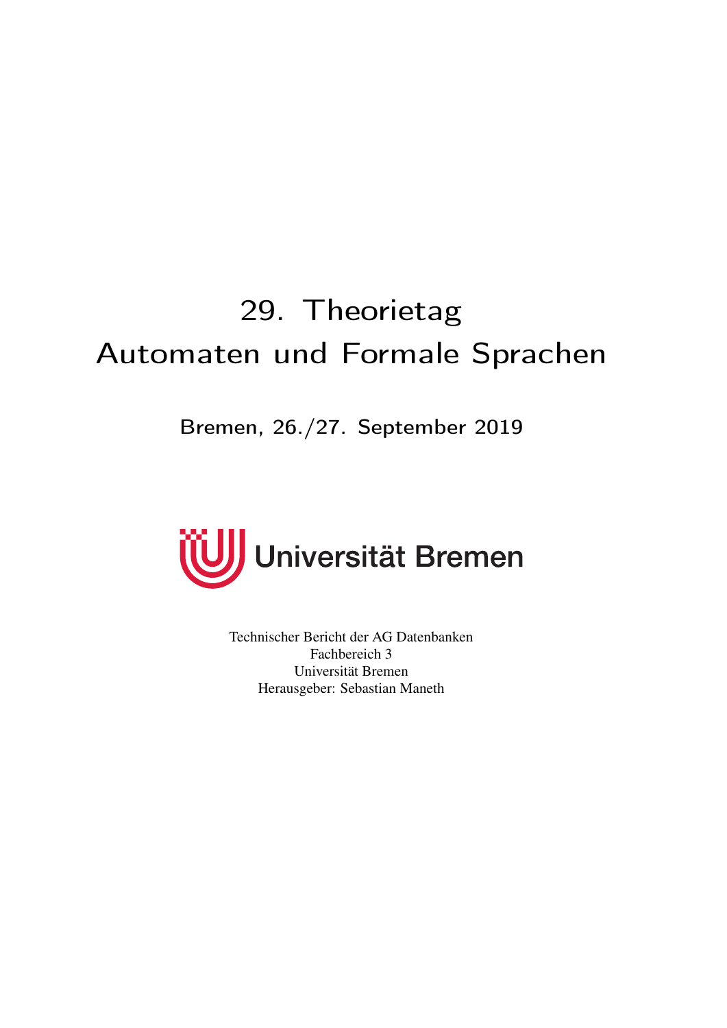# 29. Theorietag
# Automaten und Formale Sprachen

**Bremen, 26./27. September 2019**

Universität Bremen

Technischer Bericht der AG Datenbanken
Fachbereich 3
Universität Bremen
Herausgeber: Sebastian Maneth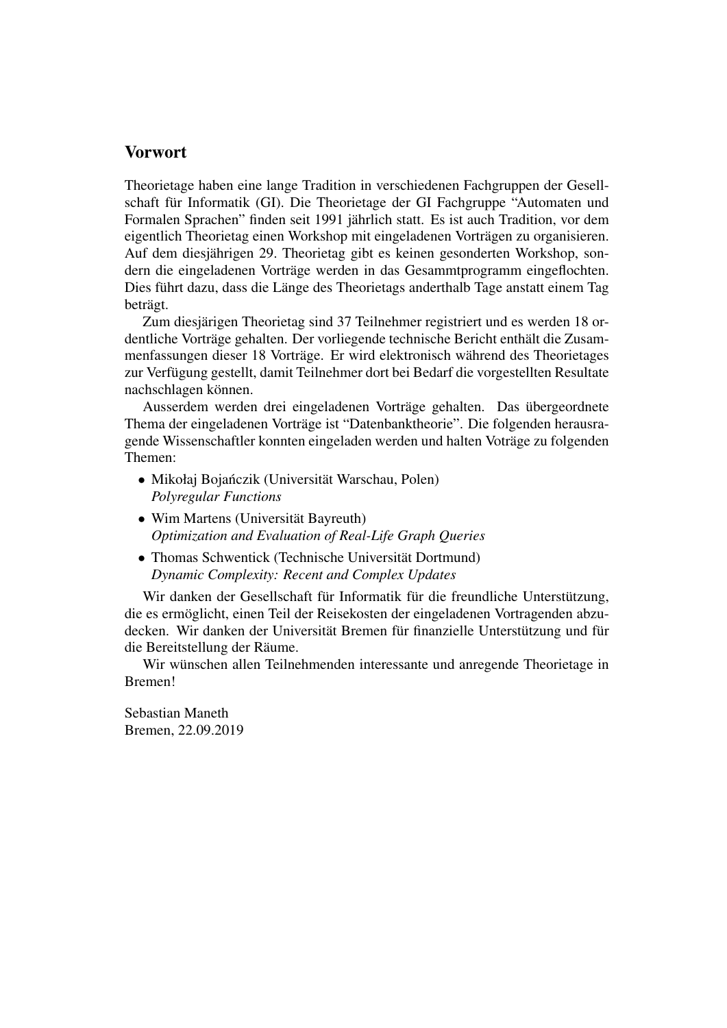## Vorwort

Theorietage haben eine lange Tradition in verschiedenen Fachgruppen der Gesellschaft für Informatik (GI). Die Theorietage der GI Fachgruppe “Automaten und Formalen Sprachen” finden seit 1991 jährlich statt. Es ist auch Tradition, vor dem eigentlich Theorietag einen Workshop mit eingeladenen Vorträgen zu organisieren. Auf dem diesjährigen 29. Theorietag gibt es keinen gesonderten Workshop, sondern die eingeladenen Vorträge werden in das Gesammtprogramm eingeflochten. Dies führt dazu, dass die Länge des Theorietags anderthalb Tage anstatt einem Tag beträgt.

Zum diesjärigen Theorietag sind 37 Teilnehmer registriert und es werden 18 ordentliche Vorträge gehalten. Der vorliegende technische Bericht enthält die Zusammenfassungen dieser 18 Vorträge. Er wird elektronisch während des Theorietages zur Verfügung gestellt, damit Teilnehmer dort bei Bedarf die vorgestellten Resultate nachschlagen können.

Ausserdem werden drei eingeladenen Vorträge gehalten. Das übergeordnete Thema der eingeladenen Vorträge ist “Datenbanktheorie”. Die folgenden herausragende Wissenschaftler konnten eingeladen werden und halten Voträge zu folgenden Themen:

- Mikołaj Bojańczik (Universität Warschau, Polen)
  *Polyregular Functions*
- Wim Martens (Universität Bayreuth)
  *Optimization and Evaluation of Real-Life Graph Queries*
- Thomas Schwentick (Technische Universität Dortmund)
  *Dynamic Complexity: Recent and Complex Updates*

Wir danken der Gesellschaft für Informatik für die freundliche Unterstützung, die es ermöglicht, einen Teil der Reisekosten der eingeladenen Vortragenden abzudecken. Wir danken der Universität Bremen für finanzielle Unterstützung und für die Bereitstellung der Räume.

Wir wünschen allen Teilnehmenden interessante und anregende Theorietage in Bremen!

Sebastian Maneth
Bremen, 22.09.2019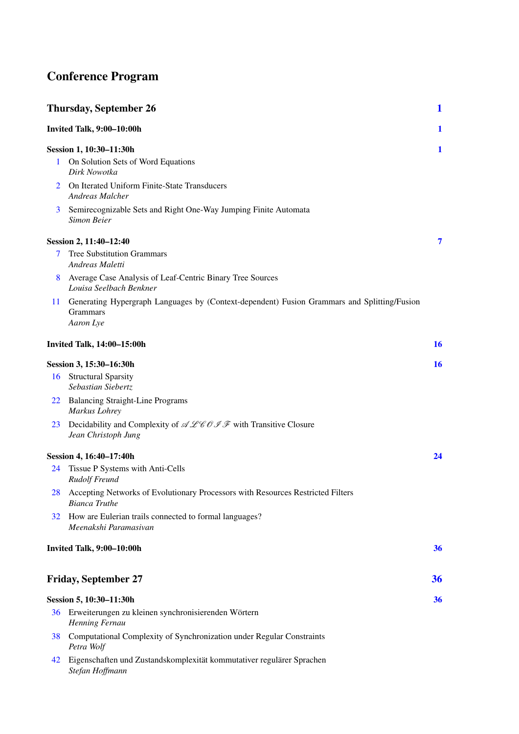# Conference Program

## Thursday, September 26 — 1

**Invited Talk, 9:00–10:00h** — 1

**Session 1, 10:30–11:30h** — 1

- 1 On Solution Sets of Word Equations
  *Dirk Nowotka*
- 2 On Iterated Uniform Finite-State Transducers
  *Andreas Malcher*
- 3 Semirecognizable Sets and Right One-Way Jumping Finite Automata
  *Simon Beier*

**Session 2, 11:40–12:40** — 7

- 7 Tree Substitution Grammars
  *Andreas Maletti*
- 8 Average Case Analysis of Leaf-Centric Binary Tree Sources
  *Louisa Seelbach Benkner*
- 11 Generating Hypergraph Languages by (Context-dependent) Fusion Grammars and Splitting/Fusion Grammars
  *Aaron Lye*

**Invited Talk, 14:00–15:00h** — 16

**Session 3, 15:30–16:30h** — 16

- 16 Structural Sparsity
  *Sebastian Siebertz*
- 22 Balancing Straight-Line Programs
  *Markus Lohrey*
- 23 Decidability and Complexity of $\mathscr{ALCOIF}$ with Transitive Closure
  *Jean Christoph Jung*

**Session 4, 16:40–17:40h** — 24

- 24 Tissue P Systems with Anti-Cells
  *Rudolf Freund*
- 28 Accepting Networks of Evolutionary Processors with Resources Restricted Filters
  *Bianca Truthe*
- 32 How are Eulerian trails connected to formal languages?
  *Meenakshi Paramasivan*

**Invited Talk, 9:00–10:00h** — 36

## Friday, September 27 — 36

**Session 5, 10:30–11:30h** — 36

- 36 Erweiterungen zu kleinen synchronisierenden Wörtern
  *Henning Fernau*
- 38 Computational Complexity of Synchronization under Regular Constraints
  *Petra Wolf*
- 42 Eigenschaften und Zustandskomplexität kommutativer regulärer Sprachen
  *Stefan Hoffmann*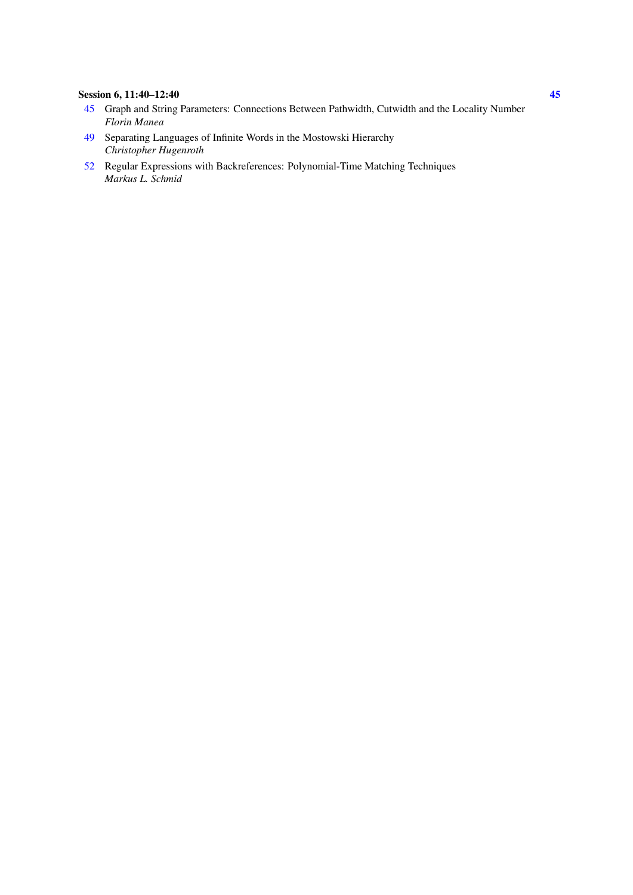**Session 6, 11:40–12:40** **45**

45 Graph and String Parameters: Connections Between Pathwidth, Cutwidth and the Locality Number
*Florin Manea*

49 Separating Languages of Infinite Words in the Mostowski Hierarchy
*Christopher Hugenroth*

52 Regular Expressions with Backreferences: Polynomial-Time Matching Techniques
*Markus L. Schmid*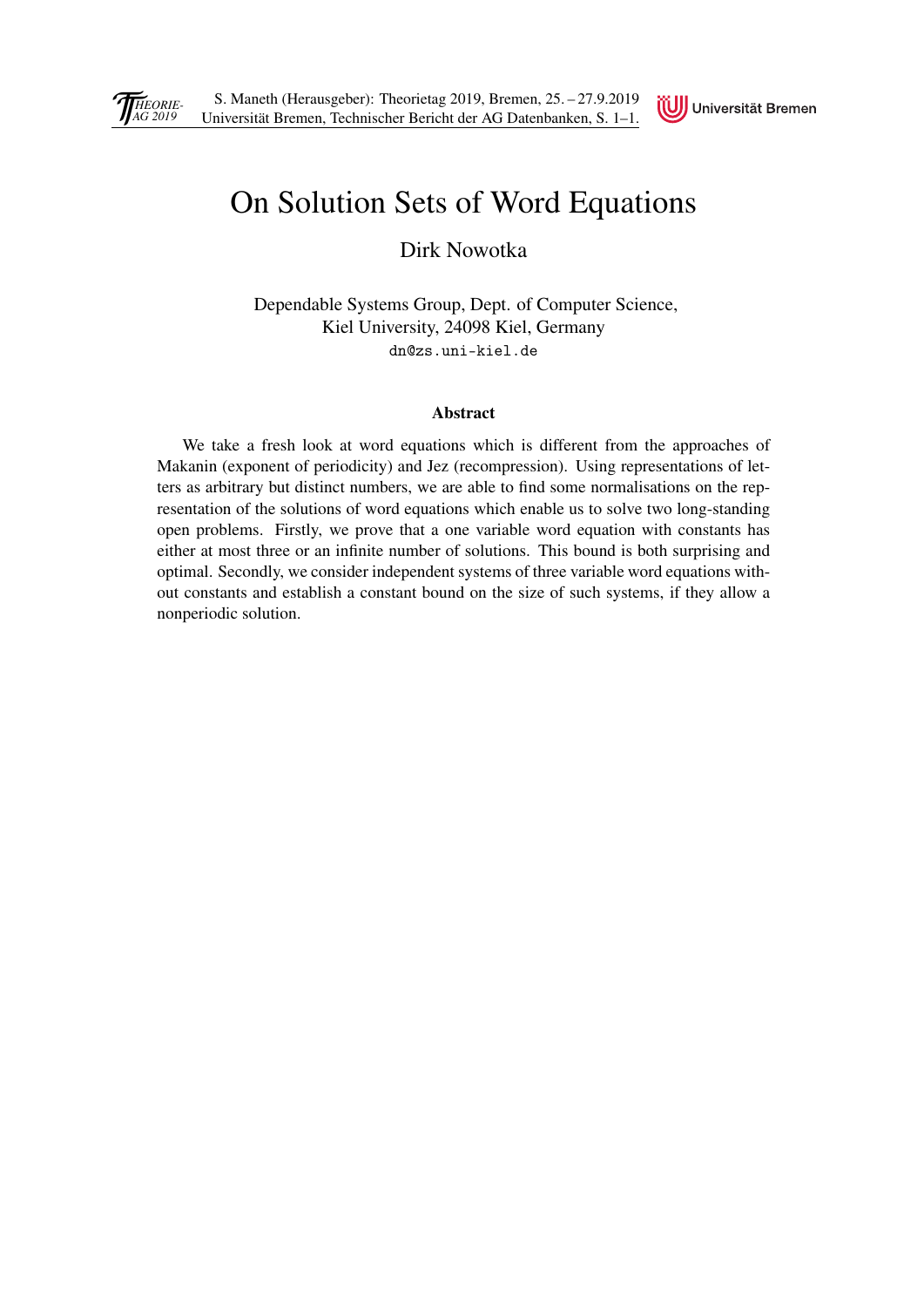# On Solution Sets of Word Equations

Dirk Nowotka

Dependable Systems Group, Dept. of Computer Science,
Kiel University, 24098 Kiel, Germany
dn@zs.uni-kiel.de

### Abstract

We take a fresh look at word equations which is different from the approaches of Makanin (exponent of periodicity) and Jez (recompression). Using representations of letters as arbitrary but distinct numbers, we are able to find some normalisations on the representation of the solutions of word equations which enable us to solve two long-standing open problems. Firstly, we prove that a one variable word equation with constants has either at most three or an infinite number of solutions. This bound is both surprising and optimal. Secondly, we consider independent systems of three variable word equations without constants and establish a constant bound on the size of such systems, if they allow a nonperiodic solution.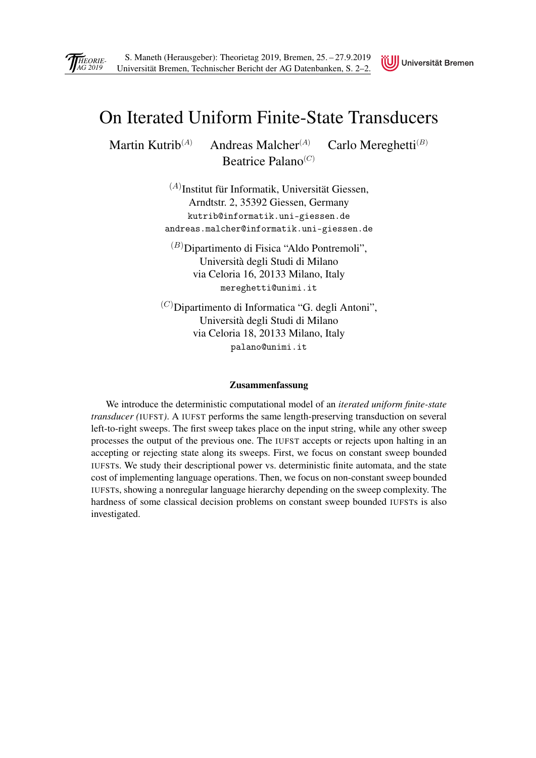# On Iterated Uniform Finite-State Transducers

Martin Kutrib[(A)] Andreas Malcher[(A)] Carlo Mereghetti[(B)]
Beatrice Palano[(C)]

[(A)]Institut für Informatik, Universität Giessen,
Arndtstr. 2, 35392 Giessen, Germany
kutrib@informatik.uni-giessen.de
andreas.malcher@informatik.uni-giessen.de

[(B)]Dipartimento di Fisica "Aldo Pontremoli",
Università degli Studi di Milano
via Celoria 16, 20133 Milano, Italy
mereghetti@unimi.it

[(C)]Dipartimento di Informatica "G. degli Antoni",
Università degli Studi di Milano
via Celoria 18, 20133 Milano, Italy
palano@unimi.it

### Zusammenfassung

We introduce the deterministic computational model of an *iterated uniform finite-state transducer (*IUFST*)*. A IUFST performs the same length-preserving transduction on several left-to-right sweeps. The first sweep takes place on the input string, while any other sweep processes the output of the previous one. The IUFST accepts or rejects upon halting in an accepting or rejecting state along its sweeps. First, we focus on constant sweep bounded IUFSTs. We study their descriptional power vs. deterministic finite automata, and the state cost of implementing language operations. Then, we focus on non-constant sweep bounded IUFSTs, showing a nonregular language hierarchy depending on the sweep complexity. The hardness of some classical decision problems on constant sweep bounded IUFSTs is also investigated.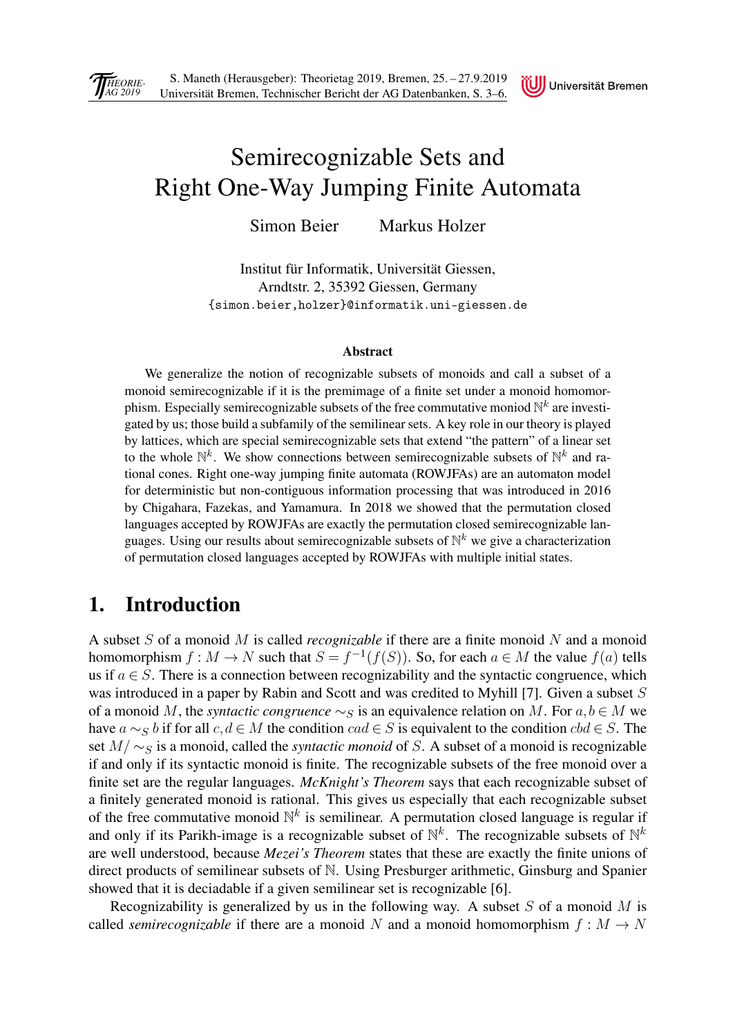# Semirecognizable Sets and Right One-Way Jumping Finite Automata

Simon Beier Markus Holzer

Institut für Informatik, Universität Giessen,
Arndtstr. 2, 35392 Giessen, Germany
{simon.beier,holzer}@informatik.uni-giessen.de

### Abstract

We generalize the notion of recognizable subsets of monoids and call a subset of a monoid semirecognizable if it is the premimage of a finite set under a monoid homomorphism. Especially semirecognizable subsets of the free commutative moniod $\mathbb{N}^k$ are investigated by us; those build a subfamily of the semilinear sets. A key role in our theory is played by lattices, which are special semirecognizable sets that extend "the pattern" of a linear set to the whole $\mathbb{N}^k$. We show connections between semirecognizable subsets of $\mathbb{N}^k$ and rational cones. Right one-way jumping finite automata (ROWJFAs) are an automaton model for deterministic but non-contiguous information processing that was introduced in 2016 by Chigahara, Fazekas, and Yamamura. In 2018 we showed that the permutation closed languages accepted by ROWJFAs are exactly the permutation closed semirecognizable languages. Using our results about semirecognizable subsets of $\mathbb{N}^k$ we give a characterization of permutation closed languages accepted by ROWJFAs with multiple initial states.

## 1. Introduction

A subset $S$ of a monoid $M$ is called *recognizable* if there are a finite monoid $N$ and a monoid homomorphism $f : M \to N$ such that $S = f^{-1}(f(S))$. So, for each $a \in M$ the value $f(a)$ tells us if $a \in S$. There is a connection between recognizability and the syntactic congruence, which was introduced in a paper by Rabin and Scott and was credited to Myhill [7]. Given a subset $S$ of a monoid $M$, the *syntactic congruence* $\sim_S$ is an equivalence relation on $M$. For $a, b \in M$ we have $a \sim_S b$ if for all $c, d \in M$ the condition $cad \in S$ is equivalent to the condition $cbd \in S$. The set $M/\sim_S$ is a monoid, called the *syntactic monoid* of $S$. A subset of a monoid is recognizable if and only if its syntactic monoid is finite. The recognizable subsets of the free monoid over a finite set are the regular languages. *McKnight's Theorem* says that each recognizable subset of a finitely generated monoid is rational. This gives us especially that each recognizable subset of the free commutative monoid $\mathbb{N}^k$ is semilinear. A permutation closed language is regular if and only if its Parikh-image is a recognizable subset of $\mathbb{N}^k$. The recognizable subsets of $\mathbb{N}^k$ are well understood, because *Mezei's Theorem* states that these are exactly the finite unions of direct products of semilinear subsets of $\mathbb{N}$. Using Presburger arithmetic, Ginsburg and Spanier showed that it is deciadable if a given semilinear set is recognizable [6].

Recognizability is generalized by us in the following way. A subset $S$ of a monoid $M$ is called *semirecognizable* if there are a monoid $N$ and a monoid homomorphism $f : M \to N$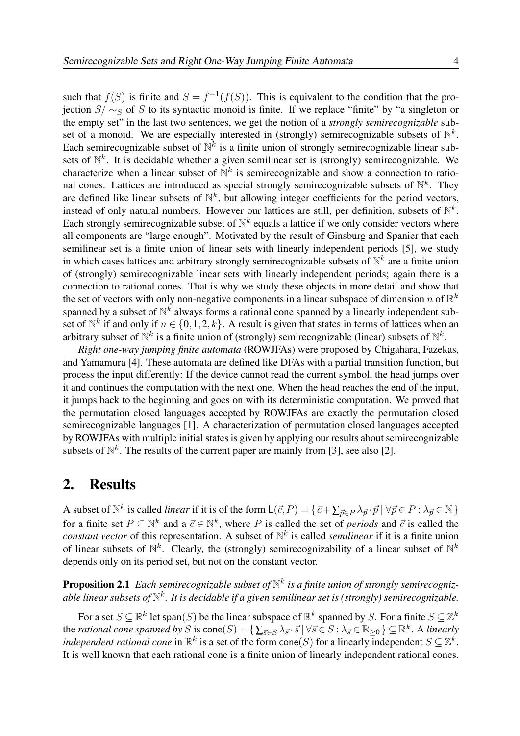such that $f(S)$ is finite and $S = f^{-1}(f(S))$. This is equivalent to the condition that the projection $S/\sim_S$ of $S$ to its syntactic monoid is finite. If we replace "finite" by "a singleton or the empty set" in the last two sentences, we get the notion of a *strongly semirecognizable* subset of a monoid. We are especially interested in (strongly) semirecognizable subsets of $\mathbb{N}^k$. Each semirecognizable subset of $\mathbb{N}^k$ is a finite union of strongly semirecognizable linear subsets of $\mathbb{N}^k$. It is decidable whether a given semilinear set is (strongly) semirecognizable. We characterize when a linear subset of $\mathbb{N}^k$ is semirecognizable and show a connection to rational cones. Lattices are introduced as special strongly semirecognizable subsets of $\mathbb{N}^k$. They are defined like linear subsets of $\mathbb{N}^k$, but allowing integer coefficients for the period vectors, instead of only natural numbers. However our lattices are still, per definition, subsets of $\mathbb{N}^k$. Each strongly semirecognizable subset of $\mathbb{N}^k$ equals a lattice if we only consider vectors where all components are "large enough". Motivated by the result of Ginsburg and Spanier that each semilinear set is a finite union of linear sets with linearly independent periods [5], we study in which cases lattices and arbitrary strongly semirecognizable subsets of $\mathbb{N}^k$ are a finite union of (strongly) semirecognizable linear sets with linearly independent periods; again there is a connection to rational cones. That is why we study these objects in more detail and show that the set of vectors with only non-negative components in a linear subspace of dimension $n$ of $\mathbb{R}^k$ spanned by a subset of $\mathbb{N}^k$ always forms a rational cone spanned by a linearly independent subset of $\mathbb{N}^k$ if and only if $n \in \{0,1,2,k\}$. A result is given that states in terms of lattices when an arbitrary subset of $\mathbb{N}^k$ is a finite union of (strongly) semirecognizable (linear) subsets of $\mathbb{N}^k$.

*Right one-way jumping finite automata* (ROWJFAs) were proposed by Chigahara, Fazekas, and Yamamura [4]. These automata are defined like DFAs with a partial transition function, but process the input differently: If the device cannot read the current symbol, the head jumps over it and continues the computation with the next one. When the head reaches the end of the input, it jumps back to the beginning and goes on with its deterministic computation. We proved that the permutation closed languages accepted by ROWJFAs are exactly the permutation closed semirecognizable languages [1]. A characterization of permutation closed languages accepted by ROWJFAs with multiple initial states is given by applying our results about semirecognizable subsets of $\mathbb{N}^k$. The results of the current paper are mainly from [3], see also [2].

## 2. Results

A subset of $\mathbb{N}^k$ is called *linear* if it is of the form $\mathsf{L}(\vec{c},P) = \{\, \vec{c} + \sum_{\vec{p}\in P} \lambda_{\vec{p}} \cdot \vec{p} \mid \forall \vec{p} \in P : \lambda_{\vec{p}} \in \mathbb{N} \,\}$ for a finite set $P \subseteq \mathbb{N}^k$ and a $\vec{c} \in \mathbb{N}^k$, where $P$ is called the set of *periods* and $\vec{c}$ is called the *constant vector* of this representation. A subset of $\mathbb{N}^k$ is called *semilinear* if it is a finite union of linear subsets of $\mathbb{N}^k$. Clearly, the (strongly) semirecognizability of a linear subset of $\mathbb{N}^k$ depends only on its period set, but not on the constant vector.

**Proposition 2.1** *Each semirecognizable subset of $\mathbb{N}^k$ is a finite union of strongly semirecognizable linear subsets of $\mathbb{N}^k$. It is decidable if a given semilinear set is (strongly) semirecognizable.*

For a set $S \subseteq \mathbb{R}^k$ let $\mathsf{span}(S)$ be the linear subspace of $\mathbb{R}^k$ spanned by $S$. For a finite $S \subseteq \mathbb{Z}^k$ the *rational cone spanned by* $S$ is $\mathsf{cone}(S) = \{\, \sum_{\vec{s}\in S} \lambda_{\vec{s}} \cdot \vec{s} \mid \forall \vec{s} \in S : \lambda_{\vec{s}} \in \mathbb{R}_{\geq 0} \,\} \subseteq \mathbb{R}^k$. A *linearly independent rational cone* in $\mathbb{R}^k$ is a set of the form $\mathsf{cone}(S)$ for a linearly independent $S \subseteq \mathbb{Z}^k$. It is well known that each rational cone is a finite union of linearly independent rational cones.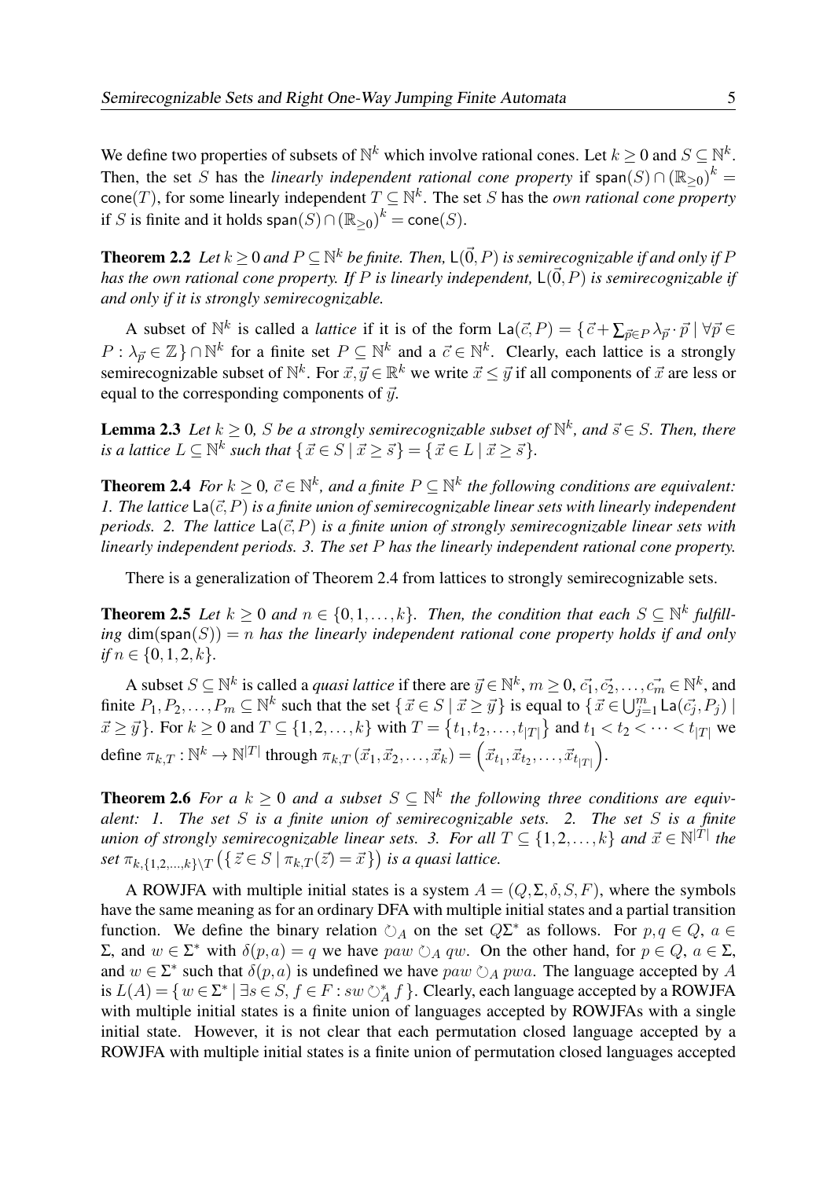We define two properties of subsets of $\mathbb{N}^k$ which involve rational cones. Let $k \geq 0$ and $S \subseteq \mathbb{N}^k$. Then, the set $S$ has the *linearly independent rational cone property* if $\mathsf{span}(S) \cap (\mathbb{R}_{\geq 0})^k = \mathsf{cone}(T)$, for some linearly independent $T \subseteq \mathbb{N}^k$. The set $S$ has the *own rational cone property* if $S$ is finite and it holds $\mathsf{span}(S) \cap (\mathbb{R}_{\geq 0})^k = \mathsf{cone}(S)$.

**Theorem 2.2** *Let $k \geq 0$ and $P \subseteq \mathbb{N}^k$ be finite. Then, $\mathsf{L}(\vec{0}, P)$ is semirecognizable if and only if $P$ has the own rational cone property. If $P$ is linearly independent, $\mathsf{L}(\vec{0}, P)$ is semirecognizable if and only if it is strongly semirecognizable.*

A subset of $\mathbb{N}^k$ is called a *lattice* if it is of the form $\mathsf{La}(\vec{c}, P) = \{\, \vec{c} + \sum_{\vec{p} \in P} \lambda_{\vec{p}} \cdot \vec{p} \mid \forall \vec{p} \in P : \lambda_{\vec{p}} \in \mathbb{Z} \,\} \cap \mathbb{N}^k$ for a finite set $P \subseteq \mathbb{N}^k$ and a $\vec{c} \in \mathbb{N}^k$. Clearly, each lattice is a strongly semirecognizable subset of $\mathbb{N}^k$. For $\vec{x}, \vec{y} \in \mathbb{R}^k$ we write $\vec{x} \leq \vec{y}$ if all components of $\vec{x}$ are less or equal to the corresponding components of $\vec{y}$.

**Lemma 2.3** *Let $k \geq 0$, $S$ be a strongly semirecognizable subset of $\mathbb{N}^k$, and $\vec{s} \in S$. Then, there is a lattice $L \subseteq \mathbb{N}^k$ such that $\{\, \vec{x} \in S \mid \vec{x} \geq \vec{s} \,\} = \{\, \vec{x} \in L \mid \vec{x} \geq \vec{s} \,\}$.*

**Theorem 2.4** *For $k \geq 0$, $\vec{c} \in \mathbb{N}^k$, and a finite $P \subseteq \mathbb{N}^k$ the following conditions are equivalent: 1. The lattice $\mathsf{La}(\vec{c}, P)$ is a finite union of semirecognizable linear sets with linearly independent periods. 2. The lattice $\mathsf{La}(\vec{c}, P)$ is a finite union of strongly semirecognizable linear sets with linearly independent periods. 3. The set $P$ has the linearly independent rational cone property.*

There is a generalization of Theorem 2.4 from lattices to strongly semirecognizable sets.

**Theorem 2.5** *Let $k \geq 0$ and $n \in \{0, 1, \ldots, k\}$. Then, the condition that each $S \subseteq \mathbb{N}^k$ fulfilling $\dim(\mathsf{span}(S)) = n$ has the linearly independent rational cone property holds if and only if $n \in \{0, 1, 2, k\}$.*

A subset $S \subseteq \mathbb{N}^k$ is called a *quasi lattice* if there are $\vec{y} \in \mathbb{N}^k$, $m \geq 0$, $\vec{c_1}, \vec{c_2}, \ldots, \vec{c_m} \in \mathbb{N}^k$, and finite $P_1, P_2, \ldots, P_m \subseteq \mathbb{N}^k$ such that the set $\{\, \vec{x} \in S \mid \vec{x} \geq \vec{y} \,\}$ is equal to $\{\, \vec{x} \in \bigcup_{j=1}^{m} \mathsf{La}(\vec{c_j}, P_j) \mid \vec{x} \geq \vec{y} \,\}$. For $k \geq 0$ and $T \subseteq \{1, 2, \ldots, k\}$ with $T = \{t_1, t_2, \ldots, t_{|T|}\}$ and $t_1 < t_2 < \cdots < t_{|T|}$ we define $\pi_{k,T} : \mathbb{N}^k \to \mathbb{N}^{|T|}$ through $\pi_{k,T}(\vec{x}_1, \vec{x}_2, \ldots, \vec{x}_k) = \left(\vec{x}_{t_1}, \vec{x}_{t_2}, \ldots, \vec{x}_{t_{|T|}}\right)$.

**Theorem 2.6** *For a $k \geq 0$ and a subset $S \subseteq \mathbb{N}^k$ the following three conditions are equivalent: 1. The set $S$ is a finite union of semirecognizable sets. 2. The set $S$ is a finite union of strongly semirecognizable linear sets. 3. For all $T \subseteq \{1, 2, \ldots, k\}$ and $\vec{x} \in \mathbb{N}^{|T|}$ the set $\pi_{k,\{1,2,\ldots,k\} \setminus T}\left(\{\, \vec{z} \in S \mid \pi_{k,T}(\vec{z}) = \vec{x} \,\}\right)$ is a quasi lattice.*

A ROWJFA with multiple initial states is a system $A = (Q, \Sigma, \delta, S, F)$, where the symbols have the same meaning as for an ordinary DFA with multiple initial states and a partial transition function. We define the binary relation $\circlearrowright_A$ on the set $Q\Sigma^*$ as follows. For $p, q \in Q$, $a \in \Sigma$, and $w \in \Sigma^*$ with $\delta(p, a) = q$ we have $paw \circlearrowright_A qw$. On the other hand, for $p \in Q$, $a \in \Sigma$, and $w \in \Sigma^*$ such that $\delta(p, a)$ is undefined we have $paw \circlearrowright_A pwa$. The language accepted by $A$ is $L(A) = \{\, w \in \Sigma^* \mid \exists s \in S, f \in F : sw \circlearrowright_A^* f \,\}$. Clearly, each language accepted by a ROWJFA with multiple initial states is a finite union of languages accepted by ROWJFAs with a single initial state. However, it is not clear that each permutation closed language accepted by a ROWJFA with multiple initial states is a finite union of permutation closed languages accepted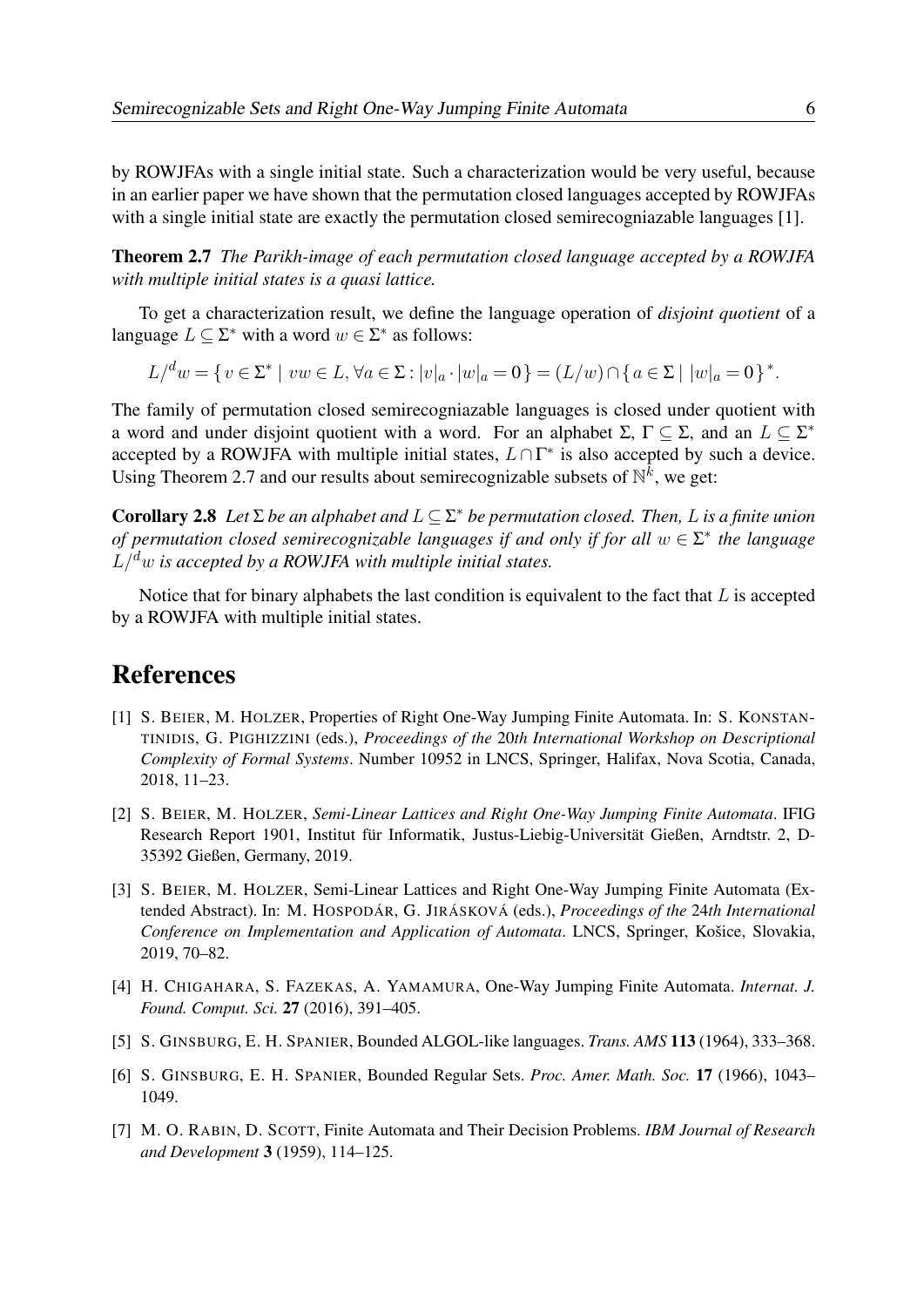by ROWJFAs with a single initial state. Such a characterization would be very useful, because in an earlier paper we have shown that the permutation closed languages accepted by ROWJFAs with a single initial state are exactly the permutation closed semirecogniazable languages [1].

**Theorem 2.7** *The Parikh-image of each permutation closed language accepted by a ROWJFA with multiple initial states is a quasi lattice.*

To get a characterization result, we define the language operation of *disjoint quotient* of a language $L \subseteq \Sigma^*$ with a word $w \in \Sigma^*$ as follows:

$$L/^d w = \{ v \in \Sigma^* \mid vw \in L, \forall a \in \Sigma : |v|_a \cdot |w|_a = 0 \} = (L/w) \cap \{ a \in \Sigma \mid |w|_a = 0 \}^*.$$

The family of permutation closed semirecogniazable languages is closed under quotient with a word and under disjoint quotient with a word. For an alphabet $\Sigma$, $\Gamma \subseteq \Sigma$, and an $L \subseteq \Sigma^*$ accepted by a ROWJFA with multiple initial states, $L \cap \Gamma^*$ is also accepted by such a device. Using Theorem 2.7 and our results about semirecognizable subsets of $\mathbb{N}^k$, we get:

**Corollary 2.8** *Let $\Sigma$ be an alphabet and $L \subseteq \Sigma^*$ be permutation closed. Then, $L$ is a finite union of permutation closed semirecognizable languages if and only if for all $w \in \Sigma^*$ the language $L/^d w$ is accepted by a ROWJFA with multiple initial states.*

Notice that for binary alphabets the last condition is equivalent to the fact that $L$ is accepted by a ROWJFA with multiple initial states.

# References

[1] S. Beier, M. Holzer, Properties of Right One-Way Jumping Finite Automata. In: S. Konstantinidis, G. Pighizzini (eds.), *Proceedings of the 20th International Workshop on Descriptional Complexity of Formal Systems*. Number 10952 in LNCS, Springer, Halifax, Nova Scotia, Canada, 2018, 11–23.

[2] S. Beier, M. Holzer, *Semi-Linear Lattices and Right One-Way Jumping Finite Automata*. IFIG Research Report 1901, Institut für Informatik, Justus-Liebig-Universität Gießen, Arndtstr. 2, D-35392 Gießen, Germany, 2019.

[3] S. Beier, M. Holzer, Semi-Linear Lattices and Right One-Way Jumping Finite Automata (Extended Abstract). In: M. Hospodár, G. Jirásková (eds.), *Proceedings of the 24th International Conference on Implementation and Application of Automata*. LNCS, Springer, Košice, Slovakia, 2019, 70–82.

[4] H. Chigahara, S. Fazekas, A. Yamamura, One-Way Jumping Finite Automata. *Internat. J. Found. Comput. Sci.* **27** (2016), 391–405.

[5] S. Ginsburg, E. H. Spanier, Bounded ALGOL-like languages. *Trans. AMS* **113** (1964), 333–368.

[6] S. Ginsburg, E. H. Spanier, Bounded Regular Sets. *Proc. Amer. Math. Soc.* **17** (1966), 1043–1049.

[7] M. O. Rabin, D. Scott, Finite Automata and Their Decision Problems. *IBM Journal of Research and Development* **3** (1959), 114–125.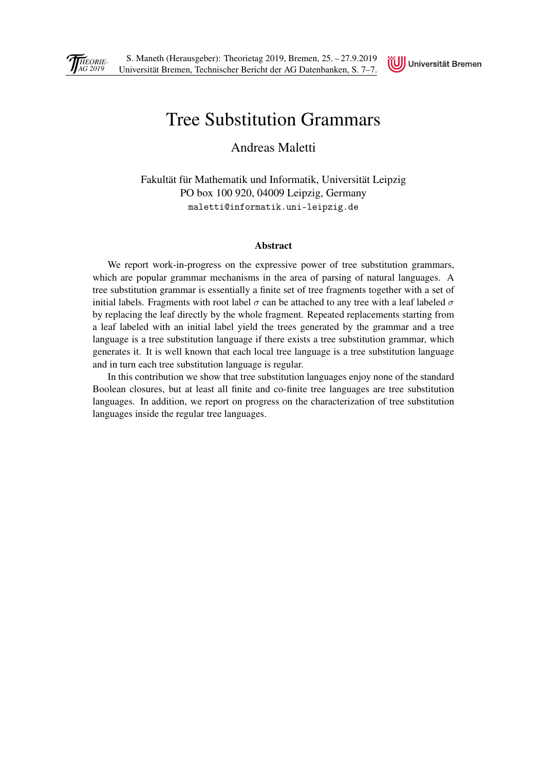# Tree Substitution Grammars

Andreas Maletti

Fakultät für Mathematik und Informatik, Universität Leipzig
PO box 100 920, 04009 Leipzig, Germany
maletti@informatik.uni-leipzig.de

### Abstract

We report work-in-progress on the expressive power of tree substitution grammars, which are popular grammar mechanisms in the area of parsing of natural languages. A tree substitution grammar is essentially a finite set of tree fragments together with a set of initial labels. Fragments with root label $\sigma$ can be attached to any tree with a leaf labeled $\sigma$ by replacing the leaf directly by the whole fragment. Repeated replacements starting from a leaf labeled with an initial label yield the trees generated by the grammar and a tree language is a tree substitution language if there exists a tree substitution grammar, which generates it. It is well known that each local tree language is a tree substitution language and in turn each tree substitution language is regular.

In this contribution we show that tree substitution languages enjoy none of the standard Boolean closures, but at least all finite and co-finite tree languages are tree substitution languages. In addition, we report on progress on the characterization of tree substitution languages inside the regular tree languages.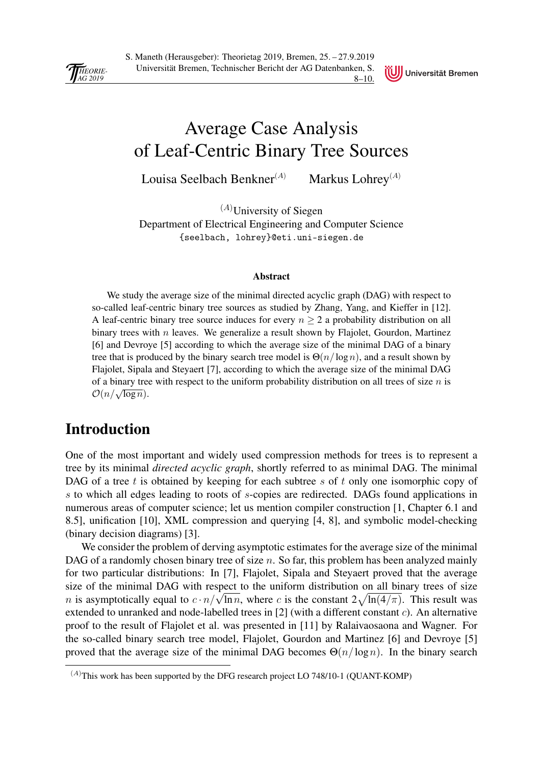# Average Case Analysis of Leaf-Centric Binary Tree Sources

Louisa Seelbach Benkner[(A)] Markus Lohrey[(A)]

[(A)]University of Siegen
Department of Electrical Engineering and Computer Science
{seelbach, lohrey}@eti.uni-siegen.de

### Abstract

We study the average size of the minimal directed acyclic graph (DAG) with respect to so-called leaf-centric binary tree sources as studied by Zhang, Yang, and Kieffer in [12]. A leaf-centric binary tree source induces for every $n \geq 2$ a probability distribution on all binary trees with $n$ leaves. We generalize a result shown by Flajolet, Gourdon, Martinez [6] and Devroye [5] according to which the average size of the minimal DAG of a binary tree that is produced by the binary search tree model is $\Theta(n/\log n)$, and a result shown by Flajolet, Sipala and Steyaert [7], according to which the average size of the minimal DAG of a binary tree with respect to the uniform probability distribution on all trees of size $n$ is $\mathcal{O}(n/\sqrt{\log n})$.

## Introduction

One of the most important and widely used compression methods for trees is to represent a tree by its minimal *directed acyclic graph*, shortly referred to as minimal DAG. The minimal DAG of a tree $t$ is obtained by keeping for each subtree $s$ of $t$ only one isomorphic copy of $s$ to which all edges leading to roots of $s$-copies are redirected. DAGs found applications in numerous areas of computer science; let us mention compiler construction [1, Chapter 6.1 and 8.5], unification [10], XML compression and querying [4, 8], and symbolic model-checking (binary decision diagrams) [3].

We consider the problem of derving asymptotic estimates for the average size of the minimal DAG of a randomly chosen binary tree of size $n$. So far, this problem has been analyzed mainly for two particular distributions: In [7], Flajolet, Sipala and Steyaert proved that the average size of the minimal DAG with respect to the uniform distribution on all binary trees of size $n$ is asymptotically equal to $c \cdot n/\sqrt{\ln n}$, where $c$ is the constant $2\sqrt{\ln(4/\pi)}$. This result was extended to unranked and node-labelled trees in [2] (with a different constant $c$). An alternative proof to the result of Flajolet et al. was presented in [11] by Ralaivaosaona and Wagner. For the so-called binary search tree model, Flajolet, Gourdon and Martinez [6] and Devroye [5] proved that the average size of the minimal DAG becomes $\Theta(n/\log n)$. In the binary search

[(A)]This work has been supported by the DFG research project LO 748/10-1 (QUANT-KOMP)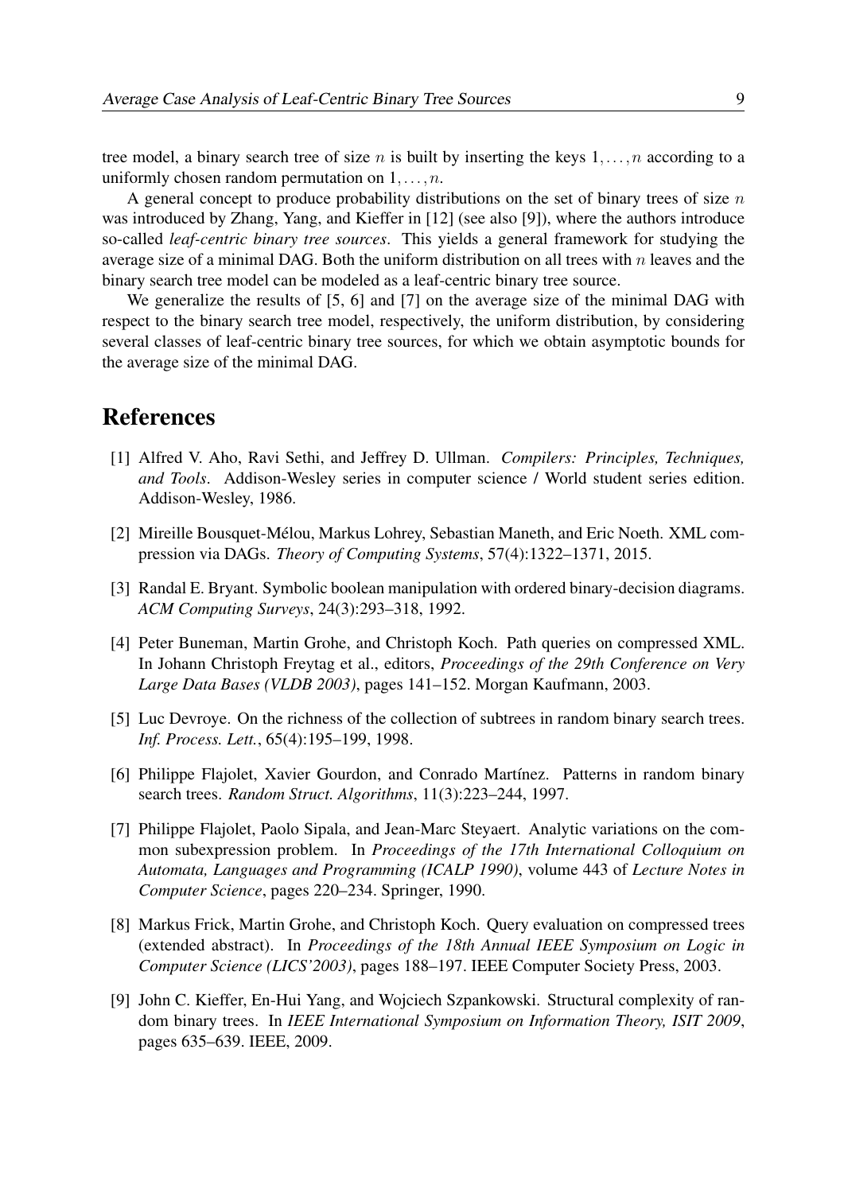tree model, a binary search tree of size $n$ is built by inserting the keys $1, \dots, n$ according to a uniformly chosen random permutation on $1, \dots, n$.

A general concept to produce probability distributions on the set of binary trees of size $n$ was introduced by Zhang, Yang, and Kieffer in [12] (see also [9]), where the authors introduce so-called *leaf-centric binary tree sources*. This yields a general framework for studying the average size of a minimal DAG. Both the uniform distribution on all trees with $n$ leaves and the binary search tree model can be modeled as a leaf-centric binary tree source.

We generalize the results of [5, 6] and [7] on the average size of the minimal DAG with respect to the binary search tree model, respectively, the uniform distribution, by considering several classes of leaf-centric binary tree sources, for which we obtain asymptotic bounds for the average size of the minimal DAG.

## References

[1] Alfred V. Aho, Ravi Sethi, and Jeffrey D. Ullman. *Compilers: Principles, Techniques, and Tools*. Addison-Wesley series in computer science / World student series edition. Addison-Wesley, 1986.

[2] Mireille Bousquet-Mélou, Markus Lohrey, Sebastian Maneth, and Eric Noeth. XML compression via DAGs. *Theory of Computing Systems*, 57(4):1322–1371, 2015.

[3] Randal E. Bryant. Symbolic boolean manipulation with ordered binary-decision diagrams. *ACM Computing Surveys*, 24(3):293–318, 1992.

[4] Peter Buneman, Martin Grohe, and Christoph Koch. Path queries on compressed XML. In Johann Christoph Freytag et al., editors, *Proceedings of the 29th Conference on Very Large Data Bases (VLDB 2003)*, pages 141–152. Morgan Kaufmann, 2003.

[5] Luc Devroye. On the richness of the collection of subtrees in random binary search trees. *Inf. Process. Lett.*, 65(4):195–199, 1998.

[6] Philippe Flajolet, Xavier Gourdon, and Conrado Martínez. Patterns in random binary search trees. *Random Struct. Algorithms*, 11(3):223–244, 1997.

[7] Philippe Flajolet, Paolo Sipala, and Jean-Marc Steyaert. Analytic variations on the common subexpression problem. In *Proceedings of the 17th International Colloquium on Automata, Languages and Programming (ICALP 1990)*, volume 443 of *Lecture Notes in Computer Science*, pages 220–234. Springer, 1990.

[8] Markus Frick, Martin Grohe, and Christoph Koch. Query evaluation on compressed trees (extended abstract). In *Proceedings of the 18th Annual IEEE Symposium on Logic in Computer Science (LICS'2003)*, pages 188–197. IEEE Computer Society Press, 2003.

[9] John C. Kieffer, En-Hui Yang, and Wojciech Szpankowski. Structural complexity of random binary trees. In *IEEE International Symposium on Information Theory, ISIT 2009*, pages 635–639. IEEE, 2009.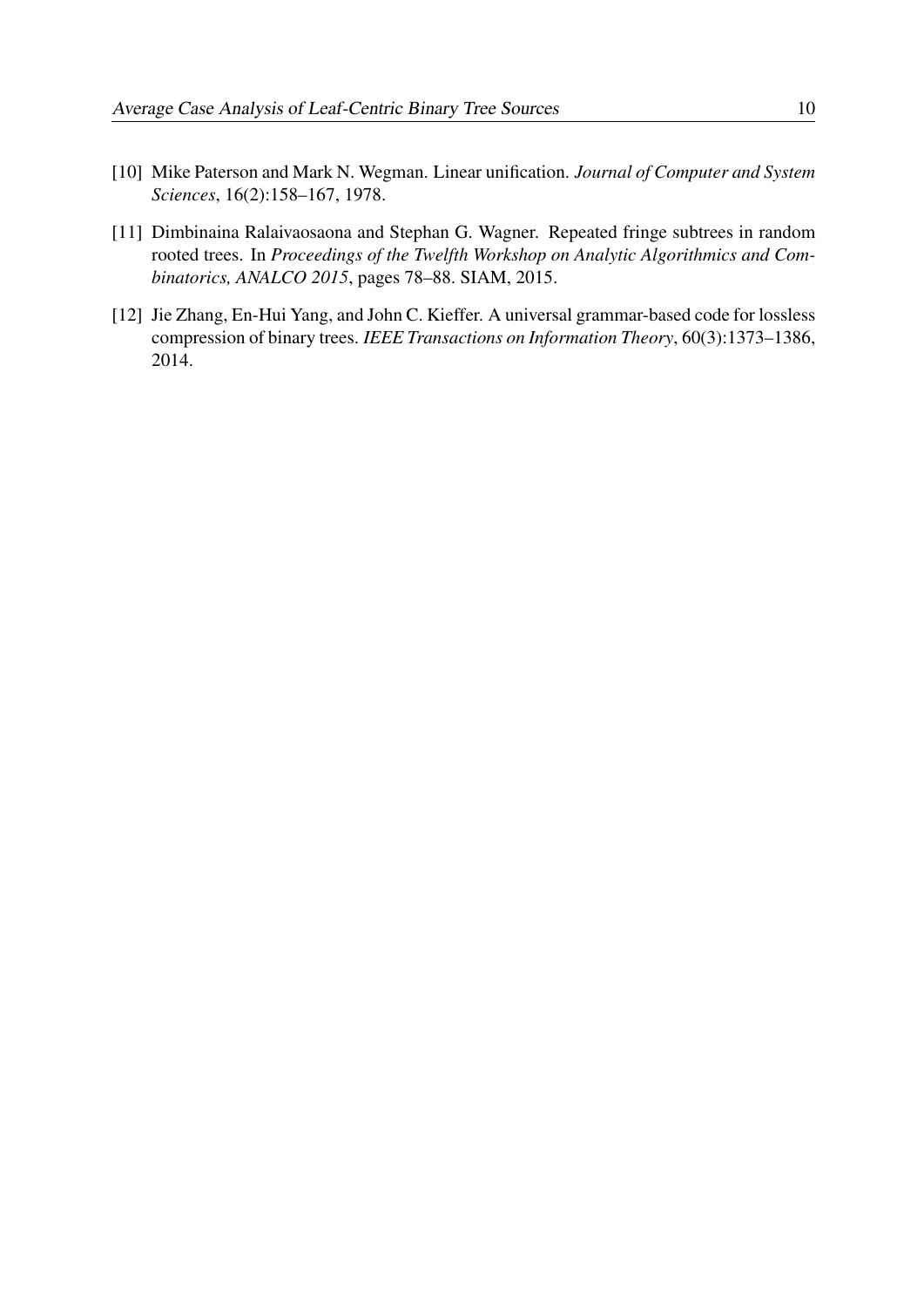[10] Mike Paterson and Mark N. Wegman. Linear unification. *Journal of Computer and System Sciences*, 16(2):158–167, 1978.

[11] Dimbinaina Ralaivaosaona and Stephan G. Wagner. Repeated fringe subtrees in random rooted trees. In *Proceedings of the Twelfth Workshop on Analytic Algorithmics and Combinatorics, ANALCO 2015*, pages 78–88. SIAM, 2015.

[12] Jie Zhang, En-Hui Yang, and John C. Kieffer. A universal grammar-based code for lossless compression of binary trees. *IEEE Transactions on Information Theory*, 60(3):1373–1386, 2014.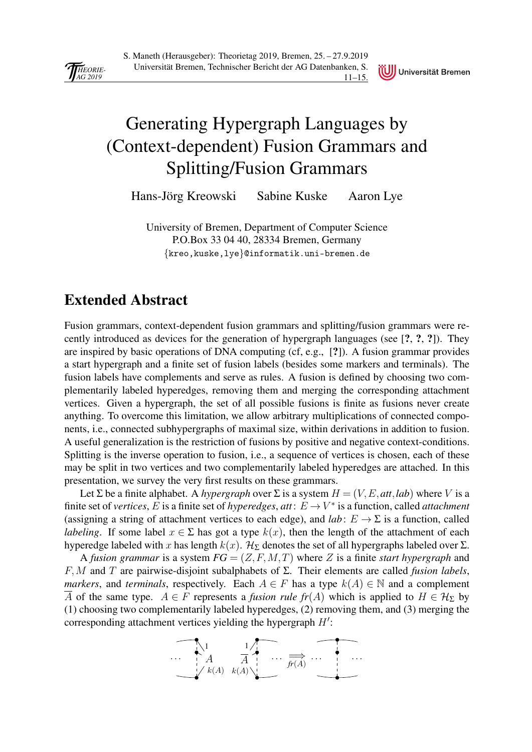# Generating Hypergraph Languages by (Context-dependent) Fusion Grammars and Splitting/Fusion Grammars

Hans-Jörg Kreowski Sabine Kuske Aaron Lye

University of Bremen, Department of Computer Science
P.O.Box 33 04 40, 28334 Bremen, Germany
{kreo,kuske,lye}@informatik.uni-bremen.de

## Extended Abstract

Fusion grammars, context-dependent fusion grammars and splitting/fusion grammars were recently introduced as devices for the generation of hypergraph languages (see [?, ?, ?]). They are inspired by basic operations of DNA computing (cf, e.g., [?]). A fusion grammar provides a start hypergraph and a finite set of fusion labels (besides some markers and terminals). The fusion labels have complements and serve as rules. A fusion is defined by choosing two complementarily labeled hyperedges, removing them and merging the corresponding attachment vertices. Given a hypergraph, the set of all possible fusions is finite as fusions never create anything. To overcome this limitation, we allow arbitrary multiplications of connected components, i.e., connected subhypergraphs of maximal size, within derivations in addition to fusion. A useful generalization is the restriction of fusions by positive and negative context-conditions. Splitting is the inverse operation to fusion, i.e., a sequence of vertices is chosen, each of these may be split in two vertices and two complementarily labeled hyperedges are attached. In this presentation, we survey the very first results on these grammars.

Let $\Sigma$ be a finite alphabet. A *hypergraph* over $\Sigma$ is a system $H = (V, E, att, lab)$ where $V$ is a finite set of *vertices*, $E$ is a finite set of *hyperedges*, $att\colon E \to V^*$ is a function, called *attachment* (assigning a string of attachment vertices to each edge), and $lab\colon E \to \Sigma$ is a function, called *labeling*. If some label $x \in \Sigma$ has got a type $k(x)$, then the length of the attachment of each hyperedge labeled with $x$ has length $k(x)$. $\mathcal{H}_\Sigma$ denotes the set of all hypergraphs labeled over $\Sigma$.

A *fusion grammar* is a system $FG = (Z, F, M, T)$ where $Z$ is a finite *start hypergraph* and $F, M$ and $T$ are pairwise-disjoint subalphabets of $\Sigma$. Their elements are called *fusion labels*, *markers*, and *terminals*, respectively. Each $A \in F$ has a type $k(A) \in \mathbb{N}$ and a complement $\overline{A}$ of the same type. $A \in F$ represents a *fusion rule* $fr(A)$ which is applied to $H \in \mathcal{H}_\Sigma$ by (1) choosing two complementarily labeled hyperedges, (2) removing them, and (3) merging the corresponding attachment vertices yielding the hypergraph $H'$:

$$\cdots \; A \; (1 \ldots k(A)) \quad \overline{A} \; (1 \ldots k(A)) \; \cdots \underset{fr(A)}{\Longrightarrow} \cdots \quad \cdots$$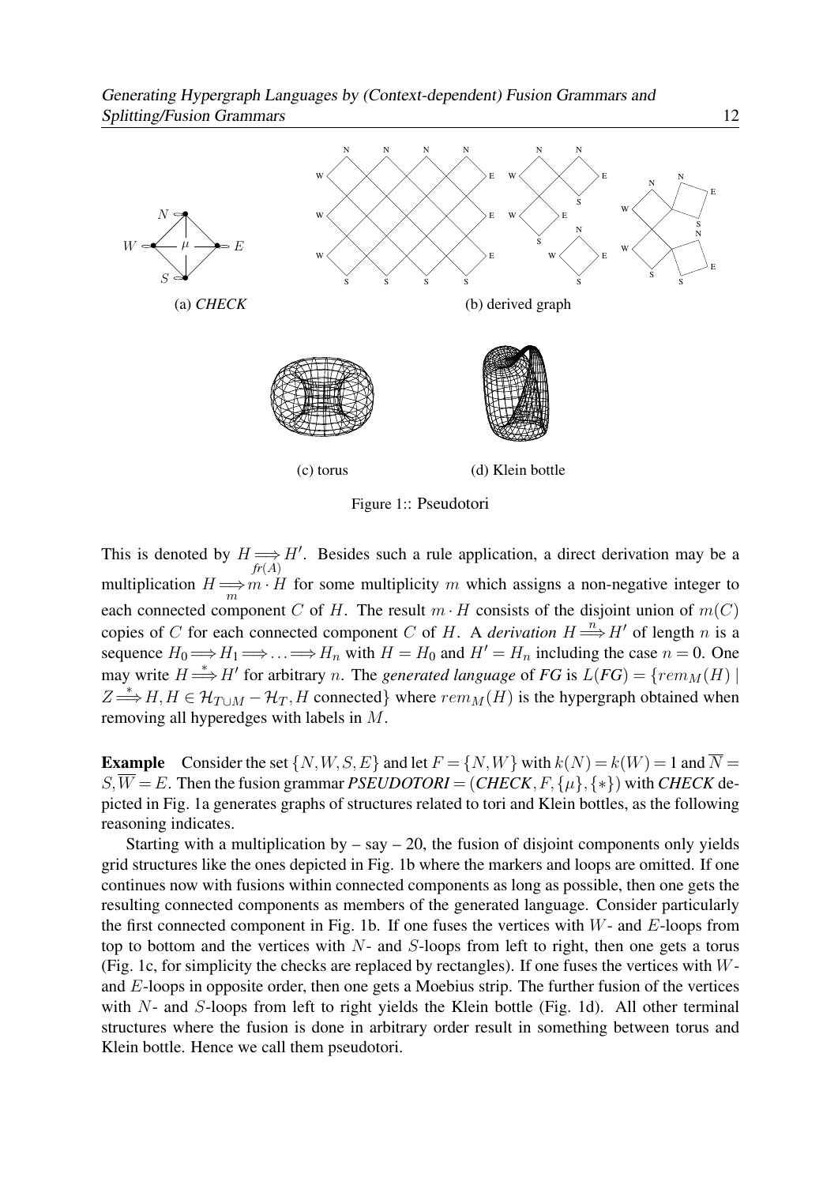(a) *CHECK*

(b) derived graph

(c) torus

(d) Klein bottle

Figure 1:: Pseudotori

This is denoted by $H \underset{fr(A)}{\Longrightarrow} H'$. Besides such a rule application, a direct derivation may be a multiplication $H \underset{m}{\Longrightarrow} m \cdot H$ for some multiplicity $m$ which assigns a non-negative integer to each connected component $C$ of $H$. The result $m \cdot H$ consists of the disjoint union of $m(C)$ copies of $C$ for each connected component $C$ of $H$. A *derivation* $H \overset{n}{\Longrightarrow} H'$ of length $n$ is a sequence $H_0 \Longrightarrow H_1 \Longrightarrow \ldots \Longrightarrow H_n$ with $H = H_0$ and $H' = H_n$ including the case $n = 0$. One may write $H \overset{*}{\Longrightarrow} H'$ for arbitrary $n$. The *generated language* of *FG* is $L(FG) = \{rem_M(H) \mid Z \overset{*}{\Longrightarrow} H, H \in \mathcal{H}_{T \cup M} - \mathcal{H}_T, H \text{ connected}\}$ where $rem_M(H)$ is the hypergraph obtained when removing all hyperedges with labels in $M$.

**Example** Consider the set $\{N, W, S, E\}$ and let $F = \{N, W\}$ with $k(N) = k(W) = 1$ and $\overline{N} = S, \overline{W} = E$. Then the fusion grammar *PSEUDOTORI* $= (CHECK, F, \{\mu\}, \{*\})$ with *CHECK* depicted in Fig. 1a generates graphs of structures related to tori and Klein bottles, as the following reasoning indicates.

Starting with a multiplication by – say – 20, the fusion of disjoint components only yields grid structures like the ones depicted in Fig. 1b where the markers and loops are omitted. If one continues now with fusions within connected components as long as possible, then one gets the resulting connected components as members of the generated language. Consider particularly the first connected component in Fig. 1b. If one fuses the vertices with $W$- and $E$-loops from top to bottom and the vertices with $N$- and $S$-loops from left to right, then one gets a torus (Fig. 1c, for simplicity the checks are replaced by rectangles). If one fuses the vertices with $W$- and $E$-loops in opposite order, then one gets a Moebius strip. The further fusion of the vertices with $N$- and $S$-loops from left to right yields the Klein bottle (Fig. 1d). All other terminal structures where the fusion is done in arbitrary order result in something between torus and Klein bottle. Hence we call them pseudotori.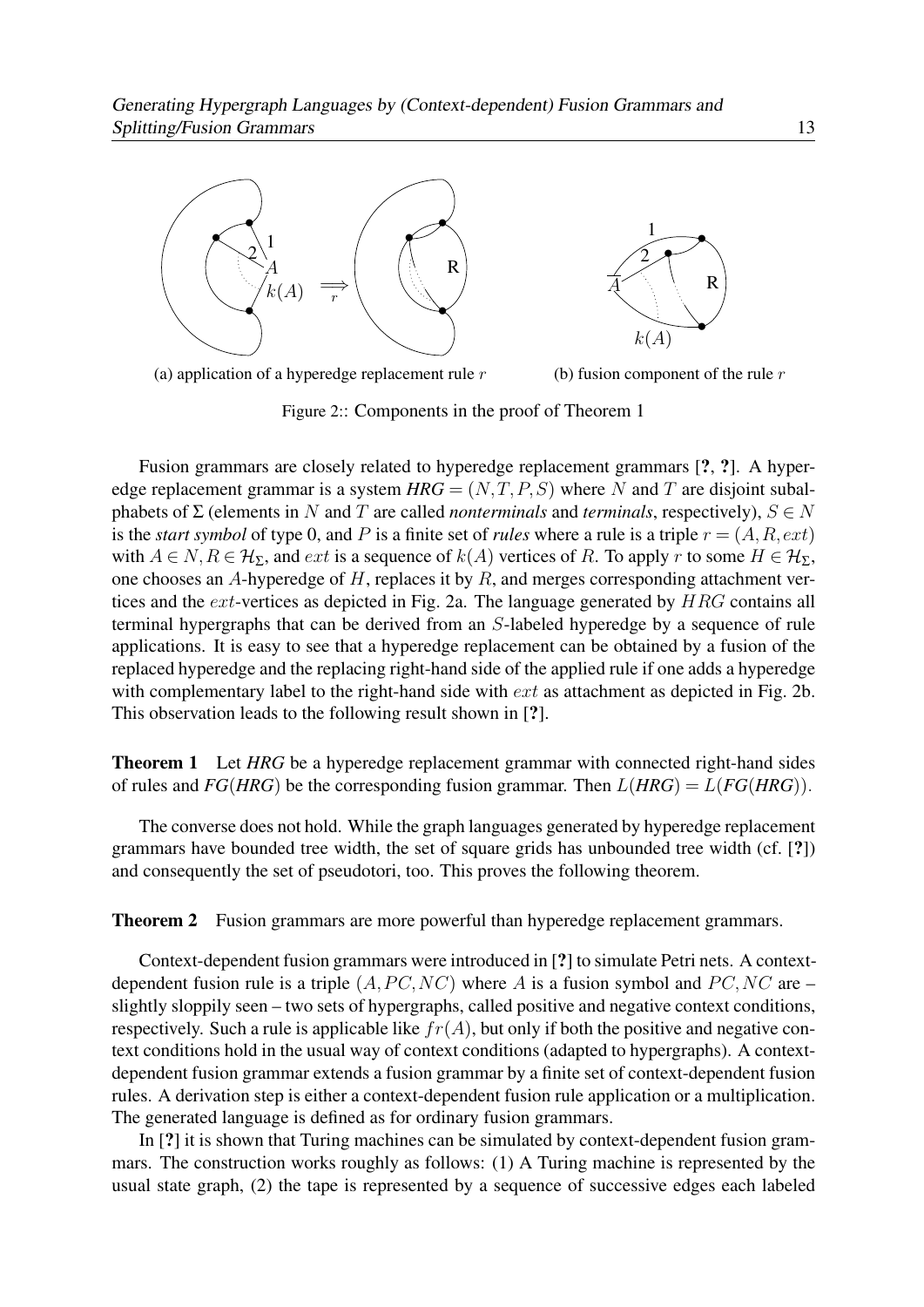(a) application of a hyperedge replacement rule $r$

(b) fusion component of the rule $r$

Figure 2:: Components in the proof of Theorem 1

Fusion grammars are closely related to hyperedge replacement grammars [?, ?]. A hyperedge replacement grammar is a system $HRG = (N, T, P, S)$ where $N$ and $T$ are disjoint subalphabets of $\Sigma$ (elements in $N$ and $T$ are called *nonterminals* and *terminals*, respectively), $S \in N$ is the *start symbol* of type 0, and $P$ is a finite set of *rules* where a rule is a triple $r = (A, R, ext)$ with $A \in N, R \in \mathcal{H}_\Sigma$, and $ext$ is a sequence of $k(A)$ vertices of $R$. To apply $r$ to some $H \in \mathcal{H}_\Sigma$, one chooses an $A$-hyperedge of $H$, replaces it by $R$, and merges corresponding attachment vertices and the $ext$-vertices as depicted in Fig. 2a. The language generated by $HRG$ contains all terminal hypergraphs that can be derived from an $S$-labeled hyperedge by a sequence of rule applications. It is easy to see that a hyperedge replacement can be obtained by a fusion of the replaced hyperedge and the replacing right-hand side of the applied rule if one adds a hyperedge with complementary label to the right-hand side with $ext$ as attachment as depicted in Fig. 2b. This observation leads to the following result shown in [?].

**Theorem 1** Let *HRG* be a hyperedge replacement grammar with connected right-hand sides of rules and $FG(HRG)$ be the corresponding fusion grammar. Then $L(HRG) = L(FG(HRG))$.

The converse does not hold. While the graph languages generated by hyperedge replacement grammars have bounded tree width, the set of square grids has unbounded tree width (cf. [?]) and consequently the set of pseudotori, too. This proves the following theorem.

**Theorem 2** Fusion grammars are more powerful than hyperedge replacement grammars.

Context-dependent fusion grammars were introduced in [?] to simulate Petri nets. A context-dependent fusion rule is a triple $(A, PC, NC)$ where $A$ is a fusion symbol and $PC, NC$ are – slightly sloppily seen – two sets of hypergraphs, called positive and negative context conditions, respectively. Such a rule is applicable like $fr(A)$, but only if both the positive and negative context conditions hold in the usual way of context conditions (adapted to hypergraphs). A context-dependent fusion grammar extends a fusion grammar by a finite set of context-dependent fusion rules. A derivation step is either a context-dependent fusion rule application or a multiplication. The generated language is defined as for ordinary fusion grammars.

In [?] it is shown that Turing machines can be simulated by context-dependent fusion grammars. The construction works roughly as follows: (1) A Turing machine is represented by the usual state graph, (2) the tape is represented by a sequence of successive edges each labeled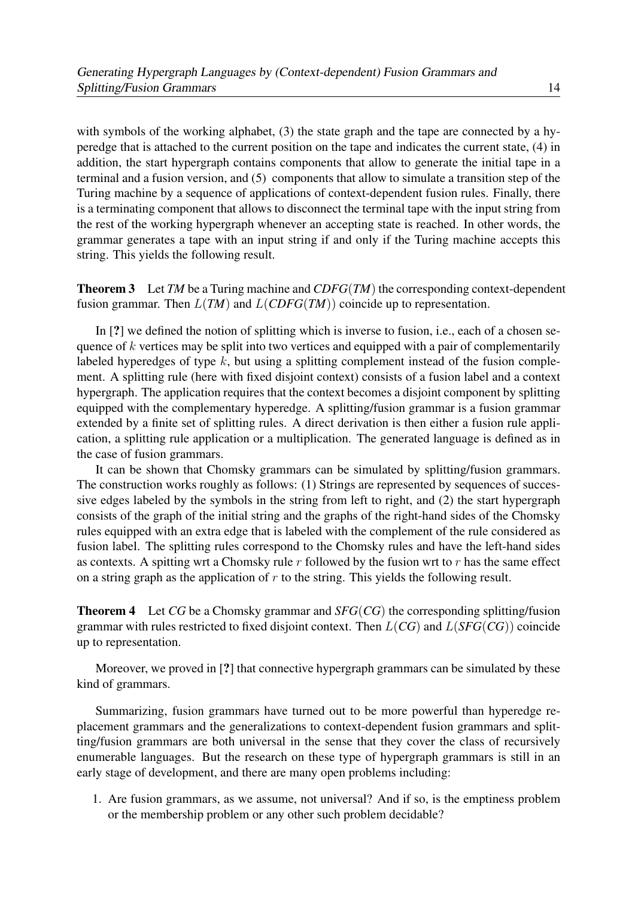with symbols of the working alphabet, (3) the state graph and the tape are connected by a hyperedge that is attached to the current position on the tape and indicates the current state, (4) in addition, the start hypergraph contains components that allow to generate the initial tape in a terminal and a fusion version, and (5) components that allow to simulate a transition step of the Turing machine by a sequence of applications of context-dependent fusion rules. Finally, there is a terminating component that allows to disconnect the terminal tape with the input string from the rest of the working hypergraph whenever an accepting state is reached. In other words, the grammar generates a tape with an input string if and only if the Turing machine accepts this string. This yields the following result.

**Theorem 3** Let *TM* be a Turing machine and *CDFG*(*TM*) the corresponding context-dependent fusion grammar. Then $L(TM)$ and $L(CDFG(TM))$ coincide up to representation.

In [?] we defined the notion of splitting which is inverse to fusion, i.e., each of a chosen sequence of $k$ vertices may be split into two vertices and equipped with a pair of complementarily labeled hyperedges of type $k$, but using a splitting complement instead of the fusion complement. A splitting rule (here with fixed disjoint context) consists of a fusion label and a context hypergraph. The application requires that the context becomes a disjoint component by splitting equipped with the complementary hyperedge. A splitting/fusion grammar is a fusion grammar extended by a finite set of splitting rules. A direct derivation is then either a fusion rule application, a splitting rule application or a multiplication. The generated language is defined as in the case of fusion grammars.

It can be shown that Chomsky grammars can be simulated by splitting/fusion grammars. The construction works roughly as follows: (1) Strings are represented by sequences of successive edges labeled by the symbols in the string from left to right, and (2) the start hypergraph consists of the graph of the initial string and the graphs of the right-hand sides of the Chomsky rules equipped with an extra edge that is labeled with the complement of the rule considered as fusion label. The splitting rules correspond to the Chomsky rules and have the left-hand sides as contexts. A spitting wrt a Chomsky rule $r$ followed by the fusion wrt to $r$ has the same effect on a string graph as the application of $r$ to the string. This yields the following result.

**Theorem 4** Let *CG* be a Chomsky grammar and *SFG*(*CG*) the corresponding splitting/fusion grammar with rules restricted to fixed disjoint context. Then $L(CG)$ and $L(SFG(CG))$ coincide up to representation.

Moreover, we proved in [?] that connective hypergraph grammars can be simulated by these kind of grammars.

Summarizing, fusion grammars have turned out to be more powerful than hyperedge replacement grammars and the generalizations to context-dependent fusion grammars and splitting/fusion grammars are both universal in the sense that they cover the class of recursively enumerable languages. But the research on these type of hypergraph grammars is still in an early stage of development, and there are many open problems including:

1. Are fusion grammars, as we assume, not universal? And if so, is the emptiness problem or the membership problem or any other such problem decidable?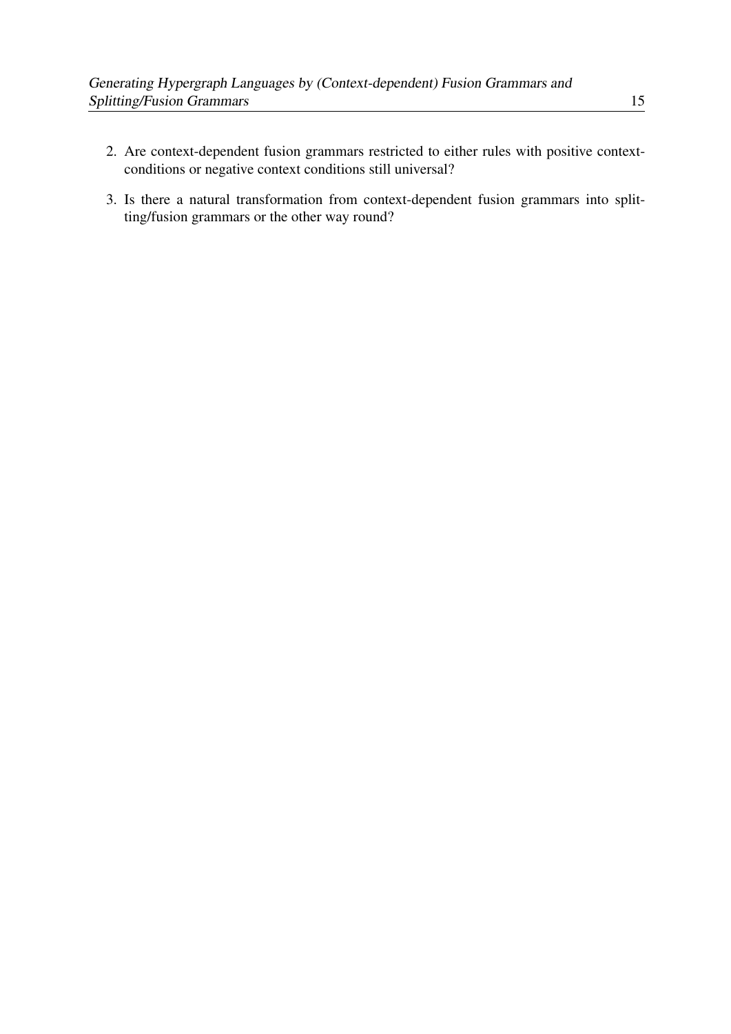2. Are context-dependent fusion grammars restricted to either rules with positive context-conditions or negative context conditions still universal?
3. Is there a natural transformation from context-dependent fusion grammars into splitting/fusion grammars or the other way round?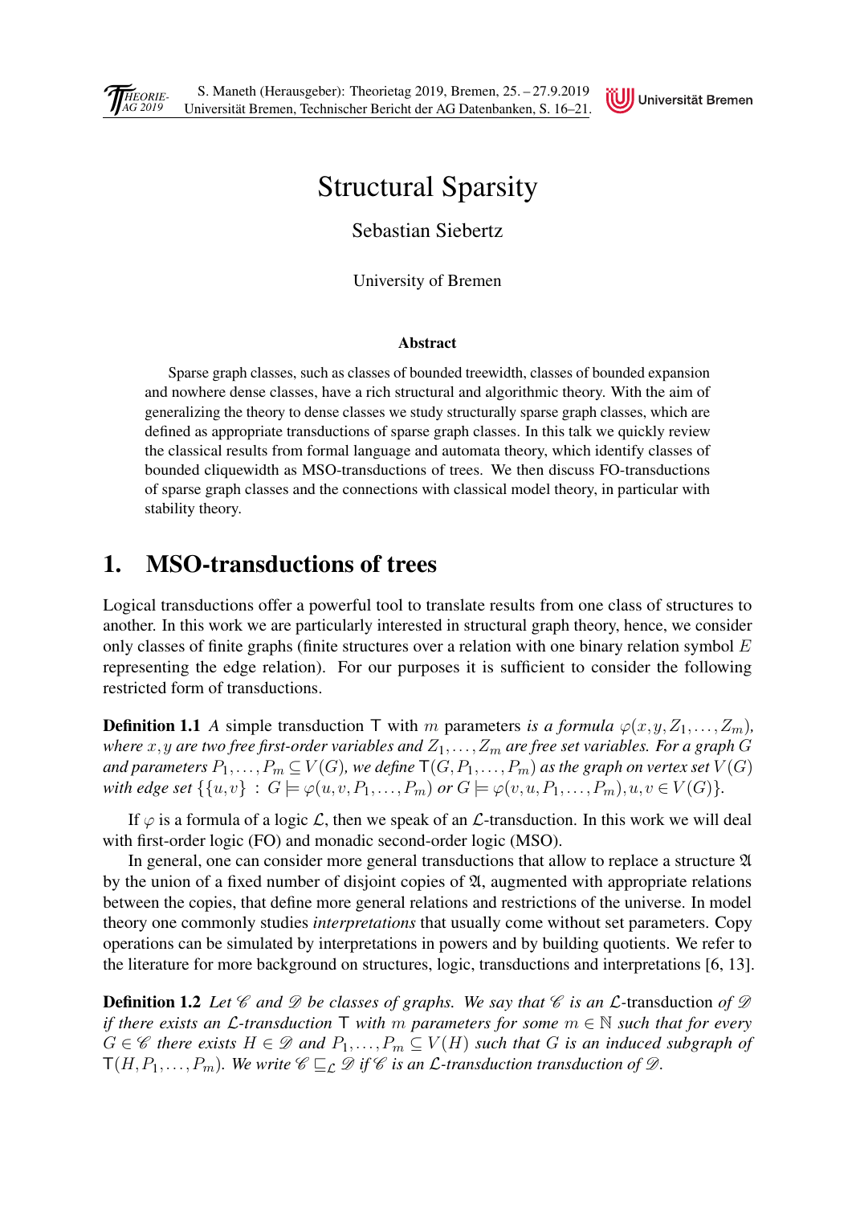# Structural Sparsity

Sebastian Siebertz

University of Bremen

**Abstract**

Sparse graph classes, such as classes of bounded treewidth, classes of bounded expansion and nowhere dense classes, have a rich structural and algorithmic theory. With the aim of generalizing the theory to dense classes we study structurally sparse graph classes, which are defined as appropriate transductions of sparse graph classes. In this talk we quickly review the classical results from formal language and automata theory, which identify classes of bounded cliquewidth as MSO-transductions of trees. We then discuss FO-transductions of sparse graph classes and the connections with classical model theory, in particular with stability theory.

## 1. MSO-transductions of trees

Logical transductions offer a powerful tool to translate results from one class of structures to another. In this work we are particularly interested in structural graph theory, hence, we consider only classes of finite graphs (finite structures over a relation with one binary relation symbol $E$ representing the edge relation). For our purposes it is sufficient to consider the following restricted form of transductions.

**Definition 1.1** *A* simple transduction $\mathsf{T}$ with $m$ parameters *is a formula* $\varphi(x,y,Z_1,\ldots,Z_m)$*, where* $x,y$ *are two free first-order variables and* $Z_1,\ldots,Z_m$ *are free set variables. For a graph* $G$ *and parameters* $P_1,\ldots,P_m \subseteq V(G)$*, we define* $\mathsf{T}(G,P_1,\ldots,P_m)$ *as the graph on vertex set* $V(G)$ *with edge set* $\{\{u,v\} : G \models \varphi(u,v,P_1,\ldots,P_m)$ *or* $G \models \varphi(v,u,P_1,\ldots,P_m), u,v \in V(G)\}$.

If $\varphi$ is a formula of a logic $\mathcal{L}$, then we speak of an $\mathcal{L}$-transduction. In this work we will deal with first-order logic (FO) and monadic second-order logic (MSO).

In general, one can consider more general transductions that allow to replace a structure $\mathfrak{A}$ by the union of a fixed number of disjoint copies of $\mathfrak{A}$, augmented with appropriate relations between the copies, that define more general relations and restrictions of the universe. In model theory one commonly studies *interpretations* that usually come without set parameters. Copy operations can be simulated by interpretations in powers and by building quotients. We refer to the literature for more background on structures, logic, transductions and interpretations [6, 13].

**Definition 1.2** *Let* $\mathscr{C}$ *and* $\mathscr{D}$ *be classes of graphs. We say that* $\mathscr{C}$ *is an* $\mathcal{L}$-transduction *of* $\mathscr{D}$ *if there exists an* $\mathcal{L}$*-transduction* $\mathsf{T}$ *with* $m$ *parameters for some* $m \in \mathbb{N}$ *such that for every* $G \in \mathscr{C}$ *there exists* $H \in \mathscr{D}$ *and* $P_1,\ldots,P_m \subseteq V(H)$ *such that* $G$ *is an induced subgraph of* $\mathsf{T}(H,P_1,\ldots,P_m)$*. We write* $\mathscr{C} \sqsubseteq_{\mathcal{L}} \mathscr{D}$ *if* $\mathscr{C}$ *is an* $\mathcal{L}$*-transduction transduction of* $\mathscr{D}$*.*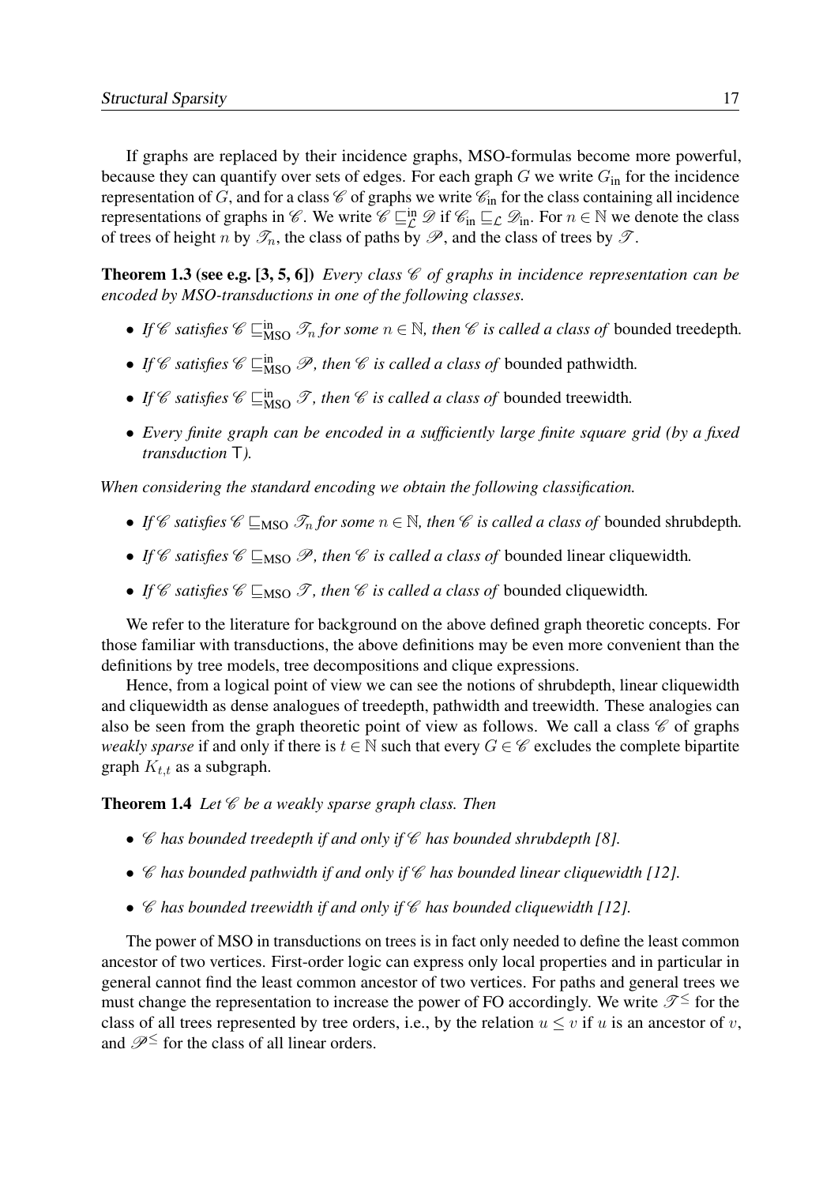If graphs are replaced by their incidence graphs, MSO-formulas become more powerful, because they can quantify over sets of edges. For each graph $G$ we write $G_{\text{in}}$ for the incidence representation of $G$, and for a class $\mathscr{C}$ of graphs we write $\mathscr{C}_{\text{in}}$ for the class containing all incidence representations of graphs in $\mathscr{C}$. We write $\mathscr{C} \sqsubseteq^{\text{in}}_{\mathcal{L}} \mathscr{D}$ if $\mathscr{C}_{\text{in}} \sqsubseteq_{\mathcal{L}} \mathscr{D}_{\text{in}}$. For $n \in \mathbb{N}$ we denote the class of trees of height $n$ by $\mathscr{T}_n$, the class of paths by $\mathscr{P}$, and the class of trees by $\mathscr{T}$.

**Theorem 1.3 (see e.g. [3, 5, 6])** *Every class $\mathscr{C}$ of graphs in incidence representation can be encoded by MSO-transductions in one of the following classes.*

- *If $\mathscr{C}$ satisfies $\mathscr{C} \sqsubseteq^{\text{in}}_{\text{MSO}} \mathscr{T}_n$ for some $n \in \mathbb{N}$, then $\mathscr{C}$ is called a class of* bounded treedepth.
- *If $\mathscr{C}$ satisfies $\mathscr{C} \sqsubseteq^{\text{in}}_{\text{MSO}} \mathscr{P}$, then $\mathscr{C}$ is called a class of* bounded pathwidth.
- *If $\mathscr{C}$ satisfies $\mathscr{C} \sqsubseteq^{\text{in}}_{\text{MSO}} \mathscr{T}$, then $\mathscr{C}$ is called a class of* bounded treewidth.
- *Every finite graph can be encoded in a sufficiently large finite square grid (by a fixed transduction $\mathsf{T}$).*

*When considering the standard encoding we obtain the following classification.*

- *If $\mathscr{C}$ satisfies $\mathscr{C} \sqsubseteq_{\text{MSO}} \mathscr{T}_n$ for some $n \in \mathbb{N}$, then $\mathscr{C}$ is called a class of* bounded shrubdepth.
- *If $\mathscr{C}$ satisfies $\mathscr{C} \sqsubseteq_{\text{MSO}} \mathscr{P}$, then $\mathscr{C}$ is called a class of* bounded linear cliquewidth.
- *If $\mathscr{C}$ satisfies $\mathscr{C} \sqsubseteq_{\text{MSO}} \mathscr{T}$, then $\mathscr{C}$ is called a class of* bounded cliquewidth.

We refer to the literature for background on the above defined graph theoretic concepts. For those familiar with transductions, the above definitions may be even more convenient than the definitions by tree models, tree decompositions and clique expressions.

Hence, from a logical point of view we can see the notions of shrubdepth, linear cliquewidth and cliquewidth as dense analogues of treedepth, pathwidth and treewidth. These analogies can also be seen from the graph theoretic point of view as follows. We call a class $\mathscr{C}$ of graphs *weakly sparse* if and only if there is $t \in \mathbb{N}$ such that every $G \in \mathscr{C}$ excludes the complete bipartite graph $K_{t,t}$ as a subgraph.

**Theorem 1.4** *Let $\mathscr{C}$ be a weakly sparse graph class. Then*

- *$\mathscr{C}$ has bounded treedepth if and only if $\mathscr{C}$ has bounded shrubdepth [8].*
- *$\mathscr{C}$ has bounded pathwidth if and only if $\mathscr{C}$ has bounded linear cliquewidth [12].*
- *$\mathscr{C}$ has bounded treewidth if and only if $\mathscr{C}$ has bounded cliquewidth [12].*

The power of MSO in transductions on trees is in fact only needed to define the least common ancestor of two vertices. First-order logic can express only local properties and in particular in general cannot find the least common ancestor of two vertices. For paths and general trees we must change the representation to increase the power of FO accordingly. We write $\mathscr{T}^{\leq}$ for the class of all trees represented by tree orders, i.e., by the relation $u \leq v$ if $u$ is an ancestor of $v$, and $\mathscr{P}^{\leq}$ for the class of all linear orders.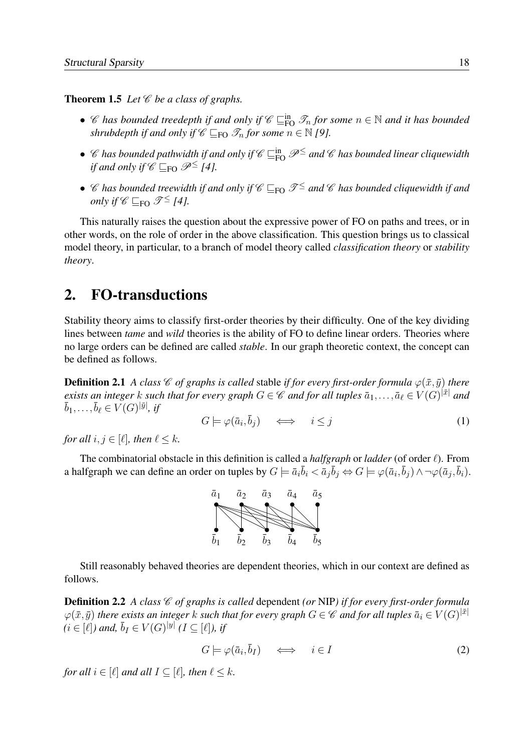**Theorem 1.5** *Let $\mathscr{C}$ be a class of graphs.*

- *$\mathscr{C}$ has bounded treedepth if and only if $\mathscr{C} \sqsubseteq^{\text{in}}_{\text{FO}} \mathscr{T}_n$ for some $n \in \mathbb{N}$ and it has bounded shrubdepth if and only if $\mathscr{C} \sqsubseteq_{\text{FO}} \mathscr{T}_n$ for some $n \in \mathbb{N}$ [9].*
- *$\mathscr{C}$ has bounded pathwidth if and only if $\mathscr{C} \sqsubseteq^{\text{in}}_{\text{FO}} \mathscr{P}^{\leq}$ and $\mathscr{C}$ has bounded linear cliquewidth if and only if $\mathscr{C} \sqsubseteq_{\text{FO}} \mathscr{P}^{\leq}$ [4].*
- *$\mathscr{C}$ has bounded treewidth if and only if $\mathscr{C} \sqsubseteq_{\text{FO}} \mathscr{T}^{\leq}$ and $\mathscr{C}$ has bounded cliquewidth if and only if $\mathscr{C} \sqsubseteq_{\text{FO}} \mathscr{T}^{\leq}$ [4].*

This naturally raises the question about the expressive power of FO on paths and trees, or in other words, on the role of order in the above classification. This question brings us to classical model theory, in particular, to a branch of model theory called *classification theory* or *stability theory*.

## 2. FO-transductions

Stability theory aims to classify first-order theories by their difficulty. One of the key dividing lines between *tame* and *wild* theories is the ability of FO to define linear orders. Theories where no large orders can be defined are called *stable*. In our graph theoretic context, the concept can be defined as follows.

**Definition 2.1** *A class $\mathscr{C}$ of graphs is called* stable *if for every first-order formula $\varphi(\bar{x}, \bar{y})$ there exists an integer $k$ such that for every graph $G \in \mathscr{C}$ and for all tuples $\bar{a}_1, \ldots, \bar{a}_\ell \in V(G)^{|\bar{x}|}$ and $\bar{b}_1, \ldots, \bar{b}_\ell \in V(G)^{|\bar{y}|}$, if*

$$G \models \varphi(\bar{a}_i, \bar{b}_j) \quad \iff \quad i \leq j \tag{1}$$

*for all $i, j \in [\ell]$, then $\ell \leq k$.*

The combinatorial obstacle in this definition is called a *halfgraph* or *ladder* (of order $\ell$). From a halfgraph we can define an order on tuples by $G \models \bar{a}_i \bar{b}_i < \bar{a}_j \bar{b}_j \Leftrightarrow G \models \varphi(\bar{a}_i, \bar{b}_j) \wedge \neg\varphi(\bar{a}_j, \bar{b}_i)$.

Still reasonably behaved theories are dependent theories, which in our context are defined as follows.

**Definition 2.2** *A class $\mathscr{C}$ of graphs is called* dependent *(or* NIP*) if for every first-order formula $\varphi(\bar{x}, \bar{y})$ there exists an integer $k$ such that for every graph $G \in \mathscr{C}$ and for all tuples $\bar{a}_i \in V(G)^{|\bar{x}|}$ ($i \in [\ell]$) and, $\bar{b}_I \in V(G)^{|y|}$ ($I \subseteq [\ell]$), if*

$$G \models \varphi(\bar{a}_i, \bar{b}_I) \quad \iff \quad i \in I \tag{2}$$

*for all $i \in [\ell]$ and all $I \subseteq [\ell]$, then $\ell \leq k$.*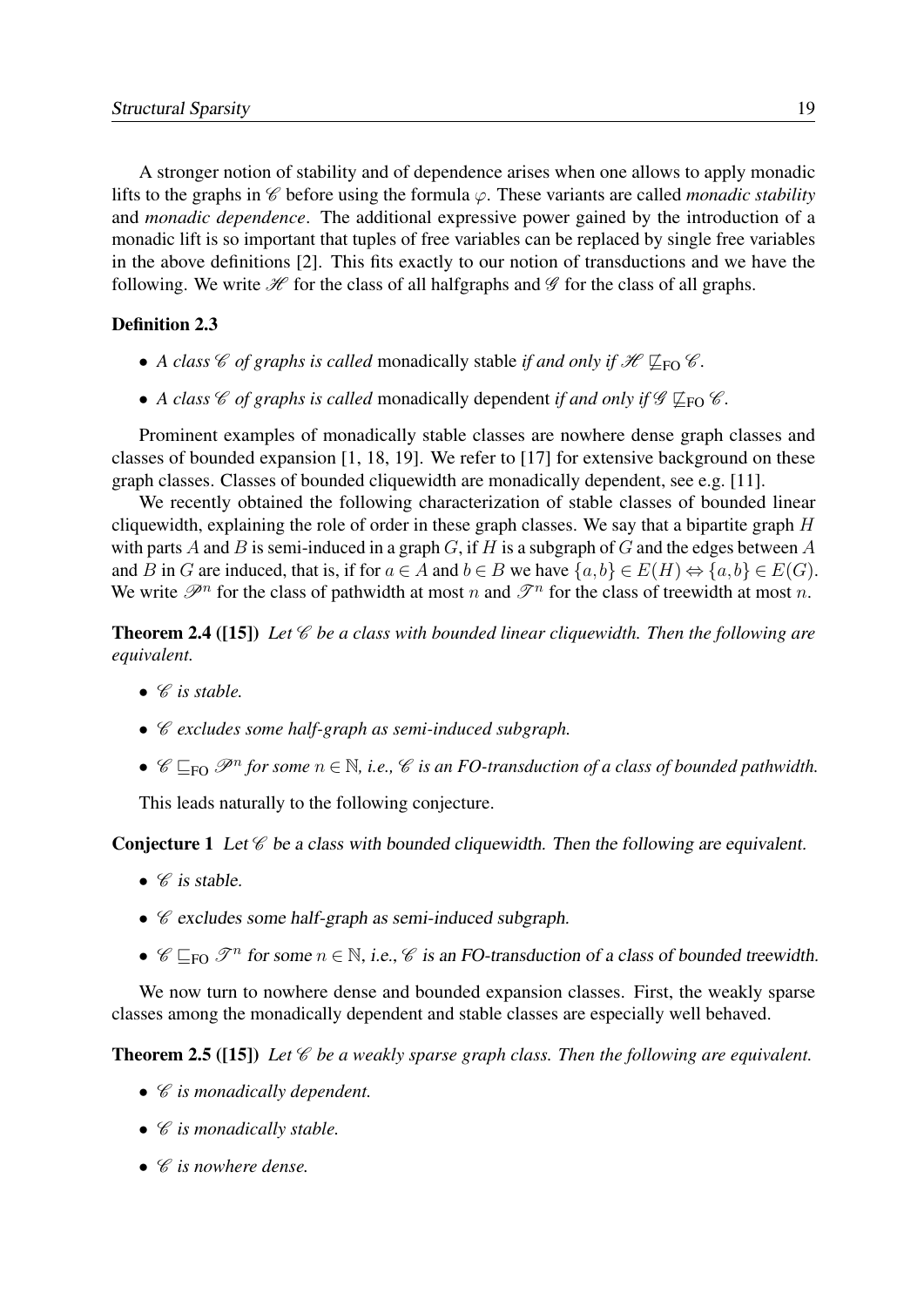A stronger notion of stability and of dependence arises when one allows to apply monadic lifts to the graphs in $\mathscr{C}$ before using the formula $\varphi$. These variants are called *monadic stability* and *monadic dependence*. The additional expressive power gained by the introduction of a monadic lift is so important that tuples of free variables can be replaced by single free variables in the above definitions [2]. This fits exactly to our notion of transductions and we have the following. We write $\mathscr{H}$ for the class of all halfgraphs and $\mathscr{G}$ for the class of all graphs.

**Definition 2.3**

- *A class $\mathscr{C}$ of graphs is called* monadically stable *if and only if $\mathscr{H} \not\sqsubseteq_{\mathrm{FO}} \mathscr{C}$.*
- *A class $\mathscr{C}$ of graphs is called* monadically dependent *if and only if $\mathscr{G} \not\sqsubseteq_{\mathrm{FO}} \mathscr{C}$.*

Prominent examples of monadically stable classes are nowhere dense graph classes and classes of bounded expansion [1, 18, 19]. We refer to [17] for extensive background on these graph classes. Classes of bounded cliquewidth are monadically dependent, see e.g. [11].

We recently obtained the following characterization of stable classes of bounded linear cliquewidth, explaining the role of order in these graph classes. We say that a bipartite graph $H$ with parts $A$ and $B$ is semi-induced in a graph $G$, if $H$ is a subgraph of $G$ and the edges between $A$ and $B$ in $G$ are induced, that is, if for $a \in A$ and $b \in B$ we have $\{a,b\} \in E(H) \Leftrightarrow \{a,b\} \in E(G)$. We write $\mathscr{P}^n$ for the class of pathwidth at most $n$ and $\mathscr{T}^n$ for the class of treewidth at most $n$.

**Theorem 2.4 ([15])** *Let $\mathscr{C}$ be a class with bounded linear cliquewidth. Then the following are equivalent.*

- *$\mathscr{C}$ is stable.*
- *$\mathscr{C}$ excludes some half-graph as semi-induced subgraph.*
- *$\mathscr{C} \sqsubseteq_{\mathrm{FO}} \mathscr{P}^n$ for some $n \in \mathbb{N}$, i.e., $\mathscr{C}$ is an FO-transduction of a class of bounded pathwidth.*

This leads naturally to the following conjecture.

**Conjecture 1** *Let $\mathscr{C}$ be a class with bounded cliquewidth. Then the following are equivalent.*

- *$\mathscr{C}$ is stable.*
- *$\mathscr{C}$ excludes some half-graph as semi-induced subgraph.*
- *$\mathscr{C} \sqsubseteq_{\mathrm{FO}} \mathscr{T}^n$ for some $n \in \mathbb{N}$, i.e., $\mathscr{C}$ is an FO-transduction of a class of bounded treewidth.*

We now turn to nowhere dense and bounded expansion classes. First, the weakly sparse classes among the monadically dependent and stable classes are especially well behaved.

**Theorem 2.5 ([15])** *Let $\mathscr{C}$ be a weakly sparse graph class. Then the following are equivalent.*

- *$\mathscr{C}$ is monadically dependent.*
- *$\mathscr{C}$ is monadically stable.*
- *$\mathscr{C}$ is nowhere dense.*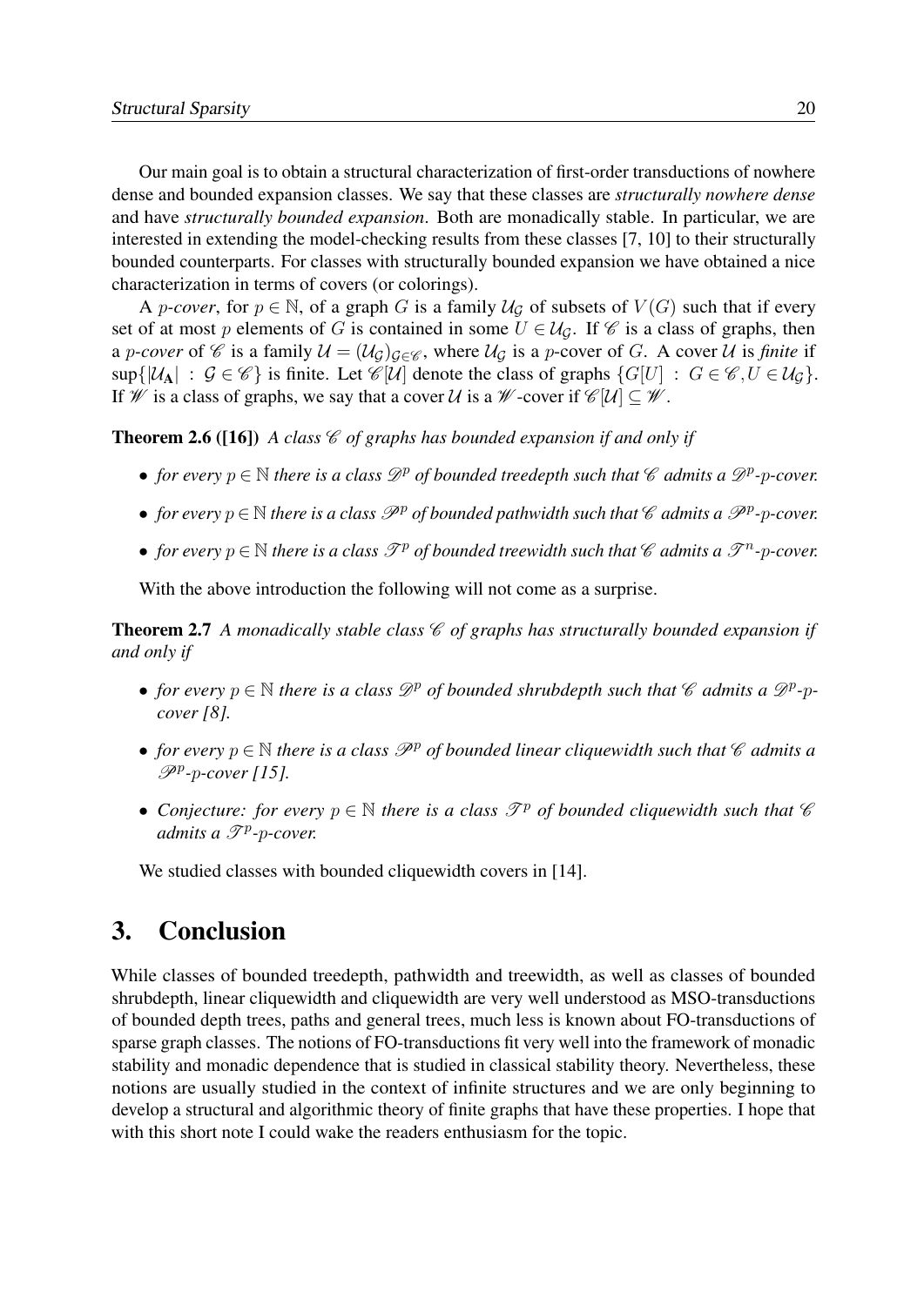Our main goal is to obtain a structural characterization of first-order transductions of nowhere dense and bounded expansion classes. We say that these classes are *structurally nowhere dense* and have *structurally bounded expansion*. Both are monadically stable. In particular, we are interested in extending the model-checking results from these classes [7, 10] to their structurally bounded counterparts. For classes with structurally bounded expansion we have obtained a nice characterization in terms of covers (or colorings).

A $p$-*cover*, for $p \in \mathbb{N}$, of a graph $G$ is a family $\mathcal{U}_\mathcal{G}$ of subsets of $V(G)$ such that if every set of at most $p$ elements of $G$ is contained in some $U \in \mathcal{U}_\mathcal{G}$. If $\mathscr{C}$ is a class of graphs, then a $p$-*cover* of $\mathscr{C}$ is a family $\mathcal{U} = (\mathcal{U}_\mathcal{G})_{\mathcal{G}\in\mathscr{C}}$, where $\mathcal{U}_\mathcal{G}$ is a $p$-cover of $G$. A cover $\mathcal{U}$ is *finite* if $\sup\{|\mathcal{U}_\mathbf{A}| : \mathcal{G} \in \mathscr{C}\}$ is finite. Let $\mathscr{C}[\mathcal{U}]$ denote the class of graphs $\{G[U] : G \in \mathscr{C}, U \in \mathcal{U}_\mathcal{G}\}$. If $\mathscr{W}$ is a class of graphs, we say that a cover $\mathcal{U}$ is a $\mathscr{W}$-cover if $\mathscr{C}[\mathcal{U}] \subseteq \mathscr{W}$.

**Theorem 2.6 ([16])** *A class $\mathscr{C}$ of graphs has bounded expansion if and only if*

- *for every $p \in \mathbb{N}$ there is a class $\mathscr{D}^p$ of bounded treedepth such that $\mathscr{C}$ admits a $\mathscr{D}^p$-$p$-cover.*
- *for every $p \in \mathbb{N}$ there is a class $\mathscr{P}^p$ of bounded pathwidth such that $\mathscr{C}$ admits a $\mathscr{P}^p$-$p$-cover.*
- *for every $p \in \mathbb{N}$ there is a class $\mathscr{T}^p$ of bounded treewidth such that $\mathscr{C}$ admits a $\mathscr{T}^n$-$p$-cover.*

With the above introduction the following will not come as a surprise.

**Theorem 2.7** *A monadically stable class $\mathscr{C}$ of graphs has structurally bounded expansion if and only if*

- *for every $p \in \mathbb{N}$ there is a class $\mathscr{D}^p$ of bounded shrubdepth such that $\mathscr{C}$ admits a $\mathscr{D}^p$-$p$-cover [8].*
- *for every $p \in \mathbb{N}$ there is a class $\mathscr{P}^p$ of bounded linear cliquewidth such that $\mathscr{C}$ admits a $\mathscr{P}^p$-$p$-cover [15].*
- *Conjecture: for every $p \in \mathbb{N}$ there is a class $\mathscr{T}^p$ of bounded cliquewidth such that $\mathscr{C}$ admits a $\mathscr{T}^p$-$p$-cover.*

We studied classes with bounded cliquewidth covers in [14].

# 3. Conclusion

While classes of bounded treedepth, pathwidth and treewidth, as well as classes of bounded shrubdepth, linear cliquewidth and cliquewidth are very well understood as MSO-transductions of bounded depth trees, paths and general trees, much less is known about FO-transductions of sparse graph classes. The notions of FO-transductions fit very well into the framework of monadic stability and monadic dependence that is studied in classical stability theory. Nevertheless, these notions are usually studied in the context of infinite structures and we are only beginning to develop a structural and algorithmic theory of finite graphs that have these properties. I hope that with this short note I could wake the readers enthusiasm for the topic.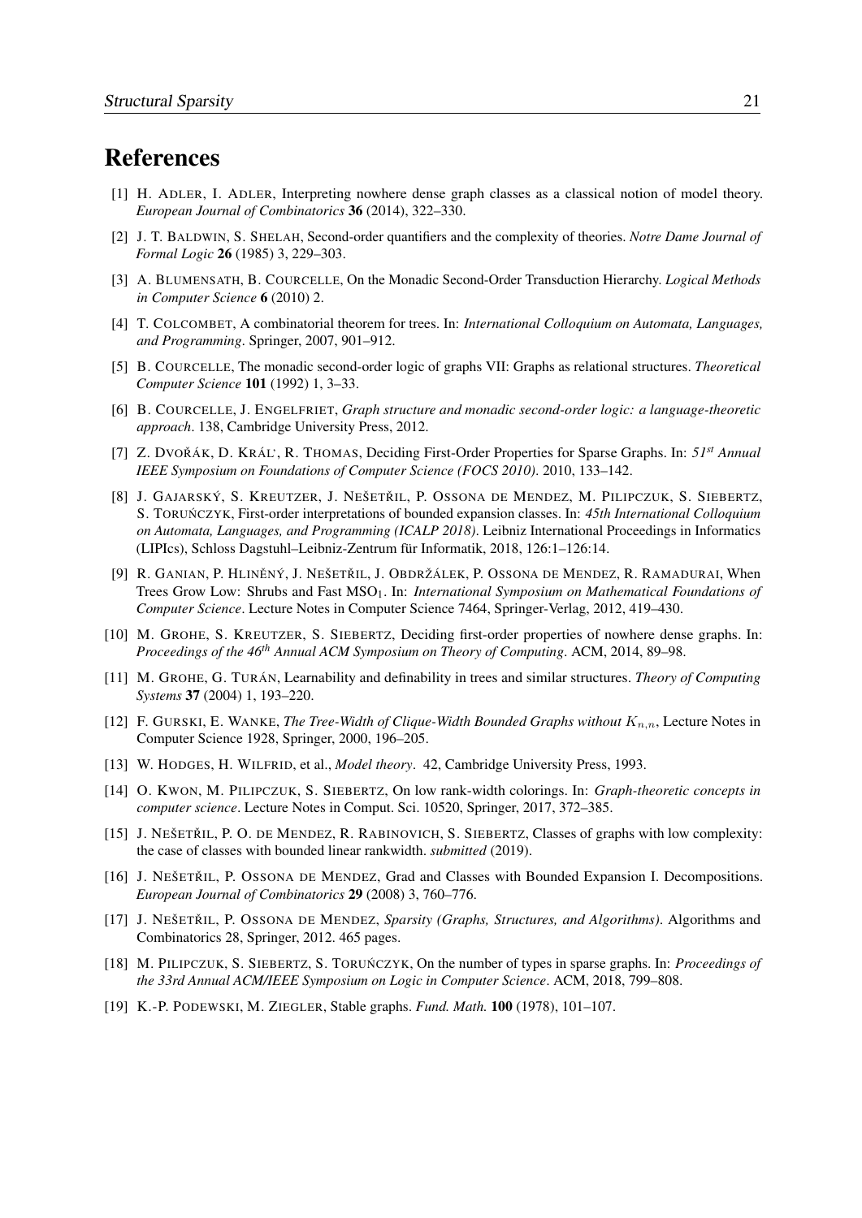# References

[1] H. ADLER, I. ADLER, Interpreting nowhere dense graph classes as a classical notion of model theory. *European Journal of Combinatorics* **36** (2014), 322–330.

[2] J. T. BALDWIN, S. SHELAH, Second-order quantifiers and the complexity of theories. *Notre Dame Journal of Formal Logic* **26** (1985) 3, 229–303.

[3] A. BLUMENSATH, B. COURCELLE, On the Monadic Second-Order Transduction Hierarchy. *Logical Methods in Computer Science* **6** (2010) 2.

[4] T. COLCOMBET, A combinatorial theorem for trees. In: *International Colloquium on Automata, Languages, and Programming*. Springer, 2007, 901–912.

[5] B. COURCELLE, The monadic second-order logic of graphs VII: Graphs as relational structures. *Theoretical Computer Science* **101** (1992) 1, 3–33.

[6] B. COURCELLE, J. ENGELFRIET, *Graph structure and monadic second-order logic: a language-theoretic approach*. 138, Cambridge University Press, 2012.

[7] Z. DVOŘÁK, D. KRÁĽ, R. THOMAS, Deciding First-Order Properties for Sparse Graphs. In: *51st Annual IEEE Symposium on Foundations of Computer Science (FOCS 2010)*. 2010, 133–142.

[8] J. GAJARSKÝ, S. KREUTZER, J. NEŠETŘIL, P. OSSONA DE MENDEZ, M. PILIPCZUK, S. SIEBERTZ, S. TORUŃCZYK, First-order interpretations of bounded expansion classes. In: *45th International Colloquium on Automata, Languages, and Programming (ICALP 2018)*. Leibniz International Proceedings in Informatics (LIPIcs), Schloss Dagstuhl–Leibniz-Zentrum für Informatik, 2018, 126:1–126:14.

[9] R. GANIAN, P. HLINĚNÝ, J. NEŠETŘIL, J. OBDRŽÁLEK, P. OSSONA DE MENDEZ, R. RAMADURAI, When Trees Grow Low: Shrubs and Fast $\mathrm{MSO}_1$. In: *International Symposium on Mathematical Foundations of Computer Science*. Lecture Notes in Computer Science 7464, Springer-Verlag, 2012, 419–430.

[10] M. GROHE, S. KREUTZER, S. SIEBERTZ, Deciding first-order properties of nowhere dense graphs. In: *Proceedings of the 46th Annual ACM Symposium on Theory of Computing*. ACM, 2014, 89–98.

[11] M. GROHE, G. TURÁN, Learnability and definability in trees and similar structures. *Theory of Computing Systems* **37** (2004) 1, 193–220.

[12] F. GURSKI, E. WANKE, *The Tree-Width of Clique-Width Bounded Graphs without $K_{n,n}$*, Lecture Notes in Computer Science 1928, Springer, 2000, 196–205.

[13] W. HODGES, H. WILFRID, et al., *Model theory*. 42, Cambridge University Press, 1993.

[14] O. KWON, M. PILIPCZUK, S. SIEBERTZ, On low rank-width colorings. In: *Graph-theoretic concepts in computer science*. Lecture Notes in Comput. Sci. 10520, Springer, 2017, 372–385.

[15] J. NEŠETŘIL, P. O. DE MENDEZ, R. RABINOVICH, S. SIEBERTZ, Classes of graphs with low complexity: the case of classes with bounded linear rankwidth. *submitted* (2019).

[16] J. NEŠETŘIL, P. OSSONA DE MENDEZ, Grad and Classes with Bounded Expansion I. Decompositions. *European Journal of Combinatorics* **29** (2008) 3, 760–776.

[17] J. NEŠETŘIL, P. OSSONA DE MENDEZ, *Sparsity (Graphs, Structures, and Algorithms)*. Algorithms and Combinatorics 28, Springer, 2012. 465 pages.

[18] M. PILIPCZUK, S. SIEBERTZ, S. TORUŃCZYK, On the number of types in sparse graphs. In: *Proceedings of the 33rd Annual ACM/IEEE Symposium on Logic in Computer Science*. ACM, 2018, 799–808.

[19] K.-P. PODEWSKI, M. ZIEGLER, Stable graphs. *Fund. Math.* **100** (1978), 101–107.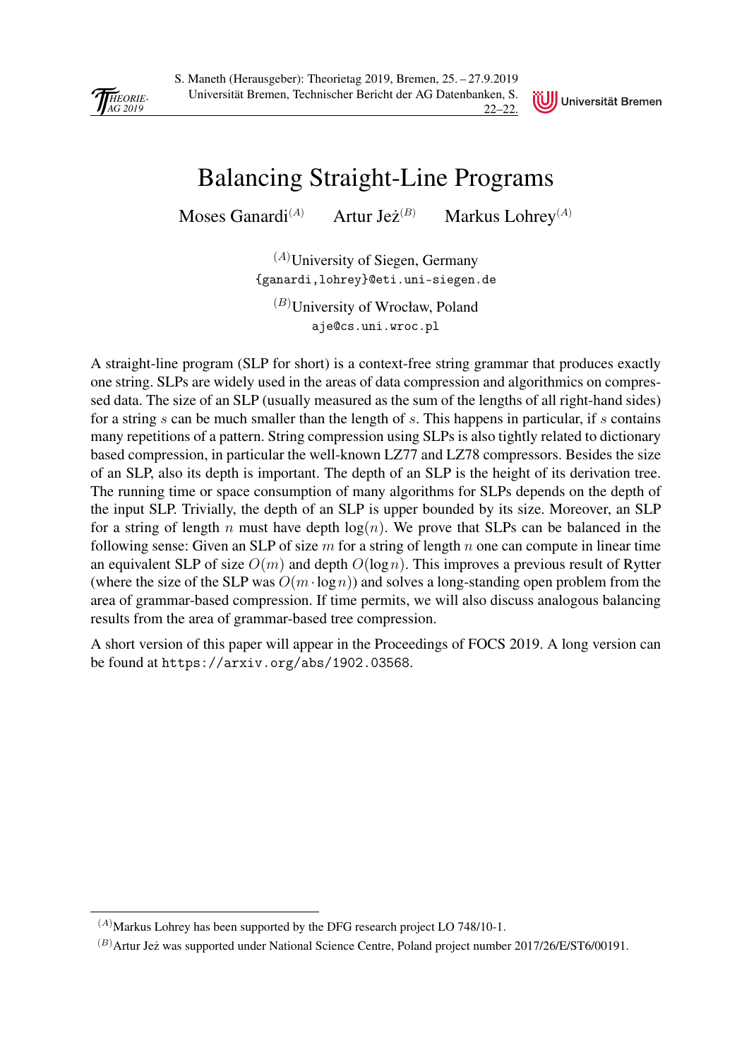# Balancing Straight-Line Programs

Moses Ganardi[(A)] Artur Jeż[(B)] Markus Lohrey[(A)]

[(A)]University of Siegen, Germany
{ganardi,lohrey}@eti.uni-siegen.de

[(B)]University of Wrocław, Poland
aje@cs.uni.wroc.pl

A straight-line program (SLP for short) is a context-free string grammar that produces exactly one string. SLPs are widely used in the areas of data compression and algorithmics on compressed data. The size of an SLP (usually measured as the sum of the lengths of all right-hand sides) for a string $s$ can be much smaller than the length of $s$. This happens in particular, if $s$ contains many repetitions of a pattern. String compression using SLPs is also tightly related to dictionary based compression, in particular the well-known LZ77 and LZ78 compressors. Besides the size of an SLP, also its depth is important. The depth of an SLP is the height of its derivation tree. The running time or space consumption of many algorithms for SLPs depends on the depth of the input SLP. Trivially, the depth of an SLP is upper bounded by its size. Moreover, an SLP for a string of length $n$ must have depth $\log(n)$. We prove that SLPs can be balanced in the following sense: Given an SLP of size $m$ for a string of length $n$ one can compute in linear time an equivalent SLP of size $O(m)$ and depth $O(\log n)$. This improves a previous result of Rytter (where the size of the SLP was $O(m \cdot \log n)$) and solves a long-standing open problem from the area of grammar-based compression. If time permits, we will also discuss analogous balancing results from the area of grammar-based tree compression.

A short version of this paper will appear in the Proceedings of FOCS 2019. A long version can be found at https://arxiv.org/abs/1902.03568.

---

[(A)]Markus Lohrey has been supported by the DFG research project LO 748/10-1.

[(B)]Artur Jeż was supported under National Science Centre, Poland project number 2017/26/E/ST6/00191.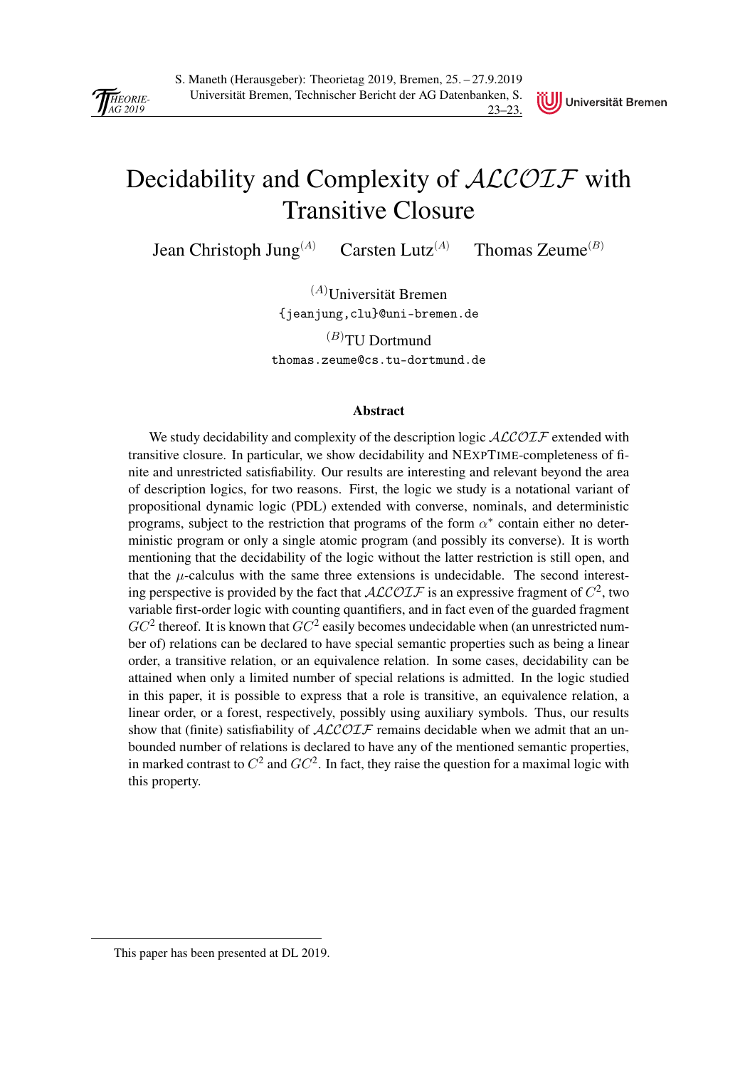# Decidability and Complexity of $\mathcal{ALCOIF}$ with Transitive Closure

Jean Christoph Jung[(A)] Carsten Lutz[(A)] Thomas Zeume[(B)]

[(A)]Universität Bremen
{jeanjung,clu}@uni-bremen.de

[(B)]TU Dortmund
thomas.zeume@cs.tu-dortmund.de

### Abstract

We study decidability and complexity of the description logic $\mathcal{ALCOIF}$ extended with transitive closure. In particular, we show decidability and NEXPTIME-completeness of finite and unrestricted satisfiability. Our results are interesting and relevant beyond the area of description logics, for two reasons. First, the logic we study is a notational variant of propositional dynamic logic (PDL) extended with converse, nominals, and deterministic programs, subject to the restriction that programs of the form $\alpha^*$ contain either no deterministic program or only a single atomic program (and possibly its converse). It is worth mentioning that the decidability of the logic without the latter restriction is still open, and that the $\mu$-calculus with the same three extensions is undecidable. The second interesting perspective is provided by the fact that $\mathcal{ALCOIF}$ is an expressive fragment of $C^2$, two variable first-order logic with counting quantifiers, and in fact even of the guarded fragment $GC^2$ thereof. It is known that $GC^2$ easily becomes undecidable when (an unrestricted number of) relations can be declared to have special semantic properties such as being a linear order, a transitive relation, or an equivalence relation. In some cases, decidability can be attained when only a limited number of special relations is admitted. In the logic studied in this paper, it is possible to express that a role is transitive, an equivalence relation, a linear order, or a forest, respectively, possibly using auxiliary symbols. Thus, our results show that (finite) satisfiability of $\mathcal{ALCOIF}$ remains decidable when we admit that an unbounded number of relations is declared to have any of the mentioned semantic properties, in marked contrast to $C^2$ and $GC^2$. In fact, they raise the question for a maximal logic with this property.

This paper has been presented at DL 2019.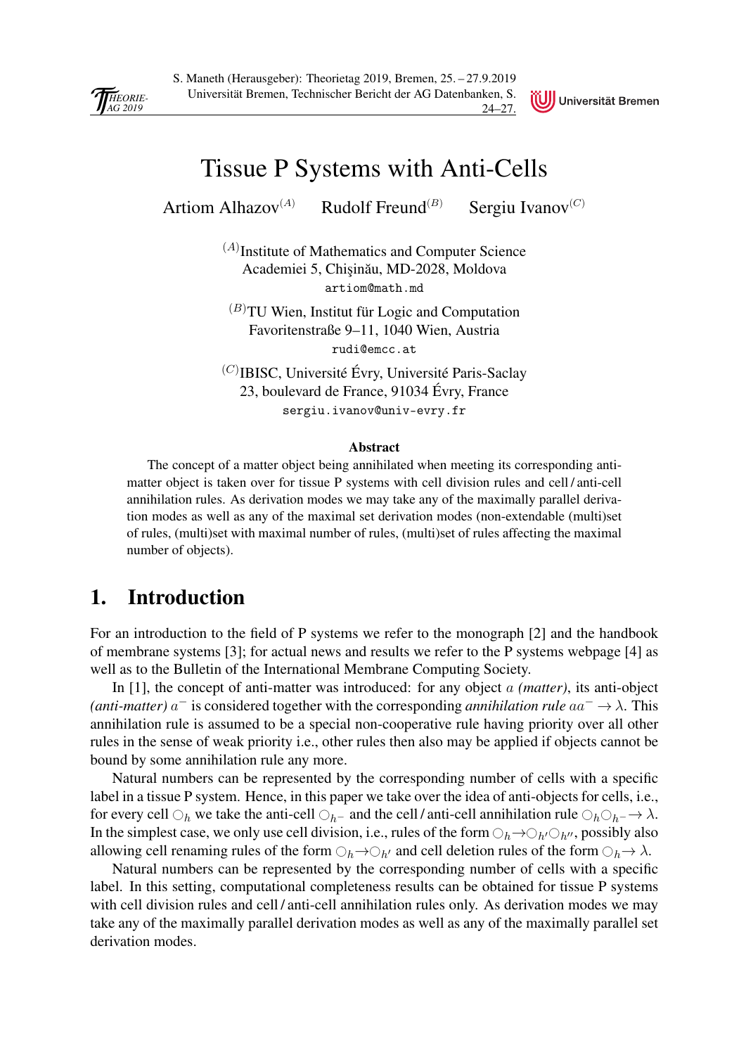# Tissue P Systems with Anti-Cells

Artiom Alhazov[(A)] Rudolf Freund[(B)] Sergiu Ivanov[(C)]

[(A)]Institute of Mathematics and Computer Science
Academiei 5, Chişinău, MD-2028, Moldova
artiom@math.md

[(B)]TU Wien, Institut für Logic and Computation
Favoritenstraße 9–11, 1040 Wien, Austria
rudi@emcc.at

[(C)]IBISC, Université Évry, Université Paris-Saclay
23, boulevard de France, 91034 Évry, France
sergiu.ivanov@univ-evry.fr

**Abstract**

The concept of a matter object being annihilated when meeting its corresponding anti-matter object is taken over for tissue P systems with cell division rules and cell / anti-cell annihilation rules. As derivation modes we may take any of the maximally parallel derivation modes as well as any of the maximal set derivation modes (non-extendable (multi)set of rules, (multi)set with maximal number of rules, (multi)set of rules affecting the maximal number of objects).

## 1. Introduction

For an introduction to the field of P systems we refer to the monograph [2] and the handbook of membrane systems [3]; for actual news and results we refer to the P systems webpage [4] as well as to the Bulletin of the International Membrane Computing Society.

In [1], the concept of anti-matter was introduced: for any object $a$ *(matter)*, its anti-object *(anti-matter)* $a^-$ is considered together with the corresponding *annihilation rule* $aa^- \to \lambda$. This annihilation rule is assumed to be a special non-cooperative rule having priority over all other rules in the sense of weak priority i.e., other rules then also may be applied if objects cannot be bound by some annihilation rule any more.

Natural numbers can be represented by the corresponding number of cells with a specific label in a tissue P system. Hence, in this paper we take over the idea of anti-objects for cells, i.e., for every cell $\bigcirc_h$ we take the anti-cell $\bigcirc_{h^-}$ and the cell / anti-cell annihilation rule $\bigcirc_h \bigcirc_{h^-} \to \lambda$. In the simplest case, we only use cell division, i.e., rules of the form $\bigcirc_h \to \bigcirc_{h'} \bigcirc_{h''}$, possibly also allowing cell renaming rules of the form $\bigcirc_h \to \bigcirc_{h'}$ and cell deletion rules of the form $\bigcirc_h \to \lambda$.

Natural numbers can be represented by the corresponding number of cells with a specific label. In this setting, computational completeness results can be obtained for tissue P systems with cell division rules and cell / anti-cell annihilation rules only. As derivation modes we may take any of the maximally parallel derivation modes as well as any of the maximally parallel set derivation modes.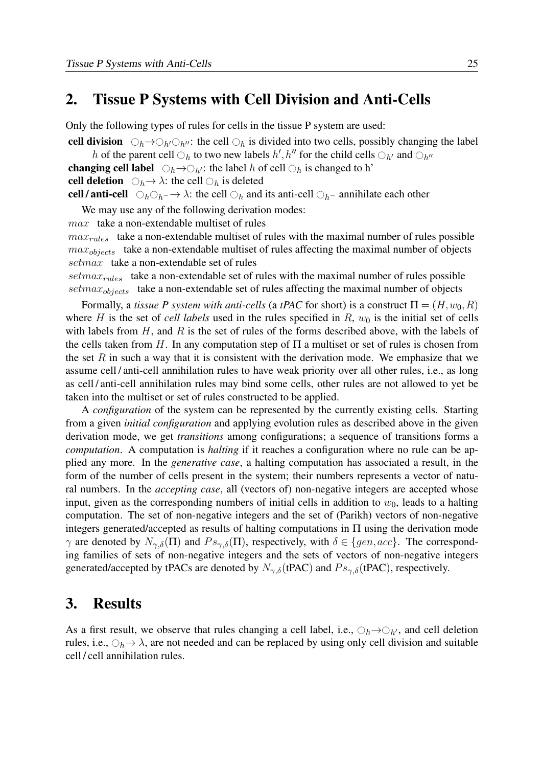## 2. Tissue P Systems with Cell Division and Anti-Cells

Only the following types of rules for cells in the tissue P system are used:

**cell division** $\bigcirc_h \to \bigcirc_{h'} \bigcirc_{h''}$: the cell $\bigcirc_h$ is divided into two cells, possibly changing the label $h$ of the parent cell $\bigcirc_h$ to two new labels $h', h''$ for the child cells $\bigcirc_{h'}$ and $\bigcirc_{h''}$

**changing cell label** $\bigcirc_h \to \bigcirc_{h'}$: the label $h$ of cell $\bigcirc_h$ is changed to h'

**cell deletion** $\bigcirc_h \to \lambda$: the cell $\bigcirc_h$ is deleted

**cell / anti-cell** $\bigcirc_h \bigcirc_{h^-} \to \lambda$: the cell $\bigcirc_h$ and its anti-cell $\bigcirc_{h^-}$ annihilate each other

We may use any of the following derivation modes:

$max$ take a non-extendable multiset of rules

$max_{rules}$ take a non-extendable multiset of rules with the maximal number of rules possible

$max_{objects}$ take a non-extendable multiset of rules affecting the maximal number of objects

$setmax$ take a non-extendable set of rules

$setmax_{rules}$ take a non-extendable set of rules with the maximal number of rules possible

$setmax_{objects}$ take a non-extendable set of rules affecting the maximal number of objects

Formally, a *tissue P system with anti-cells* (a *tPAC* for short) is a construct $\Pi = (H, w_0, R)$ where $H$ is the set of *cell labels* used in the rules specified in $R$, $w_0$ is the initial set of cells with labels from $H$, and $R$ is the set of rules of the forms described above, with the labels of the cells taken from $H$. In any computation step of $\Pi$ a multiset or set of rules is chosen from the set $R$ in such a way that it is consistent with the derivation mode. We emphasize that we assume cell / anti-cell annihilation rules to have weak priority over all other rules, i.e., as long as cell / anti-cell annihilation rules may bind some cells, other rules are not allowed to yet be taken into the multiset or set of rules constructed to be applied.

A *configuration* of the system can be represented by the currently existing cells. Starting from a given *initial configuration* and applying evolution rules as described above in the given derivation mode, we get *transitions* among configurations; a sequence of transitions forms a *computation*. A computation is *halting* if it reaches a configuration where no rule can be applied any more. In the *generative case*, a halting computation has associated a result, in the form of the number of cells present in the system; their numbers represents a vector of natural numbers. In the *accepting case*, all (vectors of) non-negative integers are accepted whose input, given as the corresponding numbers of initial cells in addition to $w_0$, leads to a halting computation. The set of non-negative integers and the set of (Parikh) vectors of non-negative integers generated/accepted as results of halting computations in $\Pi$ using the derivation mode $\gamma$ are denoted by $N_{\gamma,\delta}(\Pi)$ and $Ps_{\gamma,\delta}(\Pi)$, respectively, with $\delta \in \{gen, acc\}$. The corresponding families of sets of non-negative integers and the sets of vectors of non-negative integers generated/accepted by tPACs are denoted by $N_{\gamma,\delta}$(tPAC) and $Ps_{\gamma,\delta}$(tPAC), respectively.

## 3. Results

As a first result, we observe that rules changing a cell label, i.e., $\bigcirc_h \to \bigcirc_{h'}$, and cell deletion rules, i.e., $\bigcirc_h \to \lambda$, are not needed and can be replaced by using only cell division and suitable cell / cell annihilation rules.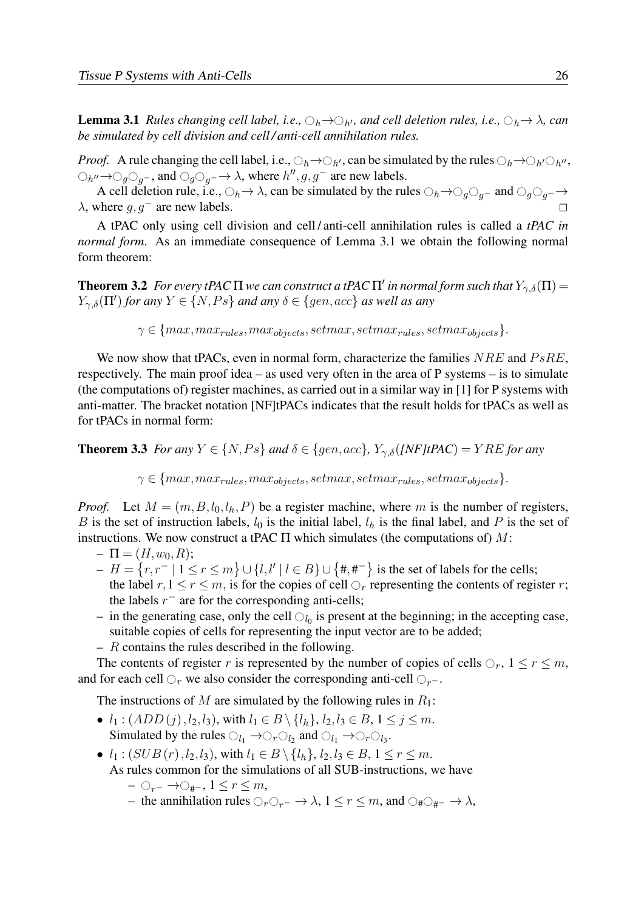**Lemma 3.1** *Rules changing cell label, i.e., $\bigcirc_h \to \bigcirc_{h'}$, and cell deletion rules, i.e., $\bigcirc_h \to \lambda$, can be simulated by cell division and cell / anti-cell annihilation rules.*

*Proof.* A rule changing the cell label, i.e., $\bigcirc_h \to \bigcirc_{h'}$, can be simulated by the rules $\bigcirc_h \to \bigcirc_{h'} \bigcirc_{h''}$, $\bigcirc_{h''} \to \bigcirc_g \bigcirc_{g^-}$, and $\bigcirc_g \bigcirc_{g^-} \to \lambda$, where $h'', g, g^-$ are new labels.

A cell deletion rule, i.e., $\bigcirc_h \to \lambda$, can be simulated by the rules $\bigcirc_h \to \bigcirc_g \bigcirc_{g^-}$ and $\bigcirc_g \bigcirc_{g^-} \to \lambda$, where $g, g^-$ are new labels. □

A tPAC only using cell division and cell / anti-cell annihilation rules is called a *tPAC in normal form*. As an immediate consequence of Lemma 3.1 we obtain the following normal form theorem:

**Theorem 3.2** *For every tPAC $\Pi$ we can construct a tPAC $\Pi'$ in normal form such that $Y_{\gamma,\delta}(\Pi) = Y_{\gamma,\delta}(\Pi')$ for any $Y \in \{N, Ps\}$ and any $\delta \in \{gen, acc\}$ as well as any*

$$\gamma \in \{max, max_{rules}, max_{objects}, setmax, setmax_{rules}, setmax_{objects}\}.$$

We now show that tPACs, even in normal form, characterize the families $NRE$ and $PsRE$, respectively. The main proof idea – as used very often in the area of P systems – is to simulate (the computations of) register machines, as carried out in a similar way in [1] for P systems with anti-matter. The bracket notation [NF]tPACs indicates that the result holds for tPACs as well as for tPACs in normal form:

**Theorem 3.3** *For any $Y \in \{N, Ps\}$ and $\delta \in \{gen, acc\}$, $Y_{\gamma,\delta}$([NF]tPAC) $= YRE$ for any*

$$\gamma \in \{max, max_{rules}, max_{objects}, setmax, setmax_{rules}, setmax_{objects}\}.$$

*Proof.* Let $M = (m, B, l_0, l_h, P)$ be a register machine, where $m$ is the number of registers, $B$ is the set of instruction labels, $l_0$ is the initial label, $l_h$ is the final label, and $P$ is the set of instructions. We now construct a tPAC $\Pi$ which simulates (the computations of) $M$:

- $\Pi = (H, w_0, R)$;
- $H = \{r, r^- \mid 1 \leq r \leq m\} \cup \{l, l' \mid l \in B\} \cup \{\#, \#^-\}$ is the set of labels for the cells; the label $r, 1 \leq r \leq m$, is for the copies of cell $\bigcirc_r$ representing the contents of register $r$; the labels $r^-$ are for the corresponding anti-cells;
- in the generating case, only the cell $\bigcirc_{l_0}$ is present at the beginning; in the accepting case, suitable copies of cells for representing the input vector are to be added;
- $R$ contains the rules described in the following.

The contents of register $r$ is represented by the number of copies of cells $\bigcirc_r$, $1 \leq r \leq m$, and for each cell $\bigcirc_r$ we also consider the corresponding anti-cell $\bigcirc_{r^-}$.

The instructions of $M$ are simulated by the following rules in $R_1$:

- $l_1 : (ADD(j), l_2, l_3)$, with $l_1 \in B \setminus \{l_h\}$, $l_2, l_3 \in B$, $1 \leq j \leq m$. Simulated by the rules $\bigcirc_{l_1} \to \bigcirc_r \bigcirc_{l_2}$ and $\bigcirc_{l_1} \to \bigcirc_r \bigcirc_{l_3}$.
- $l_1 : (SUB(r), l_2, l_3)$, with $l_1 \in B \setminus \{l_h\}$, $l_2, l_3 \in B$, $1 \leq r \leq m$. As rules common for the simulations of all SUB-instructions, we have
  - $\bigcirc_{r^-} \to \bigcirc_{\#^-}$, $1 \leq r \leq m$,
  - the annihilation rules $\bigcirc_r \bigcirc_{r^-} \to \lambda$, $1 \leq r \leq m$, and $\bigcirc_\# \bigcirc_{\#^-} \to \lambda$,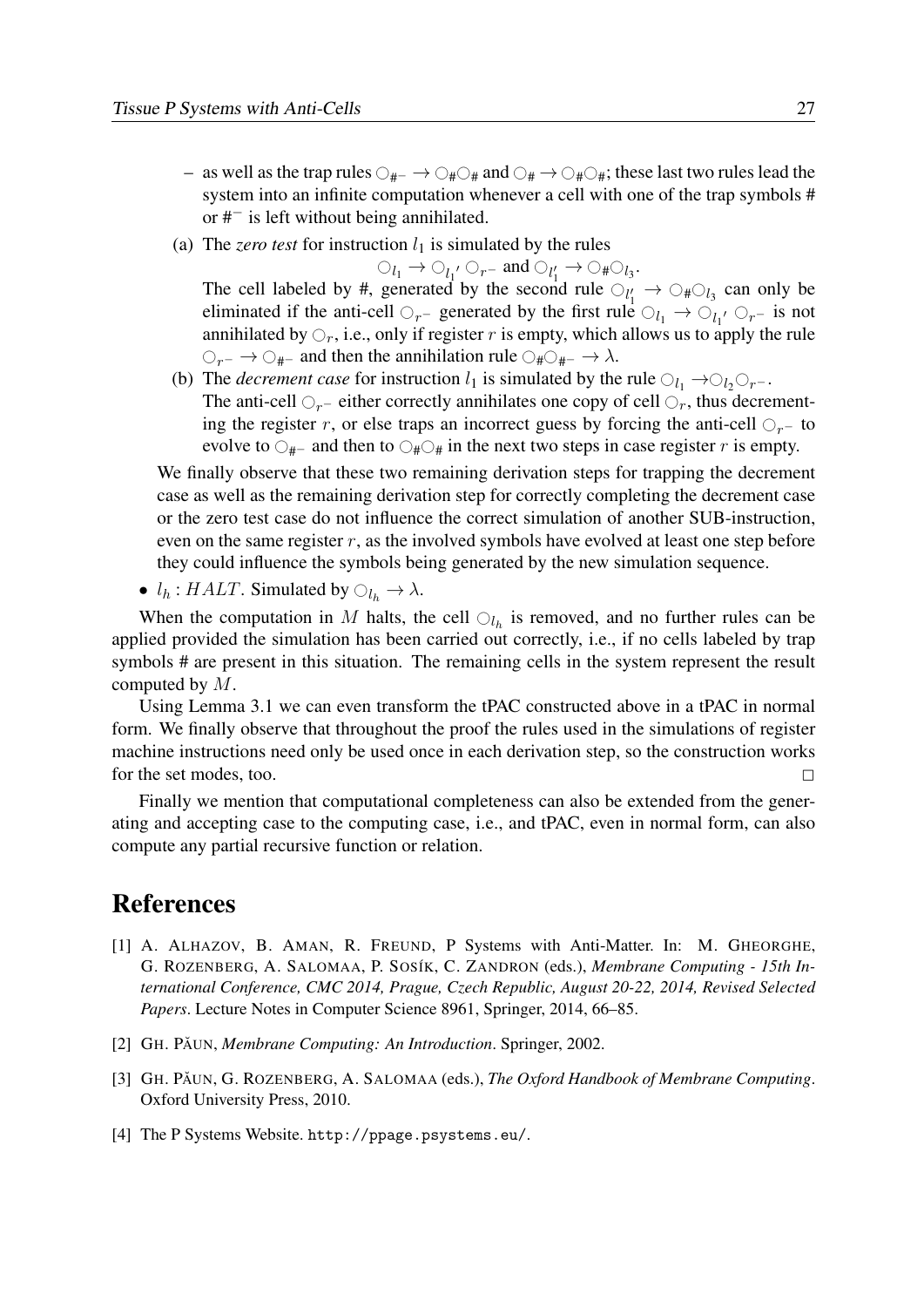– as well as the trap rules $\bigcirc_{\#^-} \to \bigcirc_{\#}\bigcirc_{\#}$ and $\bigcirc_{\#} \to \bigcirc_{\#}\bigcirc_{\#}$; these last two rules lead the system into an infinite computation whenever a cell with one of the trap symbols # or $\#^-$ is left without being annihilated.

(a) The *zero test* for instruction $l_1$ is simulated by the rules

$$\bigcirc_{l_1} \to \bigcirc_{l_1{}'}\bigcirc_{r^-} \text{ and } \bigcirc_{l_1'} \to \bigcirc_{\#}\bigcirc_{l_3}.$$

The cell labeled by #, generated by the second rule $\bigcirc_{l_1'} \to \bigcirc_{\#}\bigcirc_{l_3}$ can only be eliminated if the anti-cell $\bigcirc_{r^-}$ generated by the first rule $\bigcirc_{l_1} \to \bigcirc_{l_1{}'}\bigcirc_{r^-}$ is not annihilated by $\bigcirc_r$, i.e., only if register $r$ is empty, which allows us to apply the rule $\bigcirc_{r^-} \to \bigcirc_{\#^-}$ and then the annihilation rule $\bigcirc_{\#}\bigcirc_{\#^-} \to \lambda$.

(b) The *decrement case* for instruction $l_1$ is simulated by the rule $\bigcirc_{l_1} \to \bigcirc_{l_2}\bigcirc_{r^-}$. The anti-cell $\bigcirc_{r^-}$ either correctly annihilates one copy of cell $\bigcirc_r$, thus decrementing the register $r$, or else traps an incorrect guess by forcing the anti-cell $\bigcirc_{r^-}$ to evolve to $\bigcirc_{\#^-}$ and then to $\bigcirc_{\#}\bigcirc_{\#}$ in the next two steps in case register $r$ is empty.

We finally observe that these two remaining derivation steps for trapping the decrement case as well as the remaining derivation step for correctly completing the decrement case or the zero test case do not influence the correct simulation of another SUB-instruction, even on the same register $r$, as the involved symbols have evolved at least one step before they could influence the symbols being generated by the new simulation sequence.

- $l_h : HALT$. Simulated by $\bigcirc_{l_h} \to \lambda$.

When the computation in $M$ halts, the cell $\bigcirc_{l_h}$ is removed, and no further rules can be applied provided the simulation has been carried out correctly, i.e., if no cells labeled by trap symbols # are present in this situation. The remaining cells in the system represent the result computed by $M$.

Using Lemma 3.1 we can even transform the tPAC constructed above in a tPAC in normal form. We finally observe that throughout the proof the rules used in the simulations of register machine instructions need only be used once in each derivation step, so the construction works for the set modes, too. □

Finally we mention that computational completeness can also be extended from the generating and accepting case to the computing case, i.e., and tPAC, even in normal form, can also compute any partial recursive function or relation.

# References

[1] A. Alhazov, B. Aman, R. Freund, P Systems with Anti-Matter. In: M. Gheorghe, G. Rozenberg, A. Salomaa, P. Sosík, C. Zandron (eds.), *Membrane Computing - 15th International Conference, CMC 2014, Prague, Czech Republic, August 20-22, 2014, Revised Selected Papers*. Lecture Notes in Computer Science 8961, Springer, 2014, 66–85.

[2] Gh. Păun, *Membrane Computing: An Introduction*. Springer, 2002.

[3] Gh. Păun, G. Rozenberg, A. Salomaa (eds.), *The Oxford Handbook of Membrane Computing*. Oxford University Press, 2010.

[4] The P Systems Website. `http://ppage.psystems.eu/`.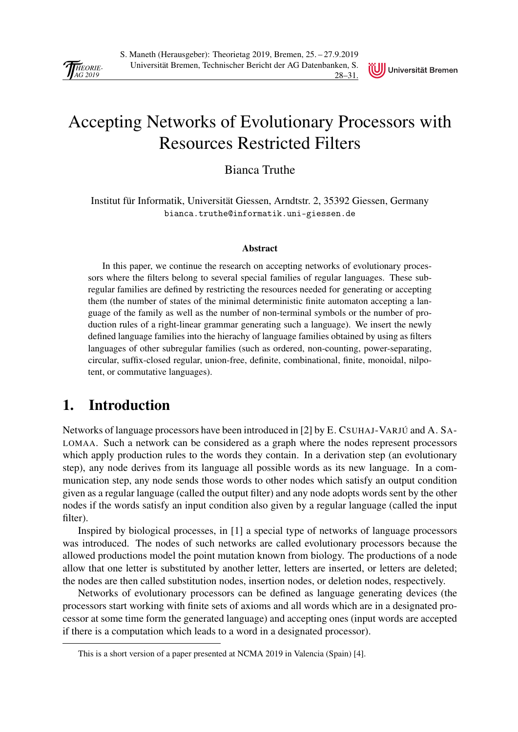# Accepting Networks of Evolutionary Processors with Resources Restricted Filters

Bianca Truthe

Institut für Informatik, Universität Giessen, Arndtstr. 2, 35392 Giessen, Germany
bianca.truthe@informatik.uni-giessen.de

### Abstract

In this paper, we continue the research on accepting networks of evolutionary processors where the filters belong to several special families of regular languages. These subregular families are defined by restricting the resources needed for generating or accepting them (the number of states of the minimal deterministic finite automaton accepting a language of the family as well as the number of non-terminal symbols or the number of production rules of a right-linear grammar generating such a language). We insert the newly defined language families into the hierachy of language families obtained by using as filters languages of other subregular families (such as ordered, non-counting, power-separating, circular, suffix-closed regular, union-free, definite, combinational, finite, monoidal, nilpotent, or commutative languages).

## 1. Introduction

Networks of language processors have been introduced in [2] by E. Csuhaj-Varjú and A. Salomaa. Such a network can be considered as a graph where the nodes represent processors which apply production rules to the words they contain. In a derivation step (an evolutionary step), any node derives from its language all possible words as its new language. In a communication step, any node sends those words to other nodes which satisfy an output condition given as a regular language (called the output filter) and any node adopts words sent by the other nodes if the words satisfy an input condition also given by a regular language (called the input filter).

Inspired by biological processes, in [1] a special type of networks of language processors was introduced. The nodes of such networks are called evolutionary processors because the allowed productions model the point mutation known from biology. The productions of a node allow that one letter is substituted by another letter, letters are inserted, or letters are deleted; the nodes are then called substitution nodes, insertion nodes, or deletion nodes, respectively.

Networks of evolutionary processors can be defined as language generating devices (the processors start working with finite sets of axioms and all words which are in a designated processor at some time form the generated language) and accepting ones (input words are accepted if there is a computation which leads to a word in a designated processor).

This is a short version of a paper presented at NCMA 2019 in Valencia (Spain) [4].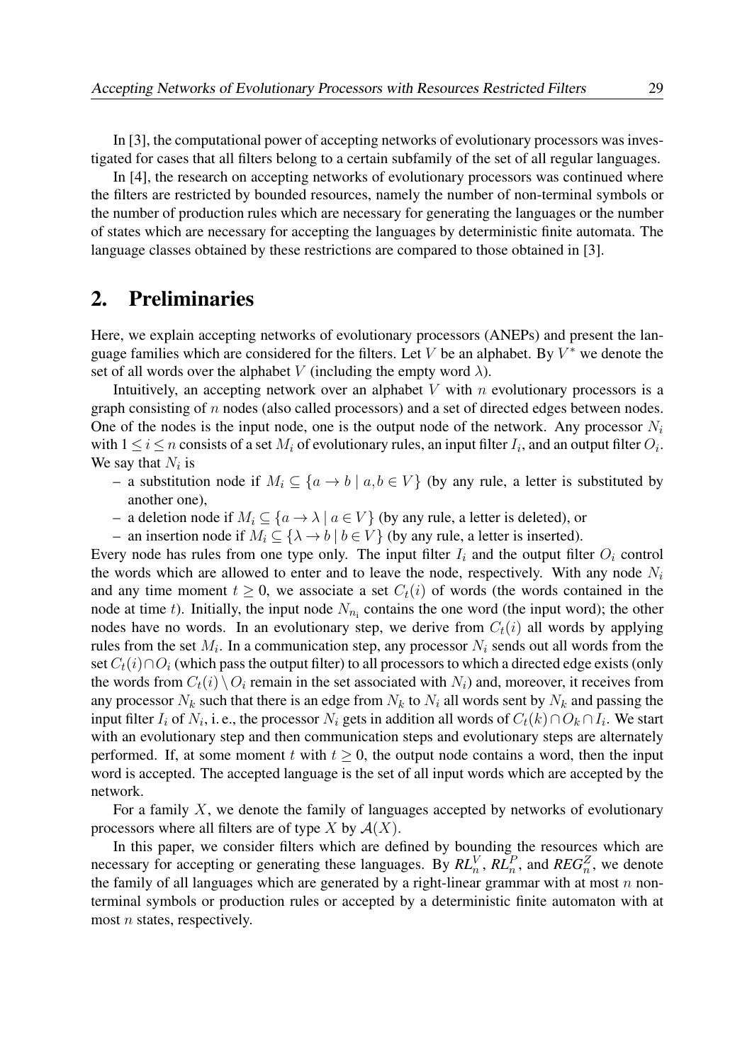In [3], the computational power of accepting networks of evolutionary processors was investigated for cases that all filters belong to a certain subfamily of the set of all regular languages.

In [4], the research on accepting networks of evolutionary processors was continued where the filters are restricted by bounded resources, namely the number of non-terminal symbols or the number of production rules which are necessary for generating the languages or the number of states which are necessary for accepting the languages by deterministic finite automata. The language classes obtained by these restrictions are compared to those obtained in [3].

## 2. Preliminaries

Here, we explain accepting networks of evolutionary processors (ANEPs) and present the language families which are considered for the filters. Let $V$ be an alphabet. By $V^*$ we denote the set of all words over the alphabet $V$ (including the empty word $\lambda$).

Intuitively, an accepting network over an alphabet $V$ with $n$ evolutionary processors is a graph consisting of $n$ nodes (also called processors) and a set of directed edges between nodes. One of the nodes is the input node, one is the output node of the network. Any processor $N_i$ with $1 \leq i \leq n$ consists of a set $M_i$ of evolutionary rules, an input filter $I_i$, and an output filter $O_i$. We say that $N_i$ is

- a substitution node if $M_i \subseteq \{a \to b \mid a,b \in V\}$ (by any rule, a letter is substituted by another one),
- a deletion node if $M_i \subseteq \{a \to \lambda \mid a \in V\}$ (by any rule, a letter is deleted), or
- an insertion node if $M_i \subseteq \{\lambda \to b \mid b \in V\}$ (by any rule, a letter is inserted).

Every node has rules from one type only. The input filter $I_i$ and the output filter $O_i$ control the words which are allowed to enter and to leave the node, respectively. With any node $N_i$ and any time moment $t \geq 0$, we associate a set $C_t(i)$ of words (the words contained in the node at time $t$). Initially, the input node $N_{n_i}$ contains the one word (the input word); the other nodes have no words. In an evolutionary step, we derive from $C_t(i)$ all words by applying rules from the set $M_i$. In a communication step, any processor $N_i$ sends out all words from the set $C_t(i) \cap O_i$ (which pass the output filter) to all processors to which a directed edge exists (only the words from $C_t(i) \setminus O_i$ remain in the set associated with $N_i$) and, moreover, it receives from any processor $N_k$ such that there is an edge from $N_k$ to $N_i$ all words sent by $N_k$ and passing the input filter $I_i$ of $N_i$, i. e., the processor $N_i$ gets in addition all words of $C_t(k) \cap O_k \cap I_i$. We start with an evolutionary step and then communication steps and evolutionary steps are alternately performed. If, at some moment $t$ with $t \geq 0$, the output node contains a word, then the input word is accepted. The accepted language is the set of all input words which are accepted by the network.

For a family $X$, we denote the family of languages accepted by networks of evolutionary processors where all filters are of type $X$ by $\mathcal{A}(X)$.

In this paper, we consider filters which are defined by bounding the resources which are necessary for accepting or generating these languages. By $RL_n^V$, $RL_n^P$, and $REG_n^Z$, we denote the family of all languages which are generated by a right-linear grammar with at most $n$ non-terminal symbols or production rules or accepted by a deterministic finite automaton with at most $n$ states, respectively.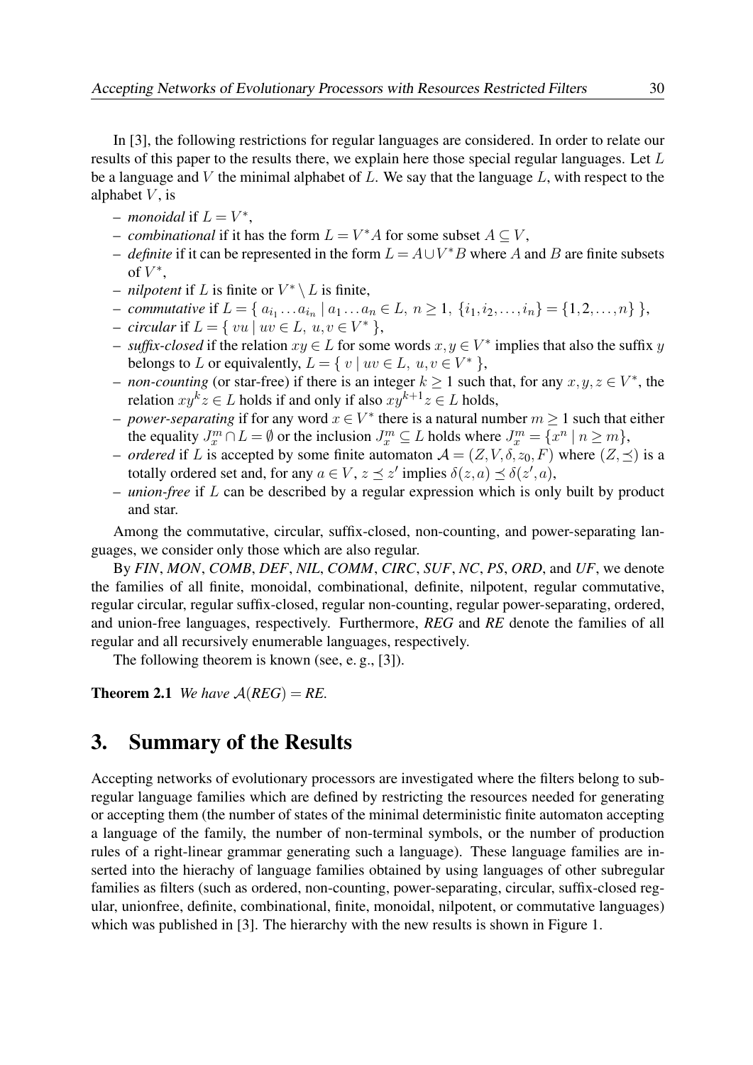In [3], the following restrictions for regular languages are considered. In order to relate our results of this paper to the results there, we explain here those special regular languages. Let $L$ be a language and $V$ the minimal alphabet of $L$. We say that the language $L$, with respect to the alphabet $V$, is

- *monoidal* if $L = V^*$,
- *combinational* if it has the form $L = V^*A$ for some subset $A \subseteq V$,
- *definite* if it can be represented in the form $L = A \cup V^*B$ where $A$ and $B$ are finite subsets of $V^*$,
- *nilpotent* if $L$ is finite or $V^* \setminus L$ is finite,
- *commutative* if $L = \{ a_{i_1} \dots a_{i_n} \mid a_1 \dots a_n \in L,\ n \geq 1,\ \{i_1, i_2, \dots, i_n\} = \{1, 2, \dots, n\} \}$,
- *circular* if $L = \{ vu \mid uv \in L,\ u, v \in V^* \}$,
- *suffix-closed* if the relation $xy \in L$ for some words $x, y \in V^*$ implies that also the suffix $y$ belongs to $L$ or equivalently, $L = \{ v \mid uv \in L,\ u, v \in V^* \}$,
- *non-counting* (or star-free) if there is an integer $k \geq 1$ such that, for any $x, y, z \in V^*$, the relation $xy^kz \in L$ holds if and only if also $xy^{k+1}z \in L$ holds,
- *power-separating* if for any word $x \in V^*$ there is a natural number $m \geq 1$ such that either the equality $J_x^m \cap L = \emptyset$ or the inclusion $J_x^m \subseteq L$ holds where $J_x^m = \{x^n \mid n \geq m\}$,
- *ordered* if $L$ is accepted by some finite automaton $\mathcal{A} = (Z, V, \delta, z_0, F)$ where $(Z, \preceq)$ is a totally ordered set and, for any $a \in V$, $z \preceq z'$ implies $\delta(z, a) \preceq \delta(z', a)$,
- *union-free* if $L$ can be described by a regular expression which is only built by product and star.

Among the commutative, circular, suffix-closed, non-counting, and power-separating languages, we consider only those which are also regular.

By *FIN*, *MON*, *COMB*, *DEF*, *NIL*, *COMM*, *CIRC*, *SUF*, *NC*, *PS*, *ORD*, and *UF*, we denote the families of all finite, monoidal, combinational, definite, nilpotent, regular commutative, regular circular, regular suffix-closed, regular non-counting, regular power-separating, ordered, and union-free languages, respectively. Furthermore, *REG* and *RE* denote the families of all regular and all recursively enumerable languages, respectively.

The following theorem is known (see, e. g., [3]).

**Theorem 2.1** *We have $\mathcal{A}(REG) = RE$.*

## 3. Summary of the Results

Accepting networks of evolutionary processors are investigated where the filters belong to subregular language families which are defined by restricting the resources needed for generating or accepting them (the number of states of the minimal deterministic finite automaton accepting a language of the family, the number of non-terminal symbols, or the number of production rules of a right-linear grammar generating such a language). These language families are inserted into the hierachy of language families obtained by using languages of other subregular families as filters (such as ordered, non-counting, power-separating, circular, suffix-closed regular, unionfree, definite, combinational, finite, monoidal, nilpotent, or commutative languages) which was published in [3]. The hierarchy with the new results is shown in Figure 1.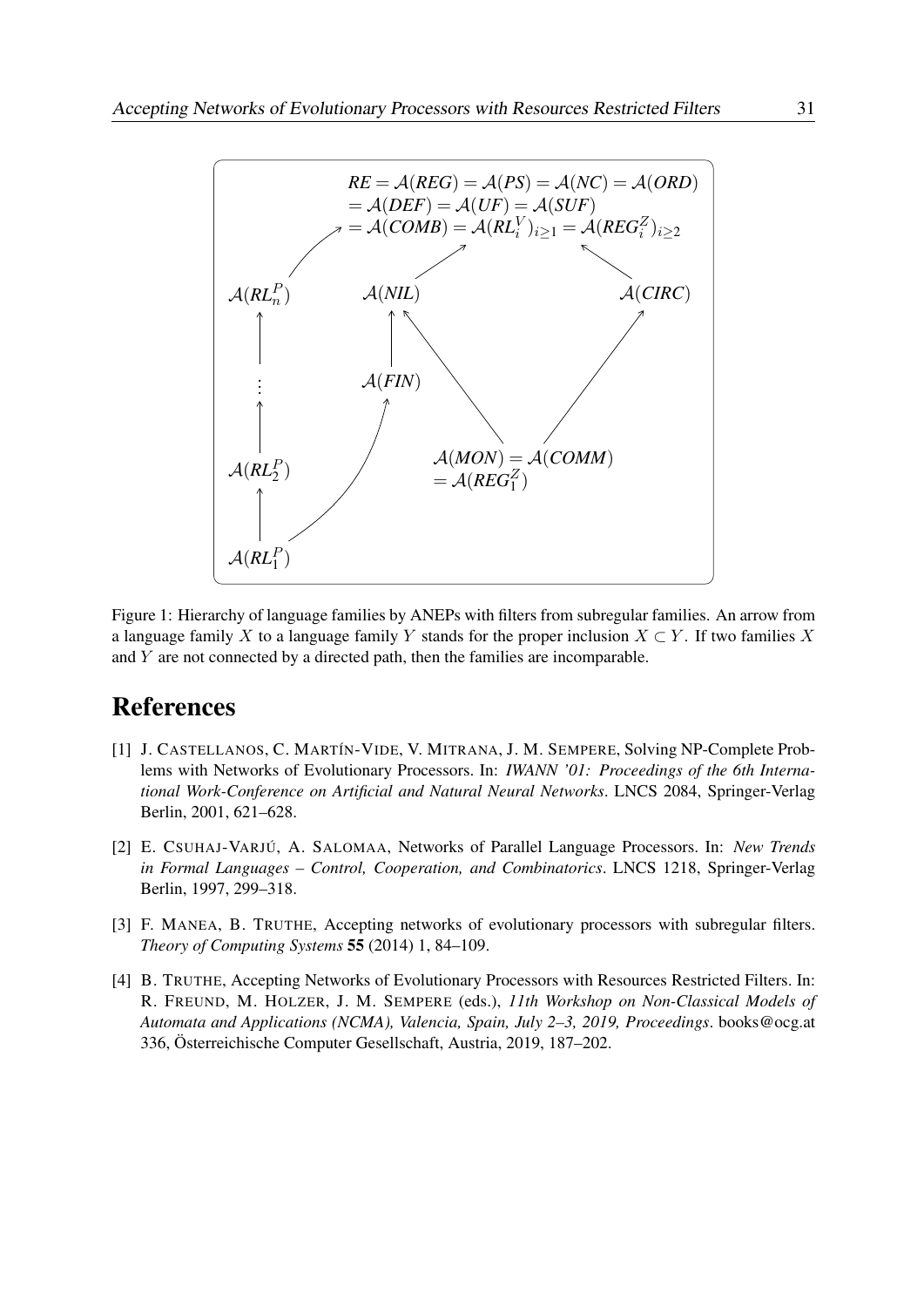$$RE = \mathcal{A}(REG) = \mathcal{A}(PS) = \mathcal{A}(NC) = \mathcal{A}(ORD) = \mathcal{A}(DEF) = \mathcal{A}(UF) = \mathcal{A}(SUF) = \mathcal{A}(COMB) = \mathcal{A}(RL_i^V)_{i \geq 1} = \mathcal{A}(REG_i^Z)_{i \geq 2}$$

$\mathcal{A}(RL_n^P)$ $\mathcal{A}(NIL)$ $\mathcal{A}(CIRC)$

$\mathcal{A}(FIN)$

$\mathcal{A}(MON) = \mathcal{A}(COMM) = \mathcal{A}(REG_1^Z)$

$\mathcal{A}(RL_2^P)$

$\mathcal{A}(RL_1^P)$

Figure 1: Hierarchy of language families by ANEPs with filters from subregular families. An arrow from a language family $X$ to a language family $Y$ stands for the proper inclusion $X \subset Y$. If two families $X$ and $Y$ are not connected by a directed path, then the families are incomparable.

# References

[1] J. CASTELLANOS, C. MARTÍN-VIDE, V. MITRANA, J. M. SEMPERE, Solving NP-Complete Problems with Networks of Evolutionary Processors. In: *IWANN '01: Proceedings of the 6th International Work-Conference on Artificial and Natural Neural Networks*. LNCS 2084, Springer-Verlag Berlin, 2001, 621–628.

[2] E. CSUHAJ-VARJÚ, A. SALOMAA, Networks of Parallel Language Processors. In: *New Trends in Formal Languages – Control, Cooperation, and Combinatorics*. LNCS 1218, Springer-Verlag Berlin, 1997, 299–318.

[3] F. MANEA, B. TRUTHE, Accepting networks of evolutionary processors with subregular filters. *Theory of Computing Systems* **55** (2014) 1, 84–109.

[4] B. TRUTHE, Accepting Networks of Evolutionary Processors with Resources Restricted Filters. In: R. FREUND, M. HOLZER, J. M. SEMPERE (eds.), *11th Workshop on Non-Classical Models of Automata and Applications (NCMA), Valencia, Spain, July 2–3, 2019, Proceedings*. books@ocg.at 336, Österreichische Computer Gesellschaft, Austria, 2019, 187–202.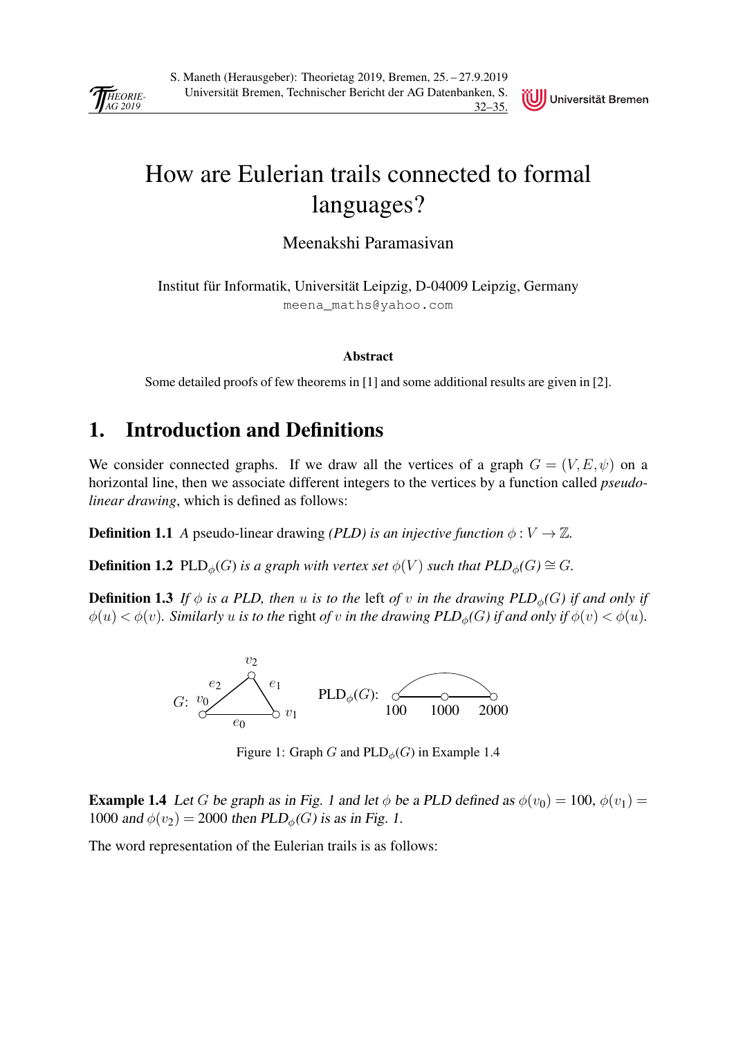# How are Eulerian trails connected to formal languages?

Meenakshi Paramasivan

Institut für Informatik, Universität Leipzig, D-04009 Leipzig, Germany
meena_maths@yahoo.com

### Abstract

Some detailed proofs of few theorems in [1] and some additional results are given in [2].

## 1. Introduction and Definitions

We consider connected graphs. If we draw all the vertices of a graph $G = (V, E, \psi)$ on a horizontal line, then we associate different integers to the vertices by a function called *pseudo-linear drawing*, which is defined as follows:

**Definition 1.1** *A* pseudo-linear drawing *(PLD) is an injective function* $\phi : V \to \mathbb{Z}$.

**Definition 1.2** $\text{PLD}_\phi(G)$ *is a graph with vertex set* $\phi(V)$ *such that* $\text{PLD}_\phi(G) \cong G$.

**Definition 1.3** *If* $\phi$ *is a PLD, then* $u$ *is to the* left *of* $v$ *in the drawing* $\text{PLD}_\phi(G)$ *if and only if* $\phi(u) < \phi(v)$*. Similarly* $u$ *is to the* right *of* $v$ *in the drawing* $\text{PLD}_\phi(G)$ *if and only if* $\phi(v) < \phi(u)$.

Figure 1: Graph $G$ and $\text{PLD}_\phi(G)$ in Example 1.4

**Example 1.4** *Let* $G$ *be graph as in Fig. 1 and let* $\phi$ *be a PLD defined as* $\phi(v_0) = 100$, $\phi(v_1) = 1000$ *and* $\phi(v_2) = 2000$ *then* $\text{PLD}_\phi(G)$ *is as in Fig. 1.*

The word representation of the Eulerian trails is as follows: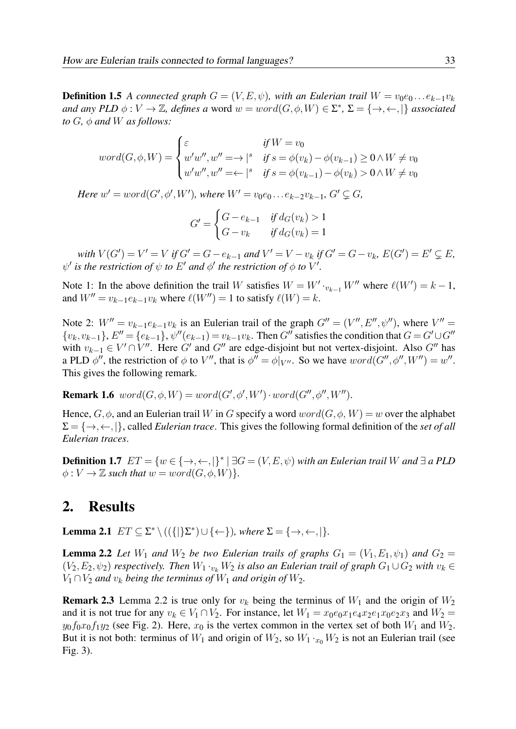**Definition 1.5** *A connected graph $G = (V, E, \psi)$, with an Eulerian trail $W = v_0 e_0 \ldots e_{k-1} v_k$ and any PLD $\phi : V \to \mathbb{Z}$, defines a* word $w = word(G, \phi, W) \in \Sigma^*$, $\Sigma = \{\to, \leftarrow, |\}$ *associated to $G$, $\phi$ and $W$ as follows:*

$$word(G, \phi, W) = \begin{cases} \varepsilon & \text{if } W = v_0 \\ w'w'', w'' = \to |^s & \text{if } s = \phi(v_k) - \phi(v_{k-1}) \geq 0 \wedge W \neq v_0 \\ w'w'', w'' = \leftarrow |^s & \text{if } s = \phi(v_{k-1}) - \phi(v_k) > 0 \wedge W \neq v_0 \end{cases}$$

*Here $w' = word(G', \phi', W')$, where $W' = v_0 e_0 \ldots e_{k-2} v_{k-1}$, $G' \subsetneq G$,*

$$G' = \begin{cases} G - e_{k-1} & \text{if } d_G(v_k) > 1 \\ G - v_k & \text{if } d_G(v_k) = 1 \end{cases}$$

*with $V(G') = V' = V$ if $G' = G - e_{k-1}$ and $V' = V - v_k$ if $G' = G - v_k$, $E(G') = E' \subsetneq E$, $\psi'$ is the restriction of $\psi$ to $E'$ and $\phi'$ the restriction of $\phi$ to $V'$.*

Note 1: In the above definition the trail $W$ satisfies $W = W' \cdot_{v_{k-1}} W''$ where $\ell(W') = k - 1$, and $W'' = v_{k-1} e_{k-1} v_k$ where $\ell(W'') = 1$ to satisfy $\ell(W) = k$.

Note 2: $W'' = v_{k-1} e_{k-1} v_k$ is an Eulerian trail of the graph $G'' = (V'', E'', \psi'')$, where $V'' = \{v_k, v_{k-1}\}$, $E'' = \{e_{k-1}\}$, $\psi''(e_{k-1}) = v_{k-1} v_k$. Then $G''$ satisfies the condition that $G = G' \cup G''$ with $v_{k-1} \in V' \cap V''$. Here $G'$ and $G''$ are edge-disjoint but not vertex-disjoint. Also $G''$ has a PLD $\phi''$, the restriction of $\phi$ to $V''$, that is $\phi'' = \phi|_{V''}$. So we have $word(G'', \phi'', W'') = w''$. This gives the following remark.

**Remark 1.6** $word(G, \phi, W) = word(G', \phi', W') \cdot word(G'', \phi'', W'')$.

Hence, $G, \phi$, and an Eulerian trail $W$ in $G$ specify a word $word(G, \phi, W) = w$ over the alphabet $\Sigma = \{\to, \leftarrow, |\}$, called *Eulerian trace*. This gives the following formal definition of the *set of all Eulerian traces*.

**Definition 1.7** $ET = \{w \in \{\to, \leftarrow, |\}^* \mid \exists G = (V, E, \psi)$ *with an Eulerian trail $W$ and $\exists$ a PLD $\phi : V \to \mathbb{Z}$ such that* $w = word(G, \phi, W)\}$.

## 2. Results

**Lemma 2.1** $ET \subseteq \Sigma^* \setminus ((\{|\}\Sigma^*) \cup \{\leftarrow\})$, *where* $\Sigma = \{\to, \leftarrow, |\}$.

**Lemma 2.2** *Let $W_1$ and $W_2$ be two Eulerian trails of graphs $G_1 = (V_1, E_1, \psi_1)$ and $G_2 = (V_2, E_2, \psi_2)$ respectively. Then $W_1 \cdot_{v_k} W_2$ is also an Eulerian trail of graph $G_1 \cup G_2$ with $v_k \in V_1 \cap V_2$ and $v_k$ being the terminus of $W_1$ and origin of $W_2$.*

**Remark 2.3** Lemma 2.2 is true only for $v_k$ being the terminus of $W_1$ and the origin of $W_2$ and it is not true for any $v_k \in V_1 \cap V_2$. For instance, let $W_1 = x_0 e_0 x_1 e_4 x_2 e_1 x_0 e_2 x_3$ and $W_2 = y_0 f_0 x_0 f_1 y_2$ (see Fig. 2). Here, $x_0$ is the vertex common in the vertex set of both $W_1$ and $W_2$. But it is not both: terminus of $W_1$ and origin of $W_2$, so $W_1 \cdot_{x_0} W_2$ is not an Eulerian trail (see Fig. 3).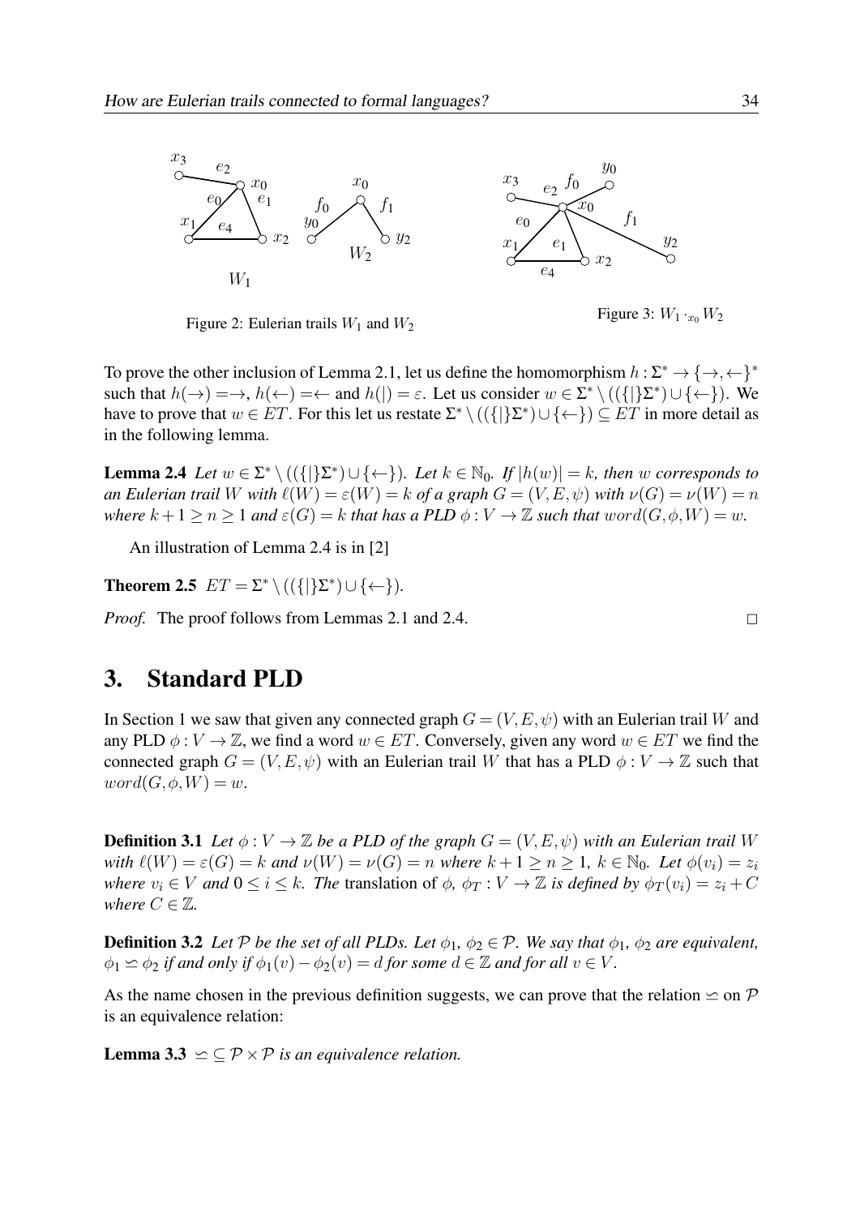Figure 2: Eulerian trails $W_1$ and $W_2$

Figure 3: $W_1 \cdot_{x_0} W_2$

To prove the other inclusion of Lemma 2.1, let us define the homomorphism $h : \Sigma^* \to \{\rightarrow, \leftarrow\}^*$ such that $h(\rightarrow) = \rightarrow$, $h(\leftarrow) = \leftarrow$ and $h(|) = \varepsilon$. Let us consider $w \in \Sigma^* \setminus ((\{|\}\Sigma^*) \cup \{\leftarrow\})$. We have to prove that $w \in ET$. For this let us restate $\Sigma^* \setminus ((\{|\}\Sigma^*) \cup \{\leftarrow\}) \subseteq ET$ in more detail as in the following lemma.

**Lemma 2.4** *Let $w \in \Sigma^* \setminus ((\{|\}\Sigma^*) \cup \{\leftarrow\})$. Let $k \in \mathbb{N}_0$. If $|h(w)| = k$, then $w$ corresponds to an Eulerian trail $W$ with $\ell(W) = \varepsilon(W) = k$ of a graph $G = (V, E, \psi)$ with $\nu(G) = \nu(W) = n$ where $k + 1 \geq n \geq 1$ and $\varepsilon(G) = k$ that has a PLD $\phi : V \to \mathbb{Z}$ such that $word(G, \phi, W) = w$.*

An illustration of Lemma 2.4 is in [2]

**Theorem 2.5** $ET = \Sigma^* \setminus ((\{|\}\Sigma^*) \cup \{\leftarrow\})$.

*Proof.* The proof follows from Lemmas 2.1 and 2.4. □

# 3. Standard PLD

In Section 1 we saw that given any connected graph $G = (V, E, \psi)$ with an Eulerian trail $W$ and any PLD $\phi : V \to \mathbb{Z}$, we find a word $w \in ET$. Conversely, given any word $w \in ET$ we find the connected graph $G = (V, E, \psi)$ with an Eulerian trail $W$ that has a PLD $\phi : V \to \mathbb{Z}$ such that $word(G, \phi, W) = w$.

**Definition 3.1** *Let $\phi : V \to \mathbb{Z}$ be a PLD of the graph $G = (V, E, \psi)$ with an Eulerian trail $W$ with $\ell(W) = \varepsilon(G) = k$ and $\nu(W) = \nu(G) = n$ where $k + 1 \geq n \geq 1$, $k \in \mathbb{N}_0$. Let $\phi(v_i) = z_i$ where $v_i \in V$ and $0 \leq i \leq k$. The* translation *of $\phi$, $\phi_T : V \to \mathbb{Z}$ is defined by $\phi_T(v_i) = z_i + C$ where $C \in \mathbb{Z}$.*

**Definition 3.2** *Let $\mathcal{P}$ be the set of all PLDs. Let $\phi_1, \phi_2 \in \mathcal{P}$. We say that $\phi_1$, $\phi_2$ are equivalent, $\phi_1 \simeq \phi_2$ if and only if $\phi_1(v) - \phi_2(v) = d$ for some $d \in \mathbb{Z}$ and for all $v \in V$.*

As the name chosen in the previous definition suggests, we can prove that the relation $\simeq$ on $\mathcal{P}$ is an equivalence relation:

**Lemma 3.3** *$\simeq \subseteq \mathcal{P} \times \mathcal{P}$ is an equivalence relation.*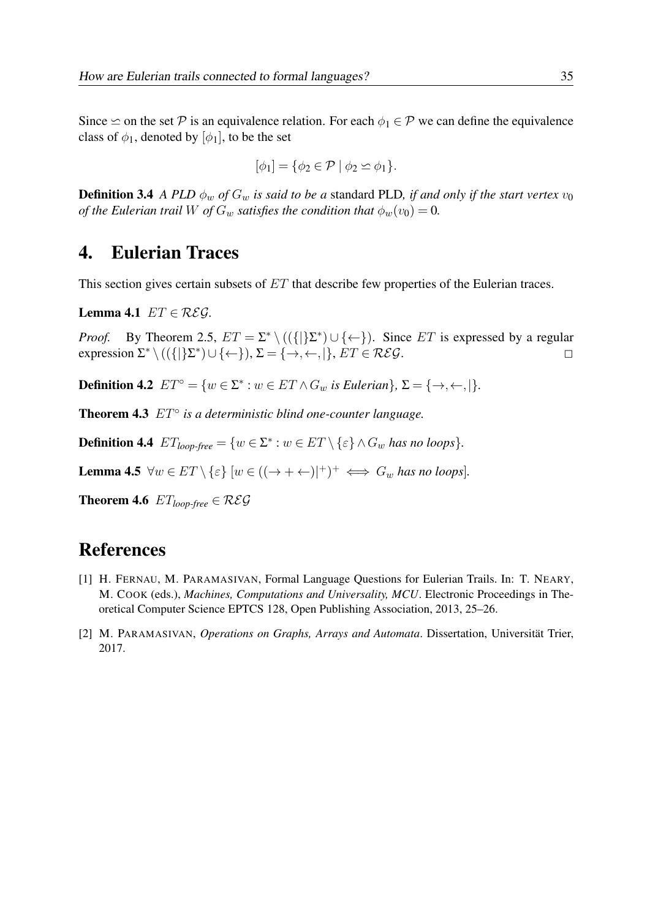Since $\backsimeq$ on the set $\mathcal{P}$ is an equivalence relation. For each $\phi_1 \in \mathcal{P}$ we can define the equivalence class of $\phi_1$, denoted by $[\phi_1]$, to be the set

$$[\phi_1] = \{\phi_2 \in \mathcal{P} \mid \phi_2 \backsimeq \phi_1\}.$$

**Definition 3.4** *A PLD $\phi_w$ of $G_w$ is said to be a* standard PLD*, if and only if the start vertex $v_0$ of the Eulerian trail $W$ of $G_w$ satisfies the condition that $\phi_w(v_0) = 0$.*

## 4. Eulerian Traces

This section gives certain subsets of $ET$ that describe few properties of the Eulerian traces.

**Lemma 4.1** $ET \in \mathcal{REG}$.

*Proof.* By Theorem 2.5, $ET = \Sigma^* \setminus ((\{|\}\Sigma^*) \cup \{\leftarrow\})$. Since $ET$ is expressed by a regular expression $\Sigma^* \setminus ((\{|\}\Sigma^*) \cup \{\leftarrow\})$, $\Sigma = \{\rightarrow, \leftarrow, |\}$, $ET \in \mathcal{REG}$. □

**Definition 4.2** $ET^\circ = \{w \in \Sigma^* : w \in ET \wedge G_w$ *is Eulerian*$\}$, $\Sigma = \{\rightarrow, \leftarrow, |\}$.

**Theorem 4.3** *$ET^\circ$ is a deterministic blind one-counter language.*

**Definition 4.4** $ET_{\text{loop-free}} = \{w \in \Sigma^* : w \in ET \setminus \{\varepsilon\} \wedge G_w$ *has no loops*$\}$.

**Lemma 4.5** $\forall w \in ET \setminus \{\varepsilon\}$ $[w \in ((\rightarrow + \leftarrow)|^+)^+ \iff G_w$ *has no loops*$]$.

**Theorem 4.6** $ET_{\text{loop-free}} \in \mathcal{REG}$

## References

[1] H. Fernau, M. Paramasivan, Formal Language Questions for Eulerian Trails. In: T. Neary, M. Cook (eds.), *Machines, Computations and Universality, MCU*. Electronic Proceedings in Theoretical Computer Science EPTCS 128, Open Publishing Association, 2013, 25–26.

[2] M. Paramasivan, *Operations on Graphs, Arrays and Automata*. Dissertation, Universität Trier, 2017.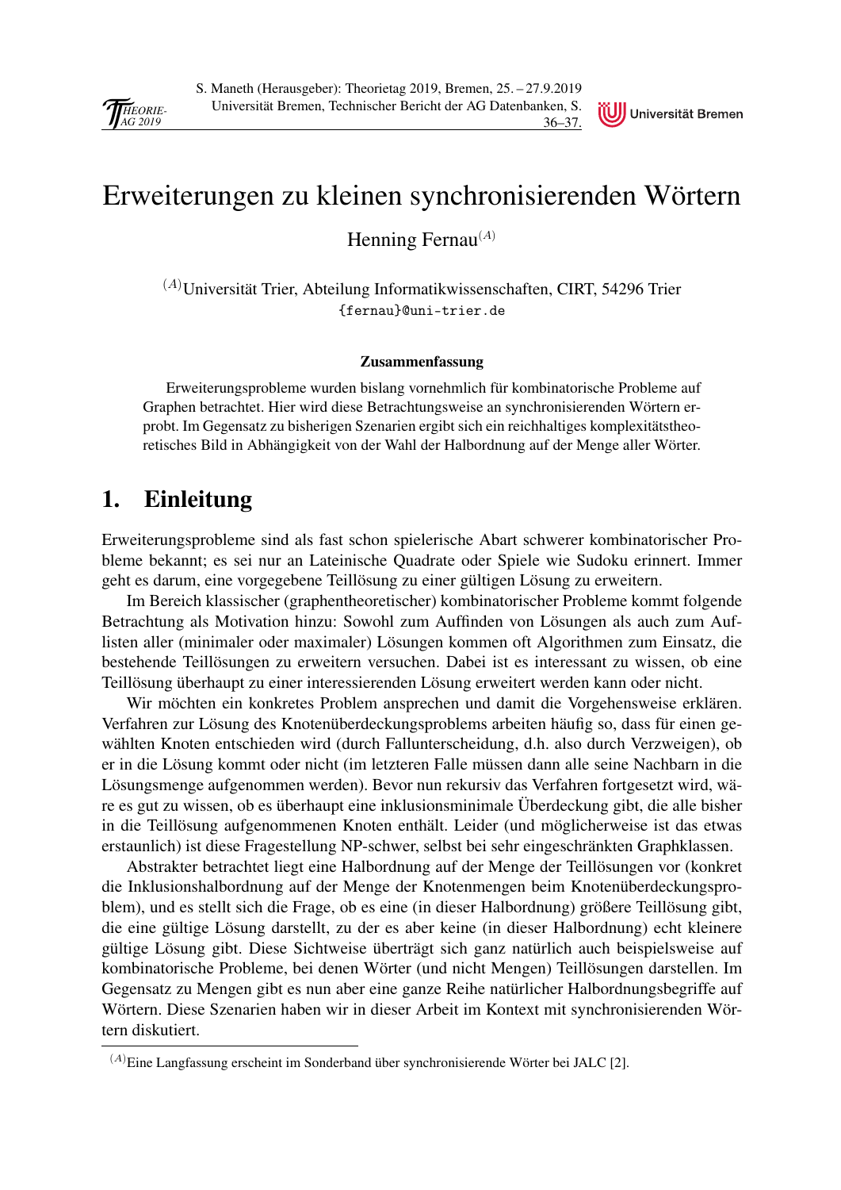# Erweiterungen zu kleinen synchronisierenden Wörtern

Henning Fernau[A]

[A]Universität Trier, Abteilung Informatikwissenschaften, CIRT, 54296 Trier
{fernau}@uni-trier.de

#### Zusammenfassung

Erweiterungsprobleme wurden bislang vornehmlich für kombinatorische Probleme auf Graphen betrachtet. Hier wird diese Betrachtungsweise an synchronisierenden Wörtern erprobt. Im Gegensatz zu bisherigen Szenarien ergibt sich ein reichhaltiges komplexitätstheoretisches Bild in Abhängigkeit von der Wahl der Halbordnung auf der Menge aller Wörter.

## 1. Einleitung

Erweiterungsprobleme sind als fast schon spielerische Abart schwerer kombinatorischer Probleme bekannt; es sei nur an Lateinische Quadrate oder Spiele wie Sudoku erinnert. Immer geht es darum, eine vorgegebene Teillösung zu einer gültigen Lösung zu erweitern.

Im Bereich klassischer (graphentheoretischer) kombinatorischer Probleme kommt folgende Betrachtung als Motivation hinzu: Sowohl zum Auffinden von Lösungen als auch zum Auflisten aller (minimaler oder maximaler) Lösungen kommen oft Algorithmen zum Einsatz, die bestehende Teillösungen zu erweitern versuchen. Dabei ist es interessant zu wissen, ob eine Teillösung überhaupt zu einer interessierenden Lösung erweitert werden kann oder nicht.

Wir möchten ein konkretes Problem ansprechen und damit die Vorgehensweise erklären. Verfahren zur Lösung des Knotenüberdeckungsproblems arbeiten häufig so, dass für einen gewählten Knoten entschieden wird (durch Fallunterscheidung, d.h. also durch Verzweigen), ob er in die Lösung kommt oder nicht (im letzteren Falle müssen dann alle seine Nachbarn in die Lösungsmenge aufgenommen werden). Bevor nun rekursiv das Verfahren fortgesetzt wird, wäre es gut zu wissen, ob es überhaupt eine inklusionsminimale Überdeckung gibt, die alle bisher in die Teillösung aufgenommenen Knoten enthält. Leider (und möglicherweise ist das etwas erstaunlich) ist diese Fragestellung NP-schwer, selbst bei sehr eingeschränkten Graphklassen.

Abstrakter betrachtet liegt eine Halbordnung auf der Menge der Teillösungen vor (konkret die Inklusionshalbordnung auf der Menge der Knotenmengen beim Knotenüberdeckungsproblem), und es stellt sich die Frage, ob es eine (in dieser Halbordnung) größere Teillösung gibt, die eine gültige Lösung darstellt, zu der es aber keine (in dieser Halbordnung) echt kleinere gültige Lösung gibt. Diese Sichtweise überträgt sich ganz natürlich auch beispielsweise auf kombinatorische Probleme, bei denen Wörter (und nicht Mengen) Teillösungen darstellen. Im Gegensatz zu Mengen gibt es nun aber eine ganze Reihe natürlicher Halbordnungsbegriffe auf Wörtern. Diese Szenarien haben wir in dieser Arbeit im Kontext mit synchronisierenden Wörtern diskutiert.

---

[A]Eine Langfassung erscheint im Sonderband über synchronisierende Wörter bei JALC [2].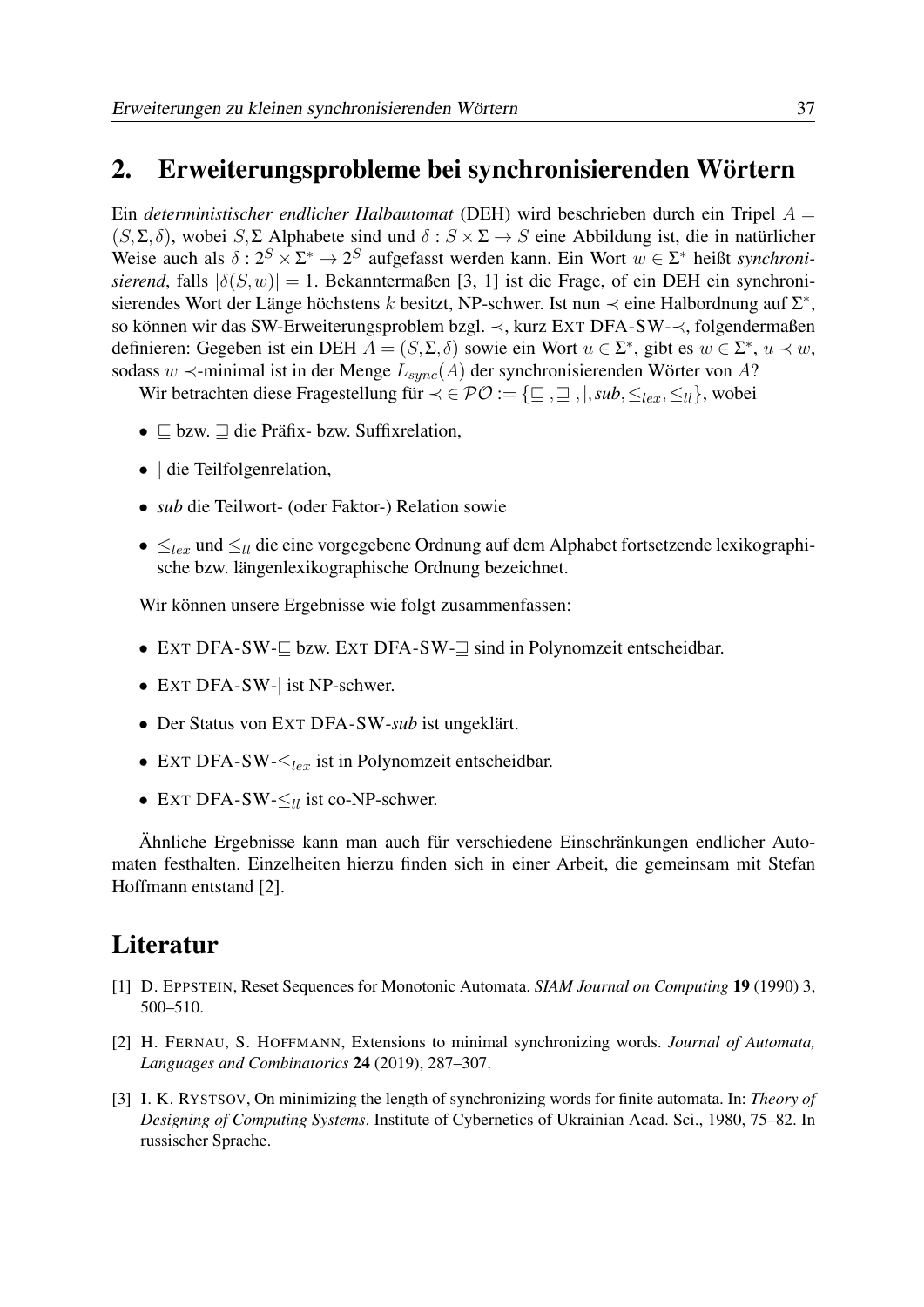## 2. Erweiterungsprobleme bei synchronisierenden Wörtern

Ein *deterministischer endlicher Halbautomat* (DEH) wird beschrieben durch ein Tripel $A = (S, \Sigma, \delta)$, wobei $S, \Sigma$ Alphabete sind und $\delta : S \times \Sigma \to S$ eine Abbildung ist, die in natürlicher Weise auch als $\delta : 2^S \times \Sigma^* \to 2^S$ aufgefasst werden kann. Ein Wort $w \in \Sigma^*$ heißt *synchronisierend*, falls $|\delta(S, w)| = 1$. Bekanntermaßen [3, 1] ist die Frage, of ein DEH ein synchronisierendes Wort der Länge höchstens $k$ besitzt, NP-schwer. Ist nun $\prec$ eine Halbordnung auf $\Sigma^*$, so können wir das SW-Erweiterungsproblem bzgl. $\prec$, kurz EXT DFA-SW-$\prec$, folgendermaßen definieren: Gegeben ist ein DEH $A = (S, \Sigma, \delta)$ sowie ein Wort $u \in \Sigma^*$, gibt es $w \in \Sigma^*$, $u \prec w$, sodass $w$ $\prec$-minimal ist in der Menge $L_{sync}(A)$ der synchronisierenden Wörter von $A$?

Wir betrachten diese Fragestellung für $\prec \in \mathcal{PO} := \{\sqsubseteq, \sqsupseteq, |, sub, \leq_{lex}, \leq_{ll}\}$, wobei

- $\sqsubseteq$ bzw. $\sqsupseteq$ die Präfix- bzw. Suffixrelation,
- $|$ die Teilfolgenrelation,
- *sub* die Teilwort- (oder Faktor-) Relation sowie
- $\leq_{lex}$ und $\leq_{ll}$ die eine vorgegebene Ordnung auf dem Alphabet fortsetzende lexikographische bzw. längenlexikographische Ordnung bezeichnet.

Wir können unsere Ergebnisse wie folgt zusammenfassen:

- EXT DFA-SW-$\sqsubseteq$ bzw. EXT DFA-SW-$\sqsupseteq$ sind in Polynomzeit entscheidbar.
- EXT DFA-SW-$|$ ist NP-schwer.
- Der Status von EXT DFA-SW-*sub* ist ungeklärt.
- EXT DFA-SW-$\leq_{lex}$ ist in Polynomzeit entscheidbar.
- EXT DFA-SW-$\leq_{ll}$ ist co-NP-schwer.

Ähnliche Ergebnisse kann man auch für verschiedene Einschränkungen endlicher Automaten festhalten. Einzelheiten hierzu finden sich in einer Arbeit, die gemeinsam mit Stefan Hoffmann entstand [2].

## Literatur

[1] D. EPPSTEIN, Reset Sequences for Monotonic Automata. *SIAM Journal on Computing* **19** (1990) 3, 500–510.

[2] H. FERNAU, S. HOFFMANN, Extensions to minimal synchronizing words. *Journal of Automata, Languages and Combinatorics* **24** (2019), 287–307.

[3] I. K. RYSTSOV, On minimizing the length of synchronizing words for finite automata. In: *Theory of Designing of Computing Systems*. Institute of Cybernetics of Ukrainian Acad. Sci., 1980, 75–82. In russischer Sprache.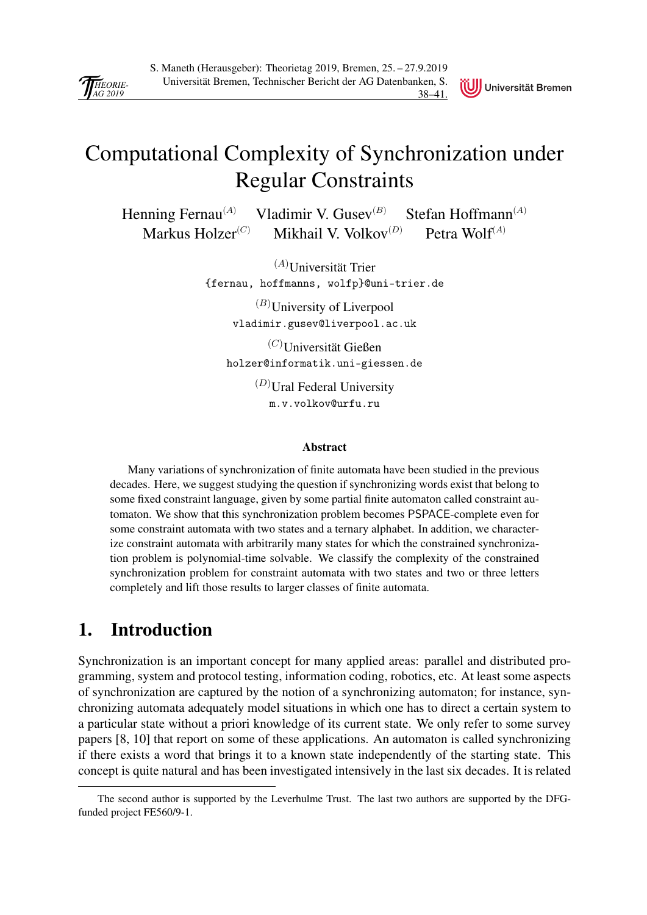# Computational Complexity of Synchronization under Regular Constraints

Henning Fernau[(A)] Vladimir V. Gusev[(B)] Stefan Hoffmann[(A)]
Markus Holzer[(C)] Mikhail V. Volkov[(D)] Petra Wolf[(A)]

[(A)]Universität Trier
{fernau, hoffmanns, wolfp}@uni-trier.de

[(B)]University of Liverpool
vladimir.gusev@liverpool.ac.uk

[(C)]Universität Gießen
holzer@informatik.uni-giessen.de

[(D)]Ural Federal University
m.v.volkov@urfu.ru

### Abstract

Many variations of synchronization of finite automata have been studied in the previous decades. Here, we suggest studying the question if synchronizing words exist that belong to some fixed constraint language, given by some partial finite automaton called constraint automaton. We show that this synchronization problem becomes PSPACE-complete even for some constraint automata with two states and a ternary alphabet. In addition, we characterize constraint automata with arbitrarily many states for which the constrained synchronization problem is polynomial-time solvable. We classify the complexity of the constrained synchronization problem for constraint automata with two states and two or three letters completely and lift those results to larger classes of finite automata.

## 1. Introduction

Synchronization is an important concept for many applied areas: parallel and distributed programming, system and protocol testing, information coding, robotics, etc. At least some aspects of synchronization are captured by the notion of a synchronizing automaton; for instance, synchronizing automata adequately model situations in which one has to direct a certain system to a particular state without a priori knowledge of its current state. We only refer to some survey papers [8, 10] that report on some of these applications. An automaton is called synchronizing if there exists a word that brings it to a known state independently of the starting state. This concept is quite natural and has been investigated intensively in the last six decades. It is related

The second author is supported by the Leverhulme Trust. The last two authors are supported by the DFG-funded project FE560/9-1.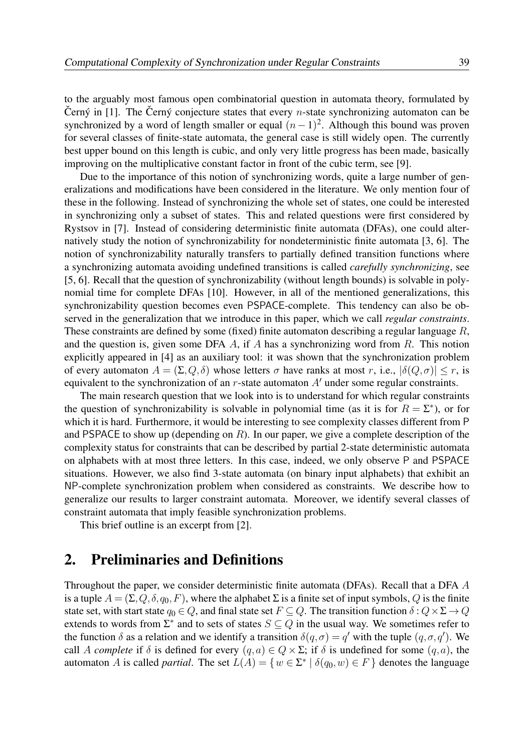to the arguably most famous open combinatorial question in automata theory, formulated by Černý in [1]. The Černý conjecture states that every $n$-state synchronizing automaton can be synchronized by a word of length smaller or equal $(n-1)^2$. Although this bound was proven for several classes of finite-state automata, the general case is still widely open. The currently best upper bound on this length is cubic, and only very little progress has been made, basically improving on the multiplicative constant factor in front of the cubic term, see [9].

Due to the importance of this notion of synchronizing words, quite a large number of generalizations and modifications have been considered in the literature. We only mention four of these in the following. Instead of synchronizing the whole set of states, one could be interested in synchronizing only a subset of states. This and related questions were first considered by Rystsov in [7]. Instead of considering deterministic finite automata (DFAs), one could alternatively study the notion of synchronizability for nondeterministic finite automata [3, 6]. The notion of synchronizability naturally transfers to partially defined transition functions where a synchronizing automata avoiding undefined transitions is called *carefully synchronizing*, see [5, 6]. Recall that the question of synchronizability (without length bounds) is solvable in polynomial time for complete DFAs [10]. However, in all of the mentioned generalizations, this synchronizability question becomes even PSPACE-complete. This tendency can also be observed in the generalization that we introduce in this paper, which we call *regular constraints*. These constraints are defined by some (fixed) finite automaton describing a regular language $R$, and the question is, given some DFA $A$, if $A$ has a synchronizing word from $R$. This notion explicitly appeared in [4] as an auxiliary tool: it was shown that the synchronization problem of every automaton $A = (\Sigma, Q, \delta)$ whose letters $\sigma$ have ranks at most $r$, i.e., $|\delta(Q, \sigma)| \leq r$, is equivalent to the synchronization of an $r$-state automaton $A'$ under some regular constraints.

The main research question that we look into is to understand for which regular constraints the question of synchronizability is solvable in polynomial time (as it is for $R = \Sigma^*$), or for which it is hard. Furthermore, it would be interesting to see complexity classes different from P and PSPACE to show up (depending on $R$). In our paper, we give a complete description of the complexity status for constraints that can be described by partial 2-state deterministic automata on alphabets with at most three letters. In this case, indeed, we only observe P and PSPACE situations. However, we also find 3-state automata (on binary input alphabets) that exhibit an NP-complete synchronization problem when considered as constraints. We describe how to generalize our results to larger constraint automata. Moreover, we identify several classes of constraint automata that imply feasible synchronization problems.

This brief outline is an excerpt from [2].

## 2. Preliminaries and Definitions

Throughout the paper, we consider deterministic finite automata (DFAs). Recall that a DFA $A$ is a tuple $A = (\Sigma, Q, \delta, q_0, F)$, where the alphabet $\Sigma$ is a finite set of input symbols, $Q$ is the finite state set, with start state $q_0 \in Q$, and final state set $F \subseteq Q$. The transition function $\delta : Q \times \Sigma \to Q$ extends to words from $\Sigma^*$ and to sets of states $S \subseteq Q$ in the usual way. We sometimes refer to the function $\delta$ as a relation and we identify a transition $\delta(q, \sigma) = q'$ with the tuple $(q, \sigma, q')$. We call $A$ *complete* if $\delta$ is defined for every $(q, a) \in Q \times \Sigma$; if $\delta$ is undefined for some $(q, a)$, the automaton $A$ is called *partial*. The set $L(A) = \{ w \in \Sigma^* \mid \delta(q_0, w) \in F \}$ denotes the language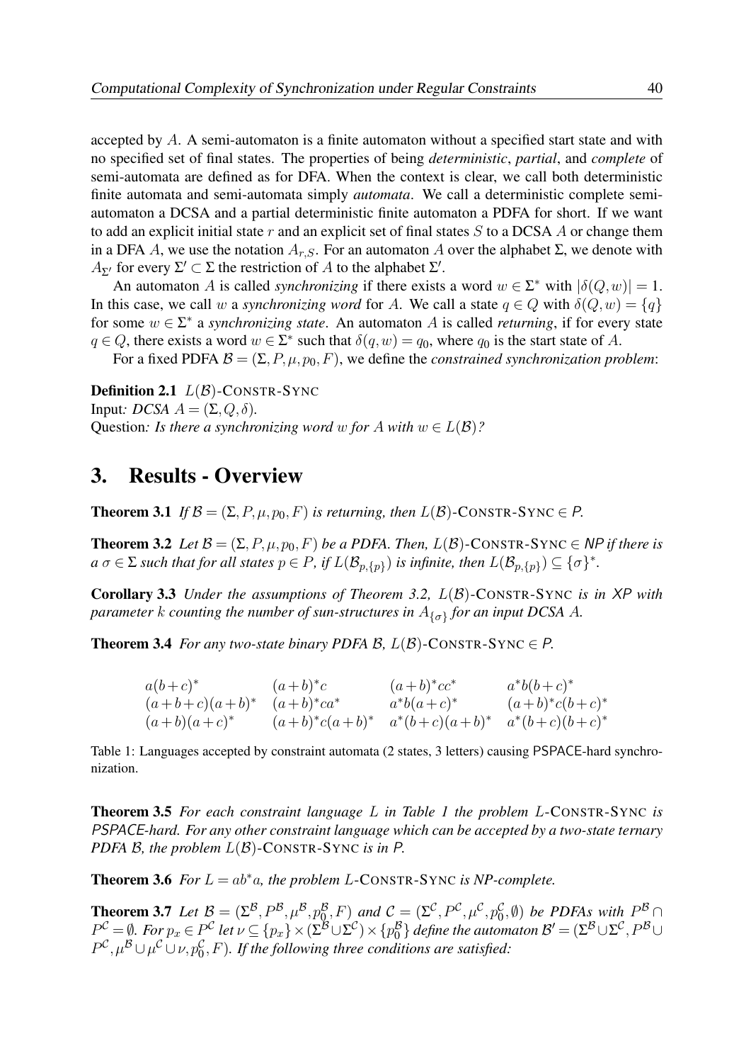accepted by $A$. A semi-automaton is a finite automaton without a specified start state and with no specified set of final states. The properties of being *deterministic*, *partial*, and *complete* of semi-automata are defined as for DFA. When the context is clear, we call both deterministic finite automata and semi-automata simply *automata*. We call a deterministic complete semi-automaton a DCSA and a partial deterministic finite automaton a PDFA for short. If we want to add an explicit initial state $r$ and an explicit set of final states $S$ to a DCSA $A$ or change them in a DFA $A$, we use the notation $A_{r,S}$. For an automaton $A$ over the alphabet $\Sigma$, we denote with $A_{\Sigma'}$ for every $\Sigma' \subset \Sigma$ the restriction of $A$ to the alphabet $\Sigma'$.

An automaton $A$ is called *synchronizing* if there exists a word $w \in \Sigma^*$ with $|\delta(Q,w)| = 1$. In this case, we call $w$ a *synchronizing word* for $A$. We call a state $q \in Q$ with $\delta(Q,w) = \{q\}$ for some $w \in \Sigma^*$ a *synchronizing state*. An automaton $A$ is called *returning*, if for every state $q \in Q$, there exists a word $w \in \Sigma^*$ such that $\delta(q,w) = q_0$, where $q_0$ is the start state of $A$.

For a fixed PDFA $\mathcal{B} = (\Sigma, P, \mu, p_0, F)$, we define the *constrained synchronization problem*:

**Definition 2.1** $L(\mathcal{B})$-CONSTR-SYNC
Input*: DCSA* $A = (\Sigma, Q, \delta)$.
Question*: Is there a synchronizing word* $w$ *for* $A$ *with* $w \in L(\mathcal{B})$*?*

# 3. Results - Overview

**Theorem 3.1** *If* $\mathcal{B} = (\Sigma, P, \mu, p_0, F)$ *is returning, then* $L(\mathcal{B})$-CONSTR-SYNC $\in$ *P.*

**Theorem 3.2** *Let* $\mathcal{B} = (\Sigma, P, \mu, p_0, F)$ *be a PDFA. Then,* $L(\mathcal{B})$-CONSTR-SYNC $\in$ *NP if there is a* $\sigma \in \Sigma$ *such that for all states* $p \in P$*, if* $L(\mathcal{B}_{p,\{p\}})$ *is infinite, then* $L(\mathcal{B}_{p,\{p\}}) \subseteq \{\sigma\}^*$*.*

**Corollary 3.3** *Under the assumptions of Theorem 3.2,* $L(\mathcal{B})$-CONSTR-SYNC *is in XP with parameter* $k$ *counting the number of sun-structures in* $A_{\{\sigma\}}$ *for an input DCSA* $A$*.*

**Theorem 3.4** *For any two-state binary PDFA* $\mathcal{B}$*,* $L(\mathcal{B})$-CONSTR-SYNC $\in$ *P.*

| | | | |
|---|---|---|---|
| $a(b+c)^*$ | $(a+b)^*c$ | $(a+b)^*cc^*$ | $a^*b(b+c)^*$ |
| $(a+b+c)(a+b)^*$ | $(a+b)^*ca^*$ | $a^*b(a+c)^*$ | $(a+b)^*c(b+c)^*$ |
| $(a+b)(a+c)^*$ | $(a+b)^*c(a+b)^*$ | $a^*(b+c)(a+b)^*$ | $a^*(b+c)(b+c)^*$ |

Table 1: Languages accepted by constraint automata (2 states, 3 letters) causing PSPACE-hard synchronization.

**Theorem 3.5** *For each constraint language* $L$ *in Table 1 the problem* $L$-CONSTR-SYNC *is PSPACE-hard. For any other constraint language which can be accepted by a two-state ternary PDFA* $\mathcal{B}$*, the problem* $L(\mathcal{B})$-CONSTR-SYNC *is in P.*

**Theorem 3.6** *For* $L = ab^*a$*, the problem* $L$-CONSTR-SYNC *is NP-complete.*

**Theorem 3.7** *Let* $\mathcal{B} = (\Sigma^{\mathcal{B}}, P^{\mathcal{B}}, \mu^{\mathcal{B}}, p_0^{\mathcal{B}}, F)$ *and* $\mathcal{C} = (\Sigma^{\mathcal{C}}, P^{\mathcal{C}}, \mu^{\mathcal{C}}, p_0^{\mathcal{C}}, \emptyset)$ *be PDFAs with* $P^{\mathcal{B}} \cap P^{\mathcal{C}} = \emptyset$*. For* $p_x \in P^{\mathcal{C}}$ *let* $\nu \subseteq \{p_x\} \times (\Sigma^{\mathcal{B}} \cup \Sigma^{\mathcal{C}}) \times \{p_0^{\mathcal{B}}\}$ *define the automaton* $\mathcal{B}' = (\Sigma^{\mathcal{B}} \cup \Sigma^{\mathcal{C}}, P^{\mathcal{B}} \cup P^{\mathcal{C}}, \mu^{\mathcal{B}} \cup \mu^{\mathcal{C}} \cup \nu, p_0^{\mathcal{C}}, F)$*. If the following three conditions are satisfied:*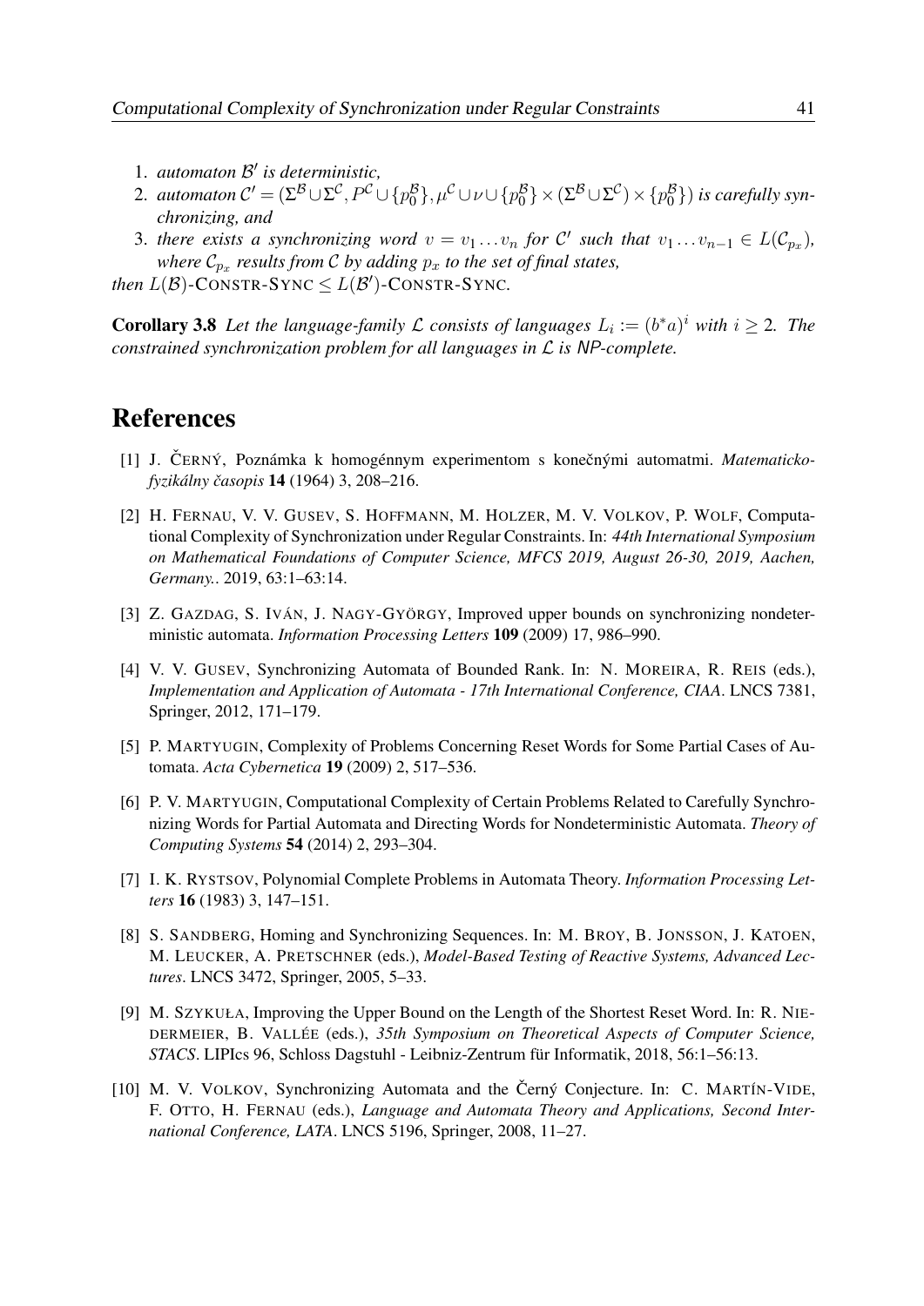1. *automaton $\mathcal{B}'$ is deterministic,*
2. *automaton $\mathcal{C}' = (\Sigma^{\mathcal{B}} \cup \Sigma^{\mathcal{C}}, P^{\mathcal{C}} \cup \{p_0^{\mathcal{B}}\}, \mu^{\mathcal{C}} \cup \nu \cup \{p_0^{\mathcal{B}}\} \times (\Sigma^{\mathcal{B}} \cup \Sigma^{\mathcal{C}}) \times \{p_0^{\mathcal{B}}\})$ is carefully synchronizing, and*
3. *there exists a synchronizing word $v = v_1 \dots v_n$ for $\mathcal{C}'$ such that $v_1 \dots v_{n-1} \in L(\mathcal{C}_{p_x})$, where $\mathcal{C}_{p_x}$ results from $\mathcal{C}$ by adding $p_x$ to the set of final states,*

*then $L(\mathcal{B})$-CONSTR-SYNC $\leq L(\mathcal{B}')$-CONSTR-SYNC.*

**Corollary 3.8** *Let the language-family $\mathcal{L}$ consists of languages $L_i := (b^*a)^i$ with $i \geq 2$. The constrained synchronization problem for all languages in $\mathcal{L}$ is NP-complete.*

# References

[1] J. ČERNÝ, Poznámka k homogénnym experimentom s konečnými automatmi. *Matematicko-fyzikálny časopis* **14** (1964) 3, 208–216.

[2] H. FERNAU, V. V. GUSEV, S. HOFFMANN, M. HOLZER, M. V. VOLKOV, P. WOLF, Computational Complexity of Synchronization under Regular Constraints. In: *44th International Symposium on Mathematical Foundations of Computer Science, MFCS 2019, August 26-30, 2019, Aachen, Germany.*. 2019, 63:1–63:14.

[3] Z. GAZDAG, S. IVÁN, J. NAGY-GYÖRGY, Improved upper bounds on synchronizing nondeterministic automata. *Information Processing Letters* **109** (2009) 17, 986–990.

[4] V. V. GUSEV, Synchronizing Automata of Bounded Rank. In: N. MOREIRA, R. REIS (eds.), *Implementation and Application of Automata - 17th International Conference, CIAA*. LNCS 7381, Springer, 2012, 171–179.

[5] P. MARTYUGIN, Complexity of Problems Concerning Reset Words for Some Partial Cases of Automata. *Acta Cybernetica* **19** (2009) 2, 517–536.

[6] P. V. MARTYUGIN, Computational Complexity of Certain Problems Related to Carefully Synchronizing Words for Partial Automata and Directing Words for Nondeterministic Automata. *Theory of Computing Systems* **54** (2014) 2, 293–304.

[7] I. K. RYSTSOV, Polynomial Complete Problems in Automata Theory. *Information Processing Letters* **16** (1983) 3, 147–151.

[8] S. SANDBERG, Homing and Synchronizing Sequences. In: M. BROY, B. JONSSON, J. KATOEN, M. LEUCKER, A. PRETSCHNER (eds.), *Model-Based Testing of Reactive Systems, Advanced Lectures*. LNCS 3472, Springer, 2005, 5–33.

[9] M. SZYKUŁA, Improving the Upper Bound on the Length of the Shortest Reset Word. In: R. NIEDERMEIER, B. VALLÉE (eds.), *35th Symposium on Theoretical Aspects of Computer Science, STACS*. LIPIcs 96, Schloss Dagstuhl - Leibniz-Zentrum für Informatik, 2018, 56:1–56:13.

[10] M. V. VOLKOV, Synchronizing Automata and the Černý Conjecture. In: C. MARTÍN-VIDE, F. OTTO, H. FERNAU (eds.), *Language and Automata Theory and Applications, Second International Conference, LATA*. LNCS 5196, Springer, 2008, 11–27.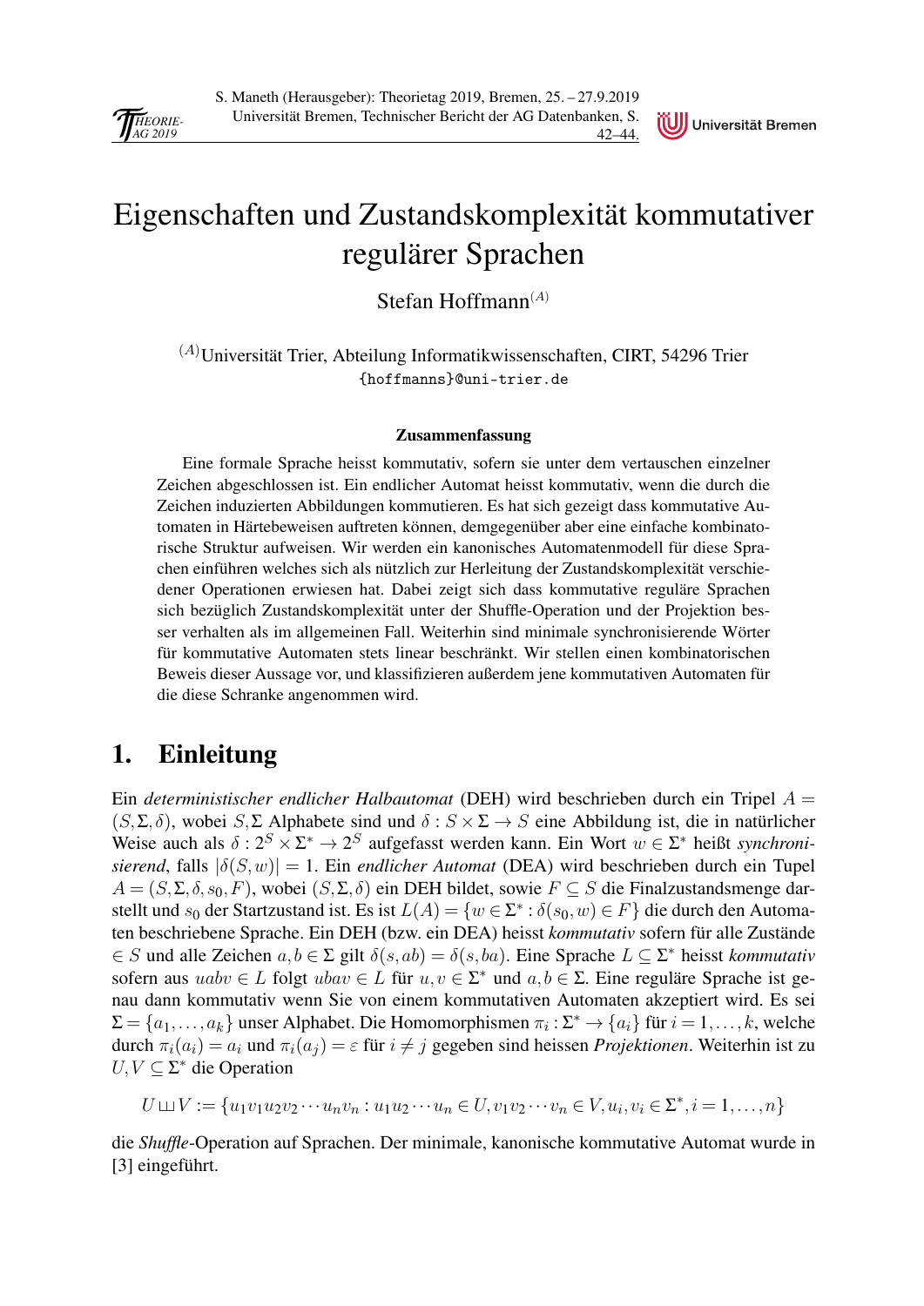# Eigenschaften und Zustandskomplexität kommutativer regulärer Sprachen

Stefan Hoffmann[(A)]

[(A)]Universität Trier, Abteilung Informatikwissenschaften, CIRT, 54296 Trier
{hoffmanns}@uni-trier.de

#### Zusammenfassung

Eine formale Sprache heisst kommutativ, sofern sie unter dem vertauschen einzelner Zeichen abgeschlossen ist. Ein endlicher Automat heisst kommutativ, wenn die durch die Zeichen induzierten Abbildungen kommutieren. Es hat sich gezeigt dass kommutative Automaten in Härtebeweisen auftreten können, demgegenüber aber eine einfache kombinatorische Struktur aufweisen. Wir werden ein kanonisches Automatenmodell für diese Sprachen einführen welches sich als nützlich zur Herleitung der Zustandskomplexität verschiedener Operationen erwiesen hat. Dabei zeigt sich dass kommutative reguläre Sprachen sich bezüglich Zustandskomplexität unter der Shuffle-Operation und der Projektion besser verhalten als im allgemeinen Fall. Weiterhin sind minimale synchronisierende Wörter für kommutative Automaten stets linear beschränkt. Wir stellen einen kombinatorischen Beweis dieser Aussage vor, und klassifizieren außerdem jene kommutativen Automaten für die diese Schranke angenommen wird.

## 1. Einleitung

Ein *deterministischer endlicher Halbautomat* (DEH) wird beschrieben durch ein Tripel $A = (S, \Sigma, \delta)$, wobei $S, \Sigma$ Alphabete sind und $\delta : S \times \Sigma \to S$ eine Abbildung ist, die in natürlicher Weise auch als $\delta : 2^S \times \Sigma^* \to 2^S$ aufgefasst werden kann. Ein Wort $w \in \Sigma^*$ heißt *synchronisierend*, falls $|\delta(S, w)| = 1$. Ein *endlicher Automat* (DEA) wird beschrieben durch ein Tupel $A = (S, \Sigma, \delta, s_0, F)$, wobei $(S, \Sigma, \delta)$ ein DEH bildet, sowie $F \subseteq S$ die Finalzustandsmenge darstellt und $s_0$ der Startzustand ist. Es ist $L(A) = \{w \in \Sigma^* : \delta(s_0, w) \in F\}$ die durch den Automaten beschriebene Sprache. Ein DEH (bzw. ein DEA) heisst *kommutativ* sofern für alle Zustände $\in S$ und alle Zeichen $a, b \in \Sigma$ gilt $\delta(s, ab) = \delta(s, ba)$. Eine Sprache $L \subseteq \Sigma^*$ heisst *kommutativ* sofern aus $uabv \in L$ folgt $ubav \in L$ für $u, v \in \Sigma^*$ und $a, b \in \Sigma$. Eine reguläre Sprache ist genau dann kommutativ wenn Sie von einem kommutativen Automaten akzeptiert wird. Es sei $\Sigma = \{a_1, \ldots, a_k\}$ unser Alphabet. Die Homomorphismen $\pi_i : \Sigma^* \to \{a_i\}$ für $i = 1, \ldots, k$, welche durch $\pi_i(a_i) = a_i$ und $\pi_i(a_j) = \varepsilon$ für $i \neq j$ gegeben sind heissen *Projektionen*. Weiterhin ist zu $U, V \subseteq \Sigma^*$ die Operation

$$U \sqcup\!\sqcup V := \{u_1 v_1 u_2 v_2 \cdots u_n v_n : u_1 u_2 \cdots u_n \in U, v_1 v_2 \cdots v_n \in V, u_i, v_i \in \Sigma^*, i = 1, \ldots, n\}$$

die *Shuffle*-Operation auf Sprachen. Der minimale, kanonische kommutative Automat wurde in [3] eingeführt.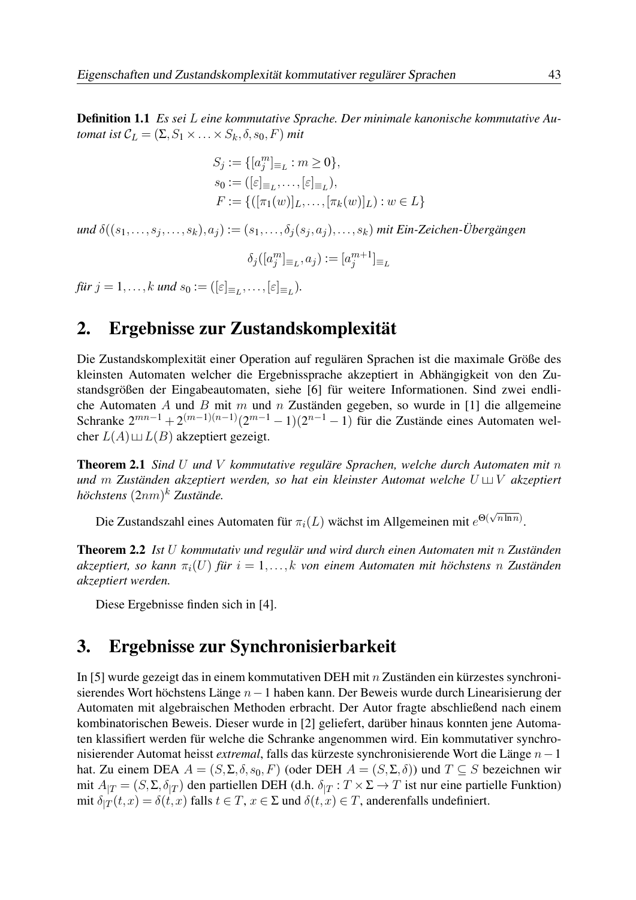**Definition 1.1** *Es sei $L$ eine kommutative Sprache. Der minimale kanonische kommutative Automat ist $\mathcal{C}_L = (\Sigma, S_1 \times \ldots \times S_k, \delta, s_0, F)$ mit*

$$
\begin{aligned}
S_j &:= \{[a_j^m]_{\equiv_L} : m \geq 0\}, \\
s_0 &:= ([\varepsilon]_{\equiv_L}, \ldots, [\varepsilon]_{\equiv_L}), \\
F &:= \{([\pi_1(w)]_L, \ldots, [\pi_k(w)]_L) : w \in L\}
\end{aligned}
$$

*und $\delta((s_1, \ldots, s_j, \ldots, s_k), a_j) := (s_1, \ldots, \delta_j(s_j, a_j), \ldots, s_k)$ mit Ein-Zeichen-Übergängen*

$$\delta_j([a_j^m]_{\equiv_L}, a_j) := [a_j^{m+1}]_{\equiv_L}$$

*für $j = 1, \ldots, k$ und $s_0 := ([\varepsilon]_{\equiv_L}, \ldots, [\varepsilon]_{\equiv_L})$.*

## 2. Ergebnisse zur Zustandskomplexität

Die Zustandskomplexität einer Operation auf regulären Sprachen ist die maximale Größe des kleinsten Automaten welcher die Ergebnissprache akzeptiert in Abhängigkeit von den Zustandsgrößen der Eingabeautomaten, siehe [6] für weitere Informationen. Sind zwei endliche Automaten $A$ und $B$ mit $m$ und $n$ Zuständen gegeben, so wurde in [1] die allgemeine Schranke $2^{mn-1} + 2^{(m-1)(n-1)}(2^{m-1} - 1)(2^{n-1} - 1)$ für die Zustände eines Automaten welcher $L(A) \sqcup\!\sqcup L(B)$ akzeptiert gezeigt.

**Theorem 2.1** *Sind $U$ und $V$ kommutative reguläre Sprachen, welche durch Automaten mit $n$ und $m$ Zuständen akzeptiert werden, so hat ein kleinster Automat welche $U \sqcup\!\sqcup V$ akzeptiert höchstens $(2nm)^k$ Zustände.*

Die Zustandszahl eines Automaten für $\pi_i(L)$ wächst im Allgemeinen mit $e^{\Theta(\sqrt{n \ln n})}$.

**Theorem 2.2** *Ist $U$ kommutativ und regulär und wird durch einen Automaten mit $n$ Zuständen akzeptiert, so kann $\pi_i(U)$ für $i = 1, \ldots, k$ von einem Automaten mit höchstens $n$ Zuständen akzeptiert werden.*

Diese Ergebnisse finden sich in [4].

## 3. Ergebnisse zur Synchronisierbarkeit

In [5] wurde gezeigt das in einem kommutativen DEH mit $n$ Zuständen ein kürzestes synchronisierendes Wort höchstens Länge $n - 1$ haben kann. Der Beweis wurde durch Linearisierung der Automaten mit algebraischen Methoden erbracht. Der Autor fragte abschließend nach einem kombinatorischen Beweis. Dieser wurde in [2] geliefert, darüber hinaus konnten jene Automaten klassifiert werden für welche die Schranke angenommen wird. Ein kommutativer synchronisierender Automat heisst *extremal*, falls das kürzeste synchronisierende Wort die Länge $n - 1$ hat. Zu einem DEA $A = (S, \Sigma, \delta, s_0, F)$ (oder DEH $A = (S, \Sigma, \delta)$) und $T \subseteq S$ bezeichnen wir mit $A_{|T} = (S, \Sigma, \delta_{|T})$ den partiellen DEH (d.h. $\delta_{|T} : T \times \Sigma \to T$ ist nur eine partielle Funktion) mit $\delta_{|T}(t, x) = \delta(t, x)$ falls $t \in T$, $x \in \Sigma$ und $\delta(t, x) \in T$, anderenfalls undefiniert.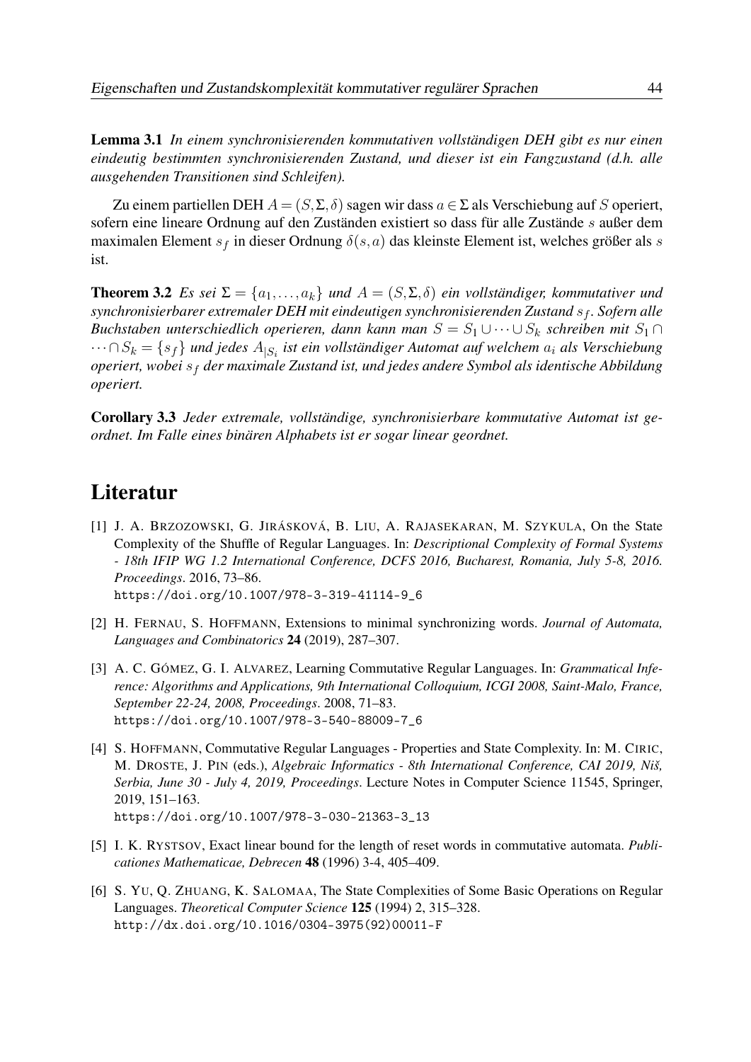**Lemma 3.1** *In einem synchronisierenden kommutativen vollständigen DEH gibt es nur einen eindeutig bestimmten synchronisierenden Zustand, und dieser ist ein Fangzustand (d.h. alle ausgehenden Transitionen sind Schleifen).*

Zu einem partiellen DEH $A = (S, \Sigma, \delta)$ sagen wir dass $a \in \Sigma$ als Verschiebung auf $S$ operiert, sofern eine lineare Ordnung auf den Zuständen existiert so dass für alle Zustände $s$ außer dem maximalen Element $s_f$ in dieser Ordnung $\delta(s, a)$ das kleinste Element ist, welches größer als $s$ ist.

**Theorem 3.2** *Es sei $\Sigma = \{a_1, \ldots, a_k\}$ und $A = (S, \Sigma, \delta)$ ein vollständiger, kommutativer und synchronisierbarer extremaler DEH mit eindeutigen synchronisierenden Zustand $s_f$. Sofern alle Buchstaben unterschiedlich operieren, dann kann man $S = S_1 \cup \cdots \cup S_k$ schreiben mit $S_1 \cap \cdots \cap S_k = \{s_f\}$ und jedes $A_{|S_i}$ ist ein vollständiger Automat auf welchem $a_i$ als Verschiebung operiert, wobei $s_f$ der maximale Zustand ist, und jedes andere Symbol als identische Abbildung operiert.*

**Corollary 3.3** *Jeder extremale, vollständige, synchronisierbare kommutative Automat ist geordnet. Im Falle eines binären Alphabets ist er sogar linear geordnet.*

# Literatur

[1] J. A. Brzozowski, G. Jirásková, B. Liu, A. Rajasekaran, M. Szykula, On the State Complexity of the Shuffle of Regular Languages. In: *Descriptional Complexity of Formal Systems - 18th IFIP WG 1.2 International Conference, DCFS 2016, Bucharest, Romania, July 5-8, 2016. Proceedings*. 2016, 73–86.
https://doi.org/10.1007/978-3-319-41114-9_6

[2] H. Fernau, S. Hoffmann, Extensions to minimal synchronizing words. *Journal of Automata, Languages and Combinatorics* **24** (2019), 287–307.

[3] A. C. Gómez, G. I. Alvarez, Learning Commutative Regular Languages. In: *Grammatical Inference: Algorithms and Applications, 9th International Colloquium, ICGI 2008, Saint-Malo, France, September 22-24, 2008, Proceedings*. 2008, 71–83.
https://doi.org/10.1007/978-3-540-88009-7_6

[4] S. Hoffmann, Commutative Regular Languages - Properties and State Complexity. In: M. Ciric, M. Droste, J. Pin (eds.), *Algebraic Informatics - 8th International Conference, CAI 2019, Niš, Serbia, June 30 - July 4, 2019, Proceedings*. Lecture Notes in Computer Science 11545, Springer, 2019, 151–163.
https://doi.org/10.1007/978-3-030-21363-3_13

[5] I. K. Rystsov, Exact linear bound for the length of reset words in commutative automata. *Publicationes Mathematicae, Debrecen* **48** (1996) 3-4, 405–409.

[6] S. Yu, Q. Zhuang, K. Salomaa, The State Complexities of Some Basic Operations on Regular Languages. *Theoretical Computer Science* **125** (1994) 2, 315–328.
http://dx.doi.org/10.1016/0304-3975(92)00011-F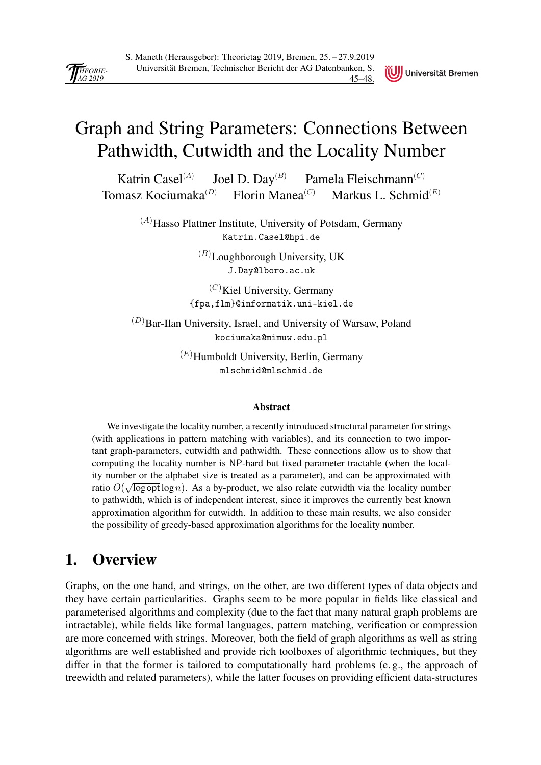# Graph and String Parameters: Connections Between Pathwidth, Cutwidth and the Locality Number

Katrin Casel[(A)] Joel D. Day[(B)] Pamela Fleischmann[(C)]
Tomasz Kociumaka[(D)] Florin Manea[(C)] Markus L. Schmid[(E)]

[(A)]Hasso Plattner Institute, University of Potsdam, Germany
`Katrin.Casel@hpi.de`

[(B)]Loughborough University, UK
`J.Day@lboro.ac.uk`

[(C)]Kiel University, Germany
`{fpa,flm}@informatik.uni-kiel.de`

[(D)]Bar-Ilan University, Israel, and University of Warsaw, Poland
`kociumaka@mimuw.edu.pl`

[(E)]Humboldt University, Berlin, Germany
`mlschmid@mlschmid.de`

**Abstract**

We investigate the locality number, a recently introduced structural parameter for strings (with applications in pattern matching with variables), and its connection to two important graph-parameters, cutwidth and pathwidth. These connections allow us to show that computing the locality number is NP-hard but fixed parameter tractable (when the locality number or the alphabet size is treated as a parameter), and can be approximated with ratio $O(\sqrt{\log \mathrm{opt}} \log n)$. As a by-product, we also relate cutwidth via the locality number to pathwidth, which is of independent interest, since it improves the currently best known approximation algorithm for cutwidth. In addition to these main results, we also consider the possibility of greedy-based approximation algorithms for the locality number.

## 1. Overview

Graphs, on the one hand, and strings, on the other, are two different types of data objects and they have certain particularities. Graphs seem to be more popular in fields like classical and parameterised algorithms and complexity (due to the fact that many natural graph problems are intractable), while fields like formal languages, pattern matching, verification or compression are more concerned with strings. Moreover, both the field of graph algorithms as well as string algorithms are well established and provide rich toolboxes of algorithmic techniques, but they differ in that the former is tailored to computationally hard problems (e. g., the approach of treewidth and related parameters), while the latter focuses on providing efficient data-structures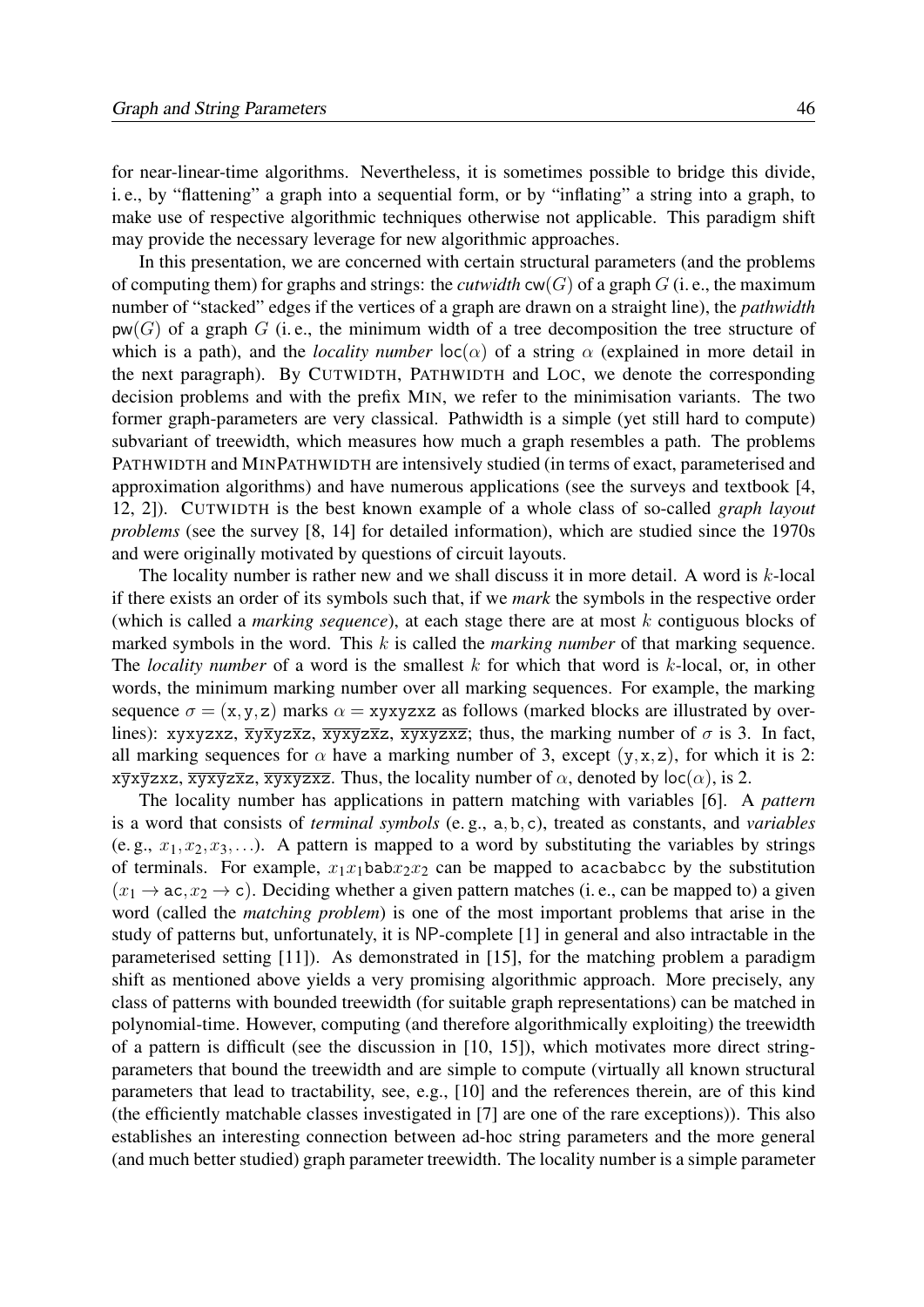for near-linear-time algorithms. Nevertheless, it is sometimes possible to bridge this divide, i. e., by "flattening" a graph into a sequential form, or by "inflating" a string into a graph, to make use of respective algorithmic techniques otherwise not applicable. This paradigm shift may provide the necessary leverage for new algorithmic approaches.

In this presentation, we are concerned with certain structural parameters (and the problems of computing them) for graphs and strings: the *cutwidth* $\mathsf{cw}(G)$ of a graph $G$ (i. e., the maximum number of "stacked" edges if the vertices of a graph are drawn on a straight line), the *pathwidth* $\mathsf{pw}(G)$ of a graph $G$ (i. e., the minimum width of a tree decomposition the tree structure of which is a path), and the *locality number* $\mathsf{loc}(\alpha)$ of a string $\alpha$ (explained in more detail in the next paragraph). By CUTWIDTH, PATHWIDTH and LOC, we denote the corresponding decision problems and with the prefix MIN, we refer to the minimisation variants. The two former graph-parameters are very classical. Pathwidth is a simple (yet still hard to compute) subvariant of treewidth, which measures how much a graph resembles a path. The problems PATHWIDTH and MINPATHWIDTH are intensively studied (in terms of exact, parameterised and approximation algorithms) and have numerous applications (see the surveys and textbook [4, 12, 2]). CUTWIDTH is the best known example of a whole class of so-called *graph layout problems* (see the survey [8, 14] for detailed information), which are studied since the 1970s and were originally motivated by questions of circuit layouts.

The locality number is rather new and we shall discuss it in more detail. A word is $k$-local if there exists an order of its symbols such that, if we *mark* the symbols in the respective order (which is called a *marking sequence*), at each stage there are at most $k$ contiguous blocks of marked symbols in the word. This $k$ is called the *marking number* of that marking sequence. The *locality number* of a word is the smallest $k$ for which that word is $k$-local, or, in other words, the minimum marking number over all marking sequences. For example, the marking sequence $\sigma = (\mathtt{x}, \mathtt{y}, \mathtt{z})$ marks $\alpha = \mathtt{xyxyzxz}$ as follows (marked blocks are illustrated by overlines): $\mathtt{xyxyzxz}$, $\overline{\mathtt{x}}\mathtt{y}\overline{\mathtt{x}}\mathtt{yz}\overline{\mathtt{x}}\mathtt{z}$, $\overline{\mathtt{xyxy}}\mathtt{z}\overline{\mathtt{x}}\mathtt{z}$, $\overline{\mathtt{xyxyzxz}}$; thus, the marking number of $\sigma$ is 3. In fact, all marking sequences for $\alpha$ have a marking number of 3, except $(\mathtt{y}, \mathtt{x}, \mathtt{z})$, for which it is 2: $\mathtt{x}\overline{\mathtt{y}}\mathtt{x}\overline{\mathtt{y}}\mathtt{zxz}$, $\overline{\mathtt{xyxy}}\mathtt{z}\overline{\mathtt{x}}\mathtt{z}$, $\overline{\mathtt{xyxyzxz}}$. Thus, the locality number of $\alpha$, denoted by $\mathsf{loc}(\alpha)$, is 2.

The locality number has applications in pattern matching with variables [6]. A *pattern* is a word that consists of *terminal symbols* (e. g., $\mathtt{a}, \mathtt{b}, \mathtt{c}$), treated as constants, and *variables* (e. g., $x_1, x_2, x_3, \ldots$). A pattern is mapped to a word by substituting the variables by strings of terminals. For example, $x_1 x_1 \mathtt{bab} x_2 x_2$ can be mapped to $\mathtt{acacbabcc}$ by the substitution $(x_1 \to \mathtt{ac}, x_2 \to \mathtt{c})$. Deciding whether a given pattern matches (i. e., can be mapped to) a given word (called the *matching problem*) is one of the most important problems that arise in the study of patterns but, unfortunately, it is NP-complete [1] in general and also intractable in the parameterised setting [11]). As demonstrated in [15], for the matching problem a paradigm shift as mentioned above yields a very promising algorithmic approach. More precisely, any class of patterns with bounded treewidth (for suitable graph representations) can be matched in polynomial-time. However, computing (and therefore algorithmically exploiting) the treewidth of a pattern is difficult (see the discussion in [10, 15]), which motivates more direct string-parameters that bound the treewidth and are simple to compute (virtually all known structural parameters that lead to tractability, see, e.g., [10] and the references therein, are of this kind (the efficiently matchable classes investigated in [7] are one of the rare exceptions)). This also establishes an interesting connection between ad-hoc string parameters and the more general (and much better studied) graph parameter treewidth. The locality number is a simple parameter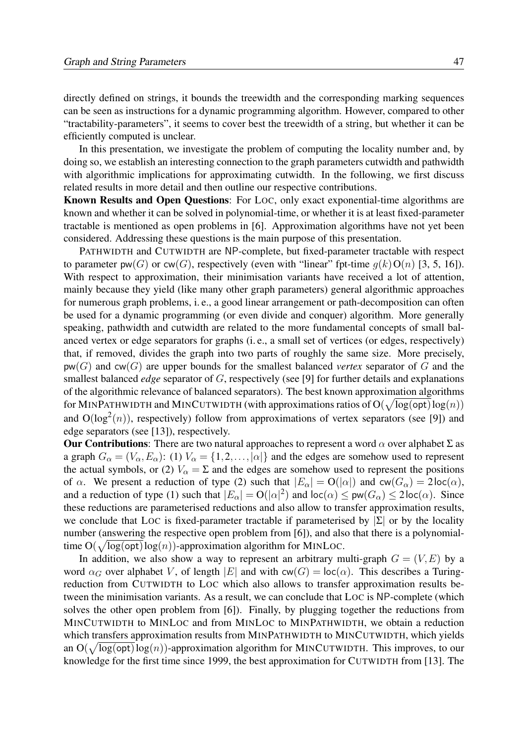directly defined on strings, it bounds the treewidth and the corresponding marking sequences can be seen as instructions for a dynamic programming algorithm. However, compared to other "tractability-parameters", it seems to cover best the treewidth of a string, but whether it can be efficiently computed is unclear.

In this presentation, we investigate the problem of computing the locality number and, by doing so, we establish an interesting connection to the graph parameters cutwidth and pathwidth with algorithmic implications for approximating cutwidth. In the following, we first discuss related results in more detail and then outline our respective contributions.

**Known Results and Open Questions**: For LOC, only exact exponential-time algorithms are known and whether it can be solved in polynomial-time, or whether it is at least fixed-parameter tractable is mentioned as open problems in [6]. Approximation algorithms have not yet been considered. Addressing these questions is the main purpose of this presentation.

PATHWIDTH and CUTWIDTH are NP-complete, but fixed-parameter tractable with respect to parameter $\mathsf{pw}(G)$ or $\mathsf{cw}(G)$, respectively (even with "linear" fpt-time $g(k)\,\mathrm{O}(n)$ [3, 5, 16]). With respect to approximation, their minimisation variants have received a lot of attention, mainly because they yield (like many other graph parameters) general algorithmic approaches for numerous graph problems, i. e., a good linear arrangement or path-decomposition can often be used for a dynamic programming (or even divide and conquer) algorithm. More generally speaking, pathwidth and cutwidth are related to the more fundamental concepts of small balanced vertex or edge separators for graphs (i. e., a small set of vertices (or edges, respectively) that, if removed, divides the graph into two parts of roughly the same size. More precisely, $\mathsf{pw}(G)$ and $\mathsf{cw}(G)$ are upper bounds for the smallest balanced *vertex* separator of $G$ and the smallest balanced *edge* separator of $G$, respectively (see [9] for further details and explanations of the algorithmic relevance of balanced separators). The best known approximation algorithms for MINPATHWIDTH and MINCUTWIDTH (with approximations ratios of $\mathrm{O}(\sqrt{\log(\mathsf{opt})}\log(n))$ and $\mathrm{O}(\log^2(n))$, respectively) follow from approximations of vertex separators (see [9]) and edge separators (see [13]), respectively.

**Our Contributions**: There are two natural approaches to represent a word $\alpha$ over alphabet $\Sigma$ as a graph $G_\alpha = (V_\alpha, E_\alpha)$: (1) $V_\alpha = \{1, 2, \ldots, |\alpha|\}$ and the edges are somehow used to represent the actual symbols, or (2) $V_\alpha = \Sigma$ and the edges are somehow used to represent the positions of $\alpha$. We present a reduction of type (2) such that $|E_\alpha| = \mathrm{O}(|\alpha|)$ and $\mathsf{cw}(G_\alpha) = 2\,\mathsf{loc}(\alpha)$, and a reduction of type (1) such that $|E_\alpha| = \mathrm{O}(|\alpha|^2)$ and $\mathsf{loc}(\alpha) \leq \mathsf{pw}(G_\alpha) \leq 2\,\mathsf{loc}(\alpha)$. Since these reductions are parameterised reductions and also allow to transfer approximation results, we conclude that LOC is fixed-parameter tractable if parameterised by $|\Sigma|$ or by the locality number (answering the respective open problem from [6]), and also that there is a polynomial-time $\mathrm{O}(\sqrt{\log(\mathsf{opt})}\log(n))$-approximation algorithm for MINLOC.

In addition, we also show a way to represent an arbitrary multi-graph $G = (V, E)$ by a word $\alpha_G$ over alphabet $V$, of length $|E|$ and with $\mathsf{cw}(G) = \mathsf{loc}(\alpha)$. This describes a Turing-reduction from CUTWIDTH to LOC which also allows to transfer approximation results between the minimisation variants. As a result, we can conclude that LOC is NP-complete (which solves the other open problem from [6]). Finally, by plugging together the reductions from MINCUTWIDTH to MINLOC and from MINLOC to MINPATHWIDTH, we obtain a reduction which transfers approximation results from MINPATHWIDTH to MINCUTWIDTH, which yields an $\mathrm{O}(\sqrt{\log(\mathsf{opt})}\log(n))$-approximation algorithm for MINCUTWIDTH. This improves, to our knowledge for the first time since 1999, the best approximation for CUTWIDTH from [13]. The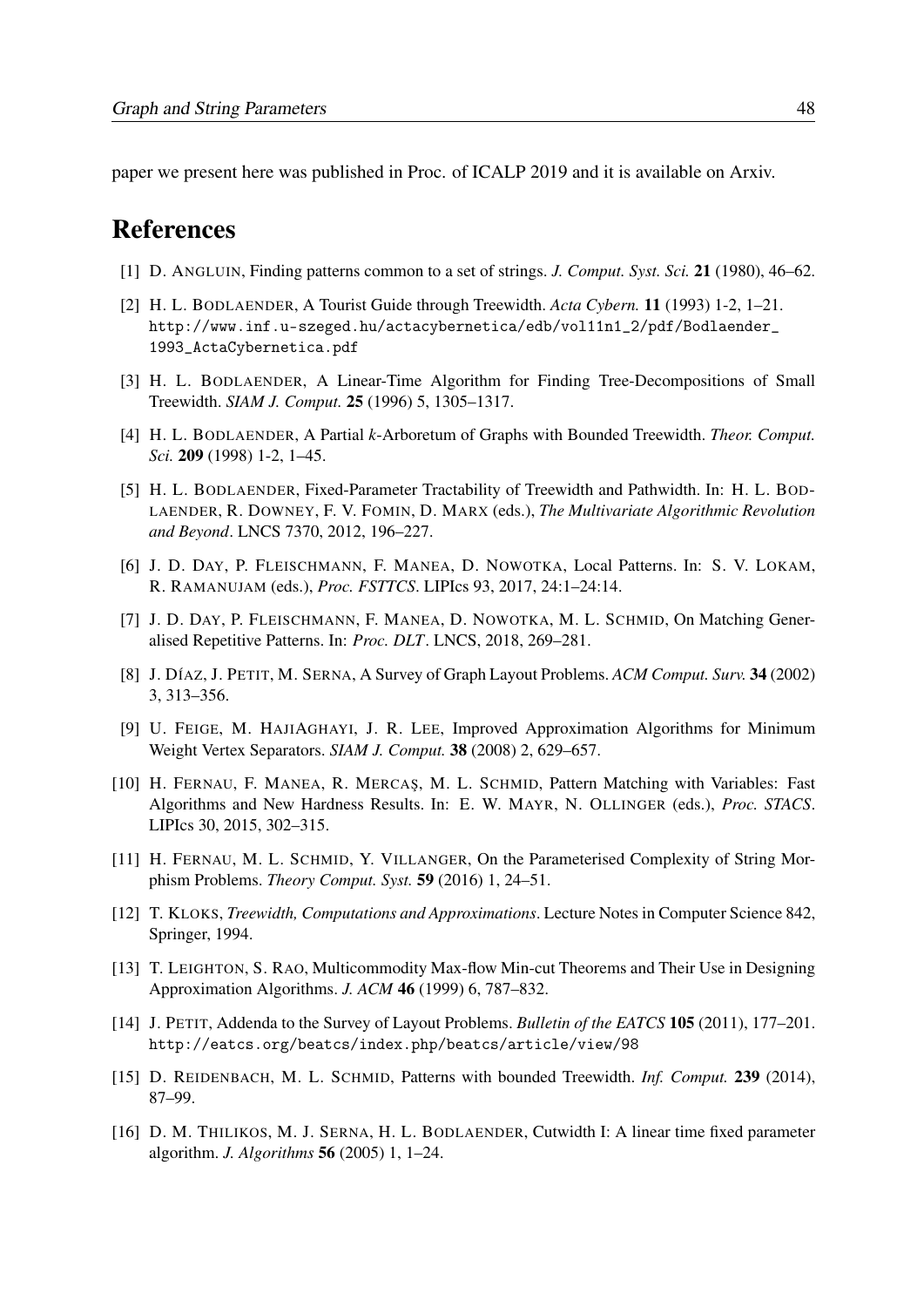paper we present here was published in Proc. of ICALP 2019 and it is available on Arxiv.

## References

[1] D. ANGLUIN, Finding patterns common to a set of strings. *J. Comput. Syst. Sci.* **21** (1980), 46–62.

[2] H. L. BODLAENDER, A Tourist Guide through Treewidth. *Acta Cybern.* **11** (1993) 1-2, 1–21. http://www.inf.u-szeged.hu/actacybernetica/edb/vol11n1_2/pdf/Bodlaender_1993_ActaCybernetica.pdf

[3] H. L. BODLAENDER, A Linear-Time Algorithm for Finding Tree-Decompositions of Small Treewidth. *SIAM J. Comput.* **25** (1996) 5, 1305–1317.

[4] H. L. BODLAENDER, A Partial $k$-Arboretum of Graphs with Bounded Treewidth. *Theor. Comput. Sci.* **209** (1998) 1-2, 1–45.

[5] H. L. BODLAENDER, Fixed-Parameter Tractability of Treewidth and Pathwidth. In: H. L. BODLAENDER, R. DOWNEY, F. V. FOMIN, D. MARX (eds.), *The Multivariate Algorithmic Revolution and Beyond*. LNCS 7370, 2012, 196–227.

[6] J. D. DAY, P. FLEISCHMANN, F. MANEA, D. NOWOTKA, Local Patterns. In: S. V. LOKAM, R. RAMANUJAM (eds.), *Proc. FSTTCS*. LIPIcs 93, 2017, 24:1–24:14.

[7] J. D. DAY, P. FLEISCHMANN, F. MANEA, D. NOWOTKA, M. L. SCHMID, On Matching Generalised Repetitive Patterns. In: *Proc. DLT*. LNCS, 2018, 269–281.

[8] J. DÍAZ, J. PETIT, M. SERNA, A Survey of Graph Layout Problems. *ACM Comput. Surv.* **34** (2002) 3, 313–356.

[9] U. FEIGE, M. HAJIAGHAYI, J. R. LEE, Improved Approximation Algorithms for Minimum Weight Vertex Separators. *SIAM J. Comput.* **38** (2008) 2, 629–657.

[10] H. FERNAU, F. MANEA, R. MERCAŞ, M. L. SCHMID, Pattern Matching with Variables: Fast Algorithms and New Hardness Results. In: E. W. MAYR, N. OLLINGER (eds.), *Proc. STACS*. LIPIcs 30, 2015, 302–315.

[11] H. FERNAU, M. L. SCHMID, Y. VILLANGER, On the Parameterised Complexity of String Morphism Problems. *Theory Comput. Syst.* **59** (2016) 1, 24–51.

[12] T. KLOKS, *Treewidth, Computations and Approximations*. Lecture Notes in Computer Science 842, Springer, 1994.

[13] T. LEIGHTON, S. RAO, Multicommodity Max-flow Min-cut Theorems and Their Use in Designing Approximation Algorithms. *J. ACM* **46** (1999) 6, 787–832.

[14] J. PETIT, Addenda to the Survey of Layout Problems. *Bulletin of the EATCS* **105** (2011), 177–201. http://eatcs.org/beatcs/index.php/beatcs/article/view/98

[15] D. REIDENBACH, M. L. SCHMID, Patterns with bounded Treewidth. *Inf. Comput.* **239** (2014), 87–99.

[16] D. M. THILIKOS, M. J. SERNA, H. L. BODLAENDER, Cutwidth I: A linear time fixed parameter algorithm. *J. Algorithms* **56** (2005) 1, 1–24.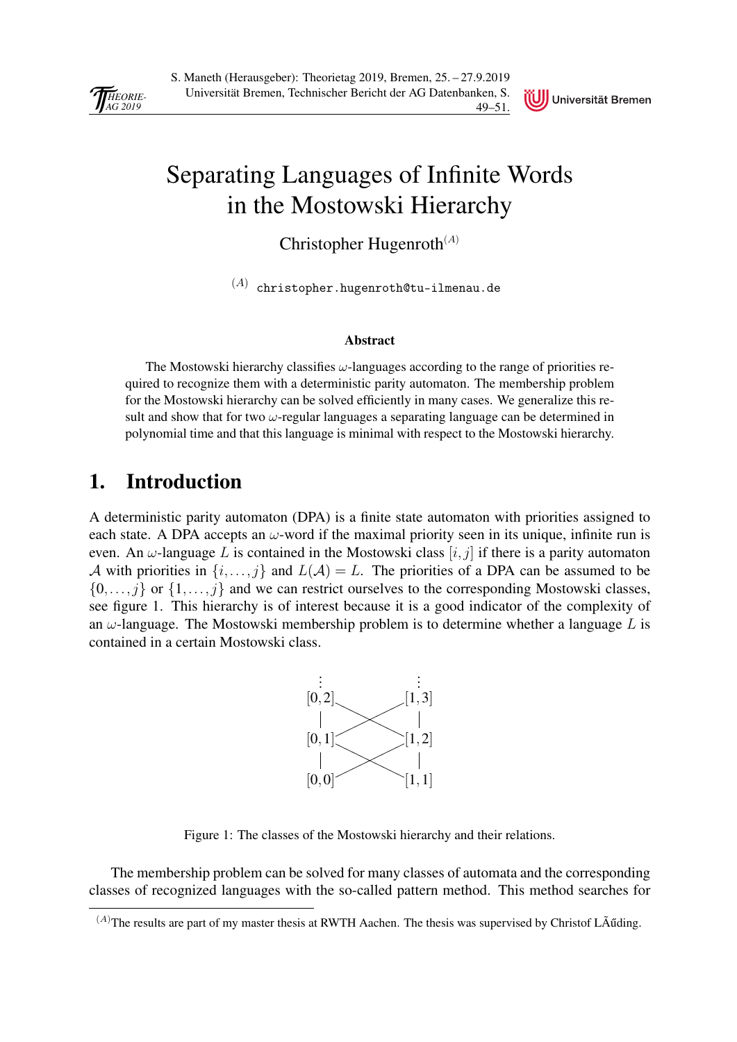# Separating Languages of Infinite Words in the Mostowski Hierarchy

Christopher Hugenroth[(A)]

[(A)] christopher.hugenroth@tu-ilmenau.de

### Abstract

The Mostowski hierarchy classifies $\omega$-languages according to the range of priorities required to recognize them with a deterministic parity automaton. The membership problem for the Mostowski hierarchy can be solved efficiently in many cases. We generalize this result and show that for two $\omega$-regular languages a separating language can be determined in polynomial time and that this language is minimal with respect to the Mostowski hierarchy.

## 1. Introduction

A deterministic parity automaton (DPA) is a finite state automaton with priorities assigned to each state. A DPA accepts an $\omega$-word if the maximal priority seen in its unique, infinite run is even. An $\omega$-language $L$ is contained in the Mostowski class $[i, j]$ if there is a parity automaton $\mathcal{A}$ with priorities in $\{i, \dots, j\}$ and $L(\mathcal{A}) = L$. The priorities of a DPA can be assumed to be $\{0, \dots, j\}$ or $\{1, \dots, j\}$ and we can restrict ourselves to the corresponding Mostowski classes, see figure 1. This hierarchy is of interest because it is a good indicator of the complexity of an $\omega$-language. The Mostowski membership problem is to determine whether a language $L$ is contained in a certain Mostowski class.

$$
\begin{array}{ccc}
\vdots & & \vdots \\
[0,2] & & [1,3] \\
| & \times & | \\
[0,1] & & [1,2] \\
| & \times & | \\
[0,0] & & [1,1]
\end{array}
$$

Figure 1: The classes of the Mostowski hierarchy and their relations.

The membership problem can be solved for many classes of automata and the corresponding classes of recognized languages with the so-called pattern method. This method searches for

[(A)]The results are part of my master thesis at RWTH Aachen. The thesis was supervised by Christof LÃűding.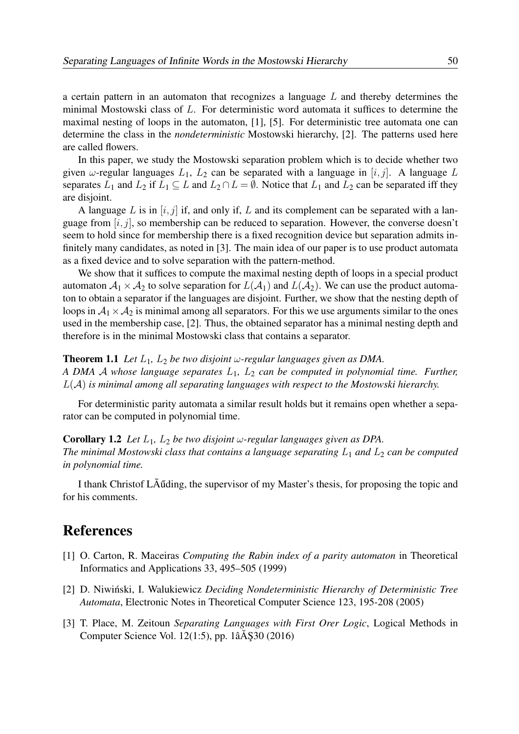a certain pattern in an automaton that recognizes a language $L$ and thereby determines the minimal Mostowski class of $L$. For deterministic word automata it suffices to determine the maximal nesting of loops in the automaton, [1], [5]. For deterministic tree automata one can determine the class in the *nondeterministic* Mostowski hierarchy, [2]. The patterns used here are called flowers.

In this paper, we study the Mostowski separation problem which is to decide whether two given $\omega$-regular languages $L_1$, $L_2$ can be separated with a language in $[i,j]$. A language $L$ separates $L_1$ and $L_2$ if $L_1 \subseteq L$ and $L_2 \cap L = \emptyset$. Notice that $L_1$ and $L_2$ can be separated iff they are disjoint.

A language $L$ is in $[i,j]$ if, and only if, $L$ and its complement can be separated with a language from $[i,j]$, so membership can be reduced to separation. However, the converse doesn't seem to hold since for membership there is a fixed recognition device but separation admits infinitely many candidates, as noted in [3]. The main idea of our paper is to use product automata as a fixed device and to solve separation with the pattern-method.

We show that it suffices to compute the maximal nesting depth of loops in a special product automaton $\mathcal{A}_1 \times \mathcal{A}_2$ to solve separation for $L(\mathcal{A}_1)$ and $L(\mathcal{A}_2)$. We can use the product automaton to obtain a separator if the languages are disjoint. Further, we show that the nesting depth of loops in $\mathcal{A}_1 \times \mathcal{A}_2$ is minimal among all separators. For this we use arguments similar to the ones used in the membership case, [2]. Thus, the obtained separator has a minimal nesting depth and therefore is in the minimal Mostowski class that contains a separator.

**Theorem 1.1** *Let $L_1$, $L_2$ be two disjoint $\omega$-regular languages given as DMA. A DMA $\mathcal{A}$ whose language separates $L_1$, $L_2$ can be computed in polynomial time. Further, $L(\mathcal{A})$ is minimal among all separating languages with respect to the Mostowski hierarchy.*

For deterministic parity automata a similar result holds but it remains open whether a separator can be computed in polynomial time.

**Corollary 1.2** *Let $L_1$, $L_2$ be two disjoint $\omega$-regular languages given as DPA. The minimal Mostowski class that contains a language separating $L_1$ and $L_2$ can be computed in polynomial time.*

I thank Christof LÃűding, the supervisor of my Master's thesis, for proposing the topic and for his comments.

# References

[1] O. Carton, R. Maceiras *Computing the Rabin index of a parity automaton* in Theoretical Informatics and Applications 33, 495–505 (1999)

[2] D. Niwiński, I. Walukiewicz *Deciding Nondeterministic Hierarchy of Deterministic Tree Automata*, Electronic Notes in Theoretical Computer Science 123, 195-208 (2005)

[3] T. Place, M. Zeitoun *Separating Languages with First Orer Logic*, Logical Methods in Computer Science Vol. 12(1:5), pp. 1âĂŞ30 (2016)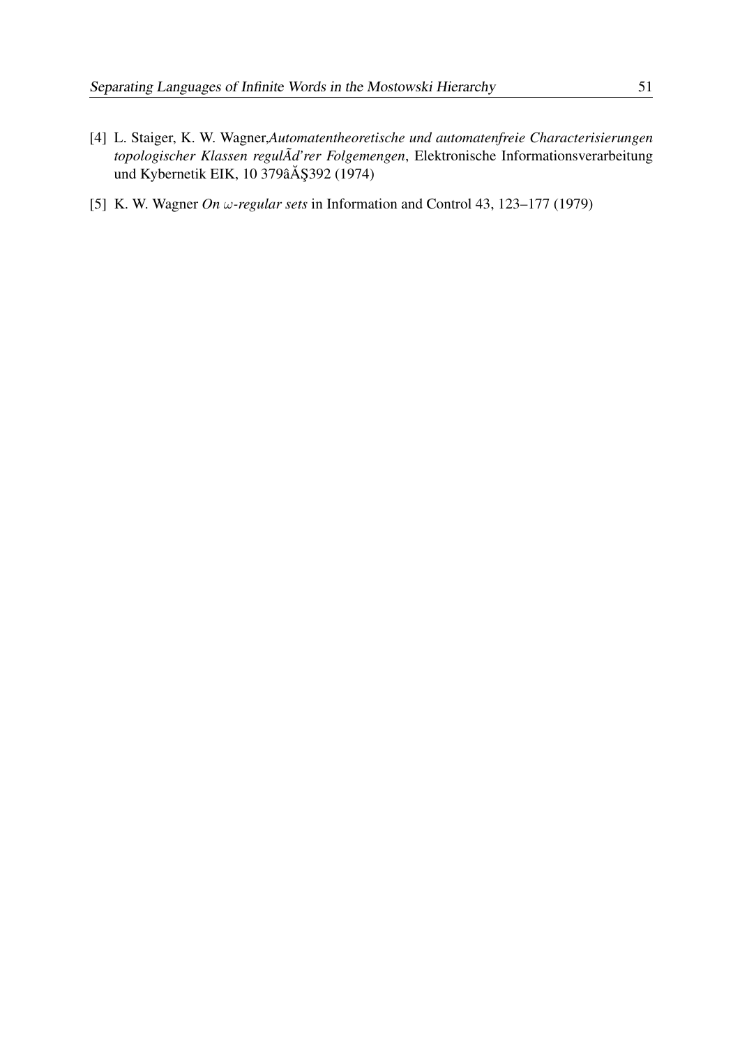[4] L. Staiger, K. W. Wagner,*Automatentheoretische und automatenfreie Characterisierungen topologischer Klassen regulÃd'rer Folgemengen*, Elektronische Informationsverarbeitung und Kybernetik EIK, 10 379âĂŞ392 (1974)

[5] K. W. Wagner *On $\omega$-regular sets* in Information and Control 43, 123–177 (1979)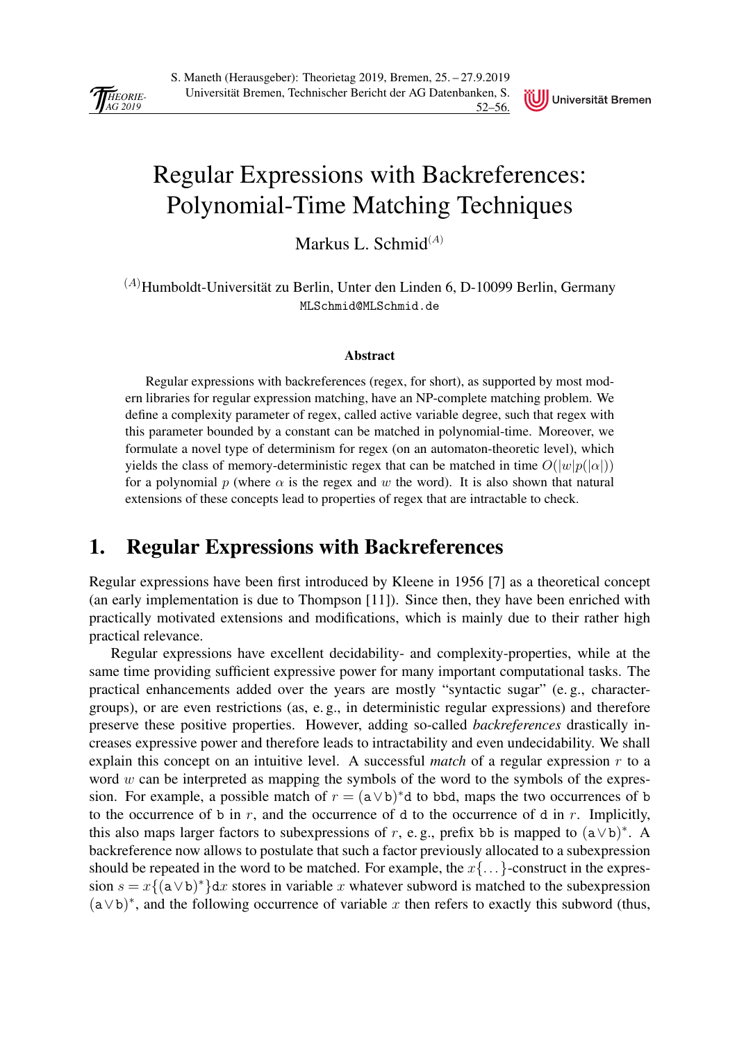// Regular Expressions with Backreferences: Polynomial-Time Matching Techniques

# Regular Expressions with Backreferences: Polynomial-Time Matching Techniques

Markus L. Schmid[(A)]

[(A)]Humboldt-Universität zu Berlin, Unter den Linden 6, D-10099 Berlin, Germany
MLSchmid@MLSchmid.de

**Abstract**

Regular expressions with backreferences (regex, for short), as supported by most modern libraries for regular expression matching, have an NP-complete matching problem. We define a complexity parameter of regex, called active variable degree, such that regex with this parameter bounded by a constant can be matched in polynomial-time. Moreover, we formulate a novel type of determinism for regex (on an automaton-theoretic level), which yields the class of memory-deterministic regex that can be matched in time $O(|w|p(|\alpha|))$ for a polynomial $p$ (where $\alpha$ is the regex and $w$ the word). It is also shown that natural extensions of these concepts lead to properties of regex that are intractable to check.

## 1. Regular Expressions with Backreferences

Regular expressions have been first introduced by Kleene in 1956 [7] as a theoretical concept (an early implementation is due to Thompson [11]). Since then, they have been enriched with practically motivated extensions and modifications, which is mainly due to their rather high practical relevance.

Regular expressions have excellent decidability- and complexity-properties, while at the same time providing sufficient expressive power for many important computational tasks. The practical enhancements added over the years are mostly "syntactic sugar" (e. g., character-groups), or are even restrictions (as, e. g., in deterministic regular expressions) and therefore preserve these positive properties. However, adding so-called *backreferences* drastically increases expressive power and therefore leads to intractability and even undecidability. We shall explain this concept on an intuitive level. A successful *match* of a regular expression $r$ to a word $w$ can be interpreted as mapping the symbols of the word to the symbols of the expression. For example, a possible match of $r = (\mathtt{a} \vee \mathtt{b})^* \mathtt{d}$ to bbd, maps the two occurrences of b to the occurrence of b in $r$, and the occurrence of d to the occurrence of d in $r$. Implicitly, this also maps larger factors to subexpressions of $r$, e. g., prefix bb is mapped to $(\mathtt{a} \vee \mathtt{b})^*$. A backreference now allows to postulate that such a factor previously allocated to a subexpression should be repeated in the word to be matched. For example, the $x\{\ldots\}$-construct in the expression $s = x\{(\mathtt{a} \vee \mathtt{b})^*\}\mathtt{d}x$ stores in variable $x$ whatever subword is matched to the subexpression $(\mathtt{a} \vee \mathtt{b})^*$, and the following occurrence of variable $x$ then refers to exactly this subword (thus,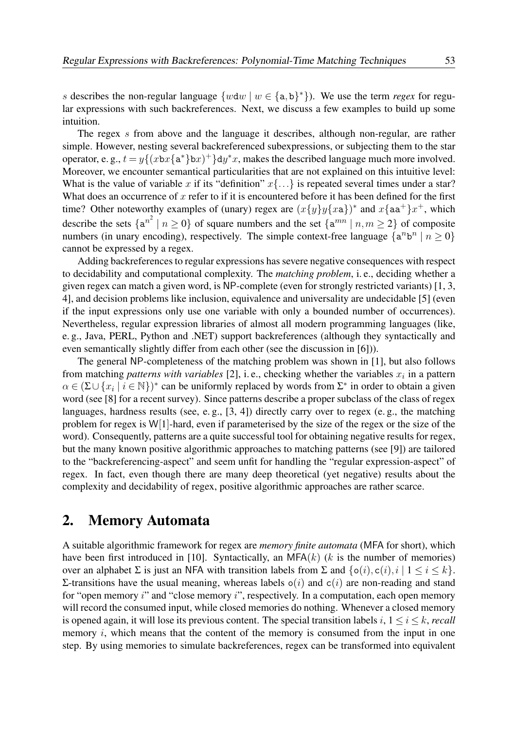$s$ describes the non-regular language $\{w\mathtt{d}w \mid w \in \{\mathtt{a},\mathtt{b}\}^*\}$). We use the term *regex* for regular expressions with such backreferences. Next, we discuss a few examples to build up some intuition.

The regex $s$ from above and the language it describes, although non-regular, are rather simple. However, nesting several backreferenced subexpressions, or subjecting them to the star operator, e. g., $t = y\{(x\mathtt{b}x\{\mathtt{a}^*\}\mathtt{b}x)^+\}\mathtt{d}y^*x$, makes the described language much more involved. Moreover, we encounter semantical particularities that are not explained on this intuitive level: What is the value of variable $x$ if its "definition" $x\{\ldots\}$ is repeated several times under a star? What does an occurrence of $x$ refer to if it is encountered before it has been defined for the first time? Other noteworthy examples of (unary) regex are $(x\{y\}y\{x\mathtt{a}\})^*$ and $x\{\mathtt{aa}^+\}x^+$, which describe the sets $\{\mathtt{a}^{n^2} \mid n \geq 0\}$ of square numbers and the set $\{\mathtt{a}^{mn} \mid n, m \geq 2\}$ of composite numbers (in unary encoding), respectively. The simple context-free language $\{\mathtt{a}^n\mathtt{b}^n \mid n \geq 0\}$ cannot be expressed by a regex.

Adding backreferences to regular expressions has severe negative consequences with respect to decidability and computational complexity. The *matching problem*, i. e., deciding whether a given regex can match a given word, is NP-complete (even for strongly restricted variants) [1, 3, 4], and decision problems like inclusion, equivalence and universality are undecidable [5] (even if the input expressions only use one variable with only a bounded number of occurrences). Nevertheless, regular expression libraries of almost all modern programming languages (like, e. g., Java, PERL, Python and .NET) support backreferences (although they syntactically and even semantically slightly differ from each other (see the discussion in [6])).

The general NP-completeness of the matching problem was shown in [1], but also follows from matching *patterns with variables* [2], i. e., checking whether the variables $x_i$ in a pattern $\alpha \in (\Sigma \cup \{x_i \mid i \in \mathbb{N}\})^*$ can be uniformly replaced by words from $\Sigma^*$ in order to obtain a given word (see [8] for a recent survey). Since patterns describe a proper subclass of the class of regex languages, hardness results (see, e. g., [3, 4]) directly carry over to regex (e. g., the matching problem for regex is W[1]-hard, even if parameterised by the size of the regex or the size of the word). Consequently, patterns are a quite successful tool for obtaining negative results for regex, but the many known positive algorithmic approaches to matching patterns (see [9]) are tailored to the "backreferencing-aspect" and seem unfit for handling the "regular expression-aspect" of regex. In fact, even though there are many deep theoretical (yet negative) results about the complexity and decidability of regex, positive algorithmic approaches are rather scarce.

## 2. Memory Automata

A suitable algorithmic framework for regex are *memory finite automata* (MFA for short), which have been first introduced in [10]. Syntactically, an MFA($k$) ($k$ is the number of memories) over an alphabet $\Sigma$ is just an NFA with transition labels from $\Sigma$ and $\{\mathtt{o}(i), \mathtt{c}(i), i \mid 1 \leq i \leq k\}$. $\Sigma$-transitions have the usual meaning, whereas labels $\mathtt{o}(i)$ and $\mathtt{c}(i)$ are non-reading and stand for "open memory $i$" and "close memory $i$", respectively. In a computation, each open memory will record the consumed input, while closed memories do nothing. Whenever a closed memory is opened again, it will lose its previous content. The special transition labels $i$, $1 \leq i \leq k$, *recall* memory $i$, which means that the content of the memory is consumed from the input in one step. By using memories to simulate backreferences, regex can be transformed into equivalent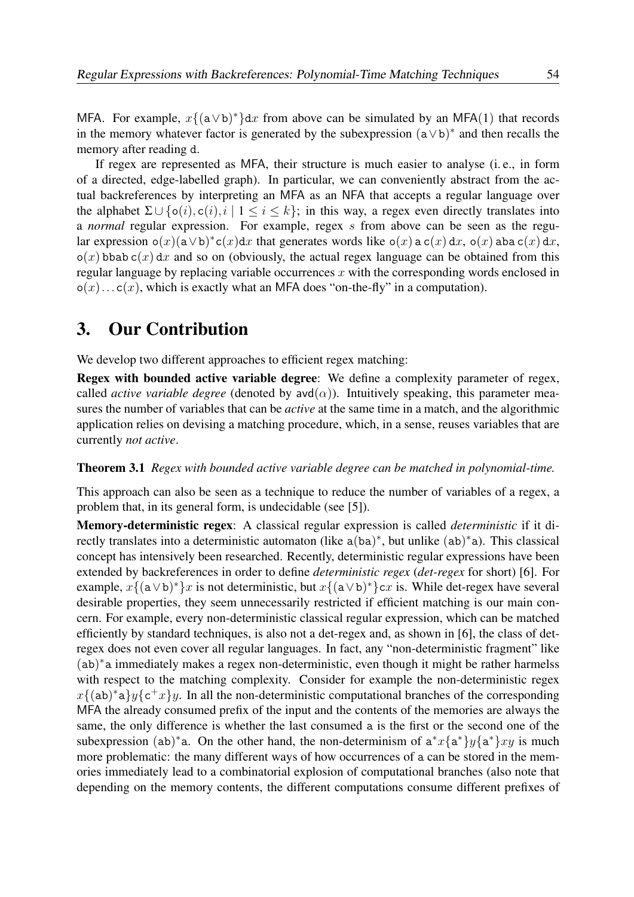MFA. For example, $x\{(\mathtt{a}\vee\mathtt{b})^*\}\mathtt{d}x$ from above can be simulated by an MFA(1) that records in the memory whatever factor is generated by the subexpression $(\mathtt{a}\vee\mathtt{b})^*$ and then recalls the memory after reading d.

If regex are represented as MFA, their structure is much easier to analyse (i. e., in form of a directed, edge-labelled graph). In particular, we can conveniently abstract from the actual backreferences by interpreting an MFA as an NFA that accepts a regular language over the alphabet $\Sigma \cup \{\mathtt{o}(i), \mathtt{c}(i), i \mid 1 \leq i \leq k\}$; in this way, a regex even directly translates into a *normal* regular expression. For example, regex $s$ from above can be seen as the regular expression $\mathtt{o}(x)(\mathtt{a}\vee\mathtt{b})^*\mathtt{c}(x)\mathtt{d}x$ that generates words like $\mathtt{o}(x)\,\mathtt{a}\,\mathtt{c}(x)\,\mathtt{d}x$, $\mathtt{o}(x)\,\mathtt{aba}\,\mathtt{c}(x)\,\mathtt{d}x$, $\mathtt{o}(x)\,\mathtt{bbab}\,\mathtt{c}(x)\,\mathtt{d}x$ and so on (obviously, the actual regex language can be obtained from this regular language by replacing variable occurrences $x$ with the corresponding words enclosed in $\mathtt{o}(x)\ldots\mathtt{c}(x)$, which is exactly what an MFA does "on-the-fly" in a computation).

# 3. Our Contribution

We develop two different approaches to efficient regex matching:

**Regex with bounded active variable degree**: We define a complexity parameter of regex, called *active variable degree* (denoted by $\mathsf{avd}(\alpha)$). Intuitively speaking, this parameter measures the number of variables that can be *active* at the same time in a match, and the algorithmic application relies on devising a matching procedure, which, in a sense, reuses variables that are currently *not active*.

**Theorem 3.1** *Regex with bounded active variable degree can be matched in polynomial-time.*

This approach can also be seen as a technique to reduce the number of variables of a regex, a problem that, in its general form, is undecidable (see [5]).

**Memory-deterministic regex**: A classical regular expression is called *deterministic* if it directly translates into a deterministic automaton (like $\mathtt{a}(\mathtt{ba})^*$, but unlike $(\mathtt{ab})^*\mathtt{a}$). This classical concept has intensively been researched. Recently, deterministic regular expressions have been extended by backreferences in order to define *deterministic regex* (*det-regex* for short) [6]. For example, $x\{(\mathtt{a}\vee\mathtt{b})^*\}x$ is not deterministic, but $x\{(\mathtt{a}\vee\mathtt{b})^*\}\mathtt{c}x$ is. While det-regex have several desirable properties, they seem unnecessarily restricted if efficient matching is our main concern. For example, every non-deterministic classical regular expression, which can be matched efficiently by standard techniques, is also not a det-regex and, as shown in [6], the class of det-regex does not even cover all regular languages. In fact, any "non-deterministic fragment" like $(\mathtt{ab})^*\mathtt{a}$ immediately makes a regex non-deterministic, even though it might be rather harmelss with respect to the matching complexity. Consider for example the non-deterministic regex $x\{(\mathtt{ab})^*\mathtt{a}\}y\{\mathtt{c}^+x\}y$. In all the non-deterministic computational branches of the corresponding MFA the already consumed prefix of the input and the contents of the memories are always the same, the only difference is whether the last consumed a is the first or the second one of the subexpression $(\mathtt{ab})^*\mathtt{a}$. On the other hand, the non-determinism of $\mathtt{a}^*x\{\mathtt{a}^*\}y\{\mathtt{a}^*\}xy$ is much more problematic: the many different ways of how occurrences of a can be stored in the memories immediately lead to a combinatorial explosion of computational branches (also note that depending on the memory contents, the different computations consume different prefixes of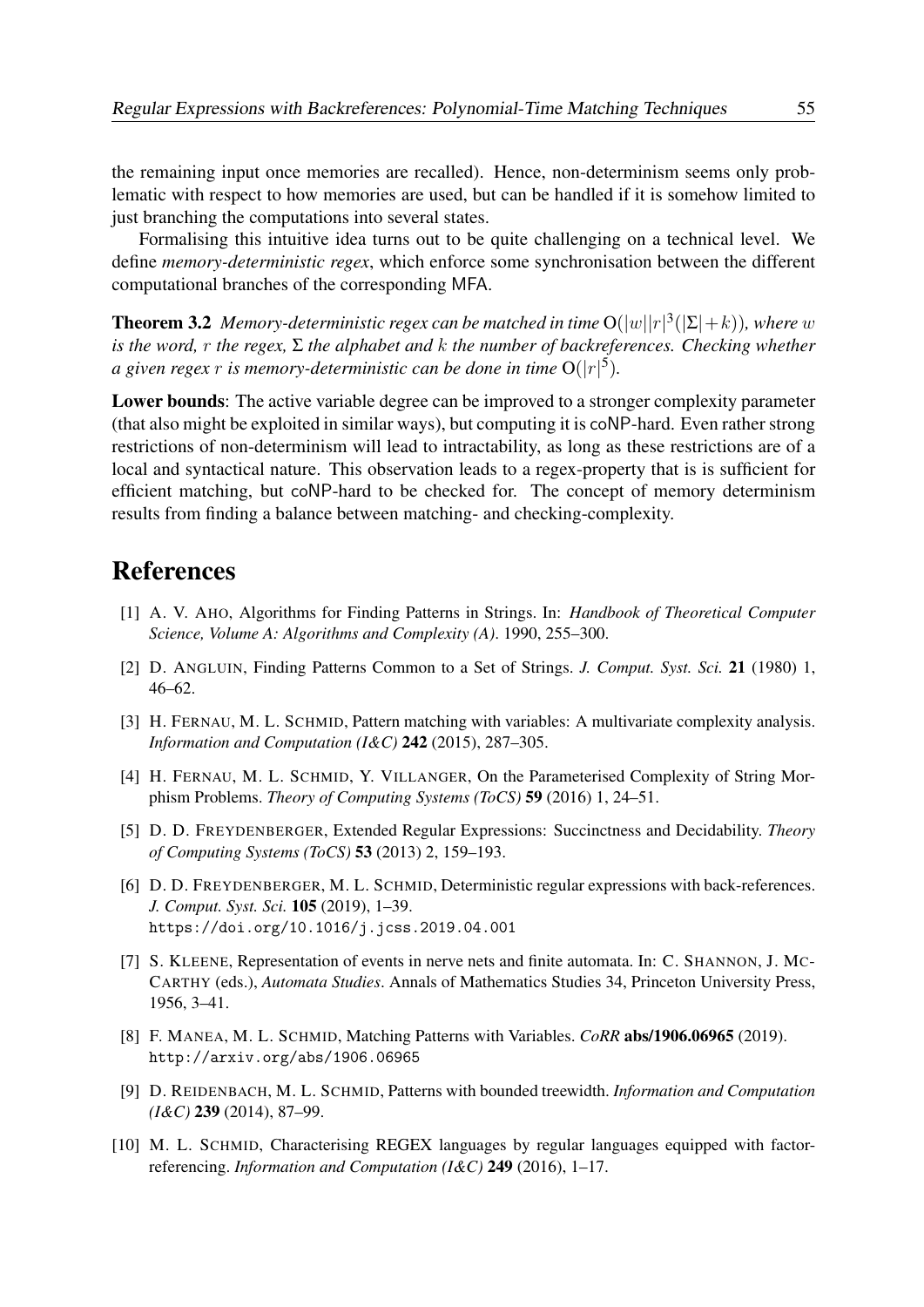the remaining input once memories are recalled). Hence, non-determinism seems only problematic with respect to how memories are used, but can be handled if it is somehow limited to just branching the computations into several states.

Formalising this intuitive idea turns out to be quite challenging on a technical level. We define *memory-deterministic regex*, which enforce some synchronisation between the different computational branches of the corresponding MFA.

**Theorem 3.2** *Memory-deterministic regex can be matched in time* $\mathrm{O}(|w||r|^3(|\Sigma|+k))$*, where* $w$ *is the word,* $r$ *the regex,* $\Sigma$ *the alphabet and* $k$ *the number of backreferences. Checking whether a given regex* $r$ *is memory-deterministic can be done in time* $\mathrm{O}(|r|^5)$*.*

**Lower bounds**: The active variable degree can be improved to a stronger complexity parameter (that also might be exploited in similar ways), but computing it is coNP-hard. Even rather strong restrictions of non-determinism will lead to intractability, as long as these restrictions are of a local and syntactical nature. This observation leads to a regex-property that is is sufficient for efficient matching, but coNP-hard to be checked for. The concept of memory determinism results from finding a balance between matching- and checking-complexity.

# References

[1] A. V. AHO, Algorithms for Finding Patterns in Strings. In: *Handbook of Theoretical Computer Science, Volume A: Algorithms and Complexity (A)*. 1990, 255–300.

[2] D. ANGLUIN, Finding Patterns Common to a Set of Strings. *J. Comput. Syst. Sci.* **21** (1980) 1, 46–62.

[3] H. FERNAU, M. L. SCHMID, Pattern matching with variables: A multivariate complexity analysis. *Information and Computation (I&C)* **242** (2015), 287–305.

[4] H. FERNAU, M. L. SCHMID, Y. VILLANGER, On the Parameterised Complexity of String Morphism Problems. *Theory of Computing Systems (ToCS)* **59** (2016) 1, 24–51.

[5] D. D. FREYDENBERGER, Extended Regular Expressions: Succinctness and Decidability. *Theory of Computing Systems (ToCS)* **53** (2013) 2, 159–193.

[6] D. D. FREYDENBERGER, M. L. SCHMID, Deterministic regular expressions with back-references. *J. Comput. Syst. Sci.* **105** (2019), 1–39. https://doi.org/10.1016/j.jcss.2019.04.001

[7] S. KLEENE, Representation of events in nerve nets and finite automata. In: C. SHANNON, J. MCCARTHY (eds.), *Automata Studies*. Annals of Mathematics Studies 34, Princeton University Press, 1956, 3–41.

[8] F. MANEA, M. L. SCHMID, Matching Patterns with Variables. *CoRR* **abs/1906.06965** (2019). http://arxiv.org/abs/1906.06965

[9] D. REIDENBACH, M. L. SCHMID, Patterns with bounded treewidth. *Information and Computation (I&C)* **239** (2014), 87–99.

[10] M. L. SCHMID, Characterising REGEX languages by regular languages equipped with factor-referencing. *Information and Computation (I&C)* **249** (2016), 1–17.